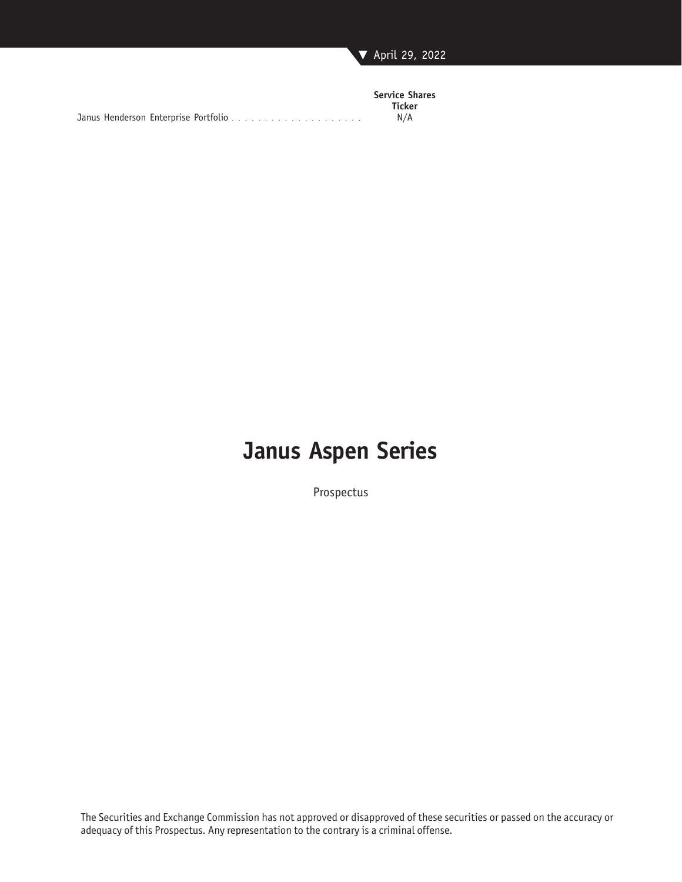April 29, 2022

| | Service Shares Ticker |
|---|---|
| Janus Henderson Enterprise Portfolio | N/A |

# Janus Aspen Series

Prospectus

The Securities and Exchange Commission has not approved or disapproved of these securities or passed on the accuracy or adequacy of this Prospectus. Any representation to the contrary is a criminal offense.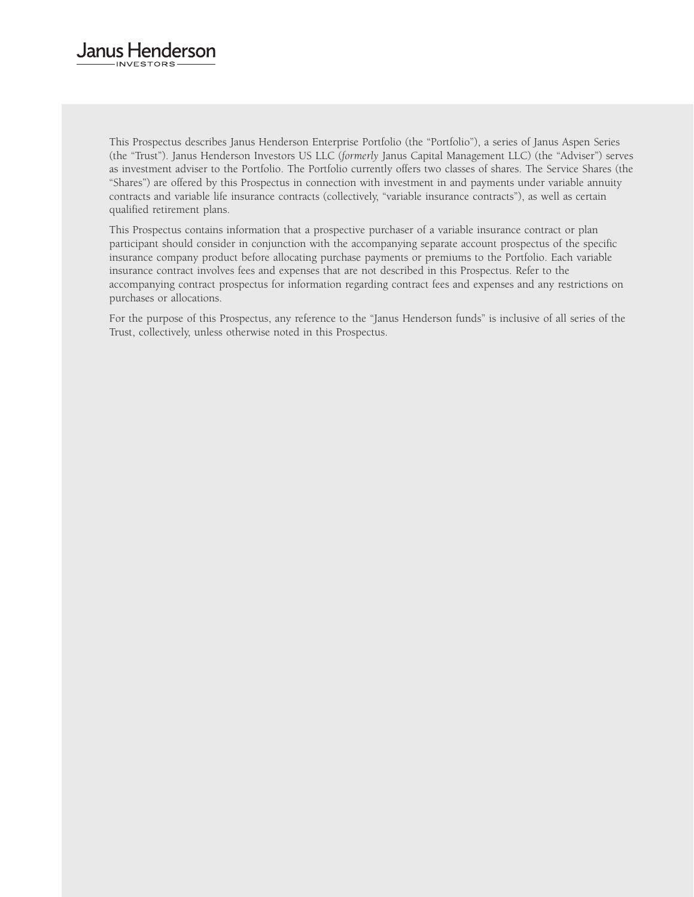This Prospectus describes Janus Henderson Enterprise Portfolio (the "Portfolio"), a series of Janus Aspen Series (the "Trust"). Janus Henderson Investors US LLC (*formerly* Janus Capital Management LLC) (the "Adviser") serves as investment adviser to the Portfolio. The Portfolio currently offers two classes of shares. The Service Shares (the "Shares") are offered by this Prospectus in connection with investment in and payments under variable annuity contracts and variable life insurance contracts (collectively, "variable insurance contracts"), as well as certain qualified retirement plans.

This Prospectus contains information that a prospective purchaser of a variable insurance contract or plan participant should consider in conjunction with the accompanying separate account prospectus of the specific insurance company product before allocating purchase payments or premiums to the Portfolio. Each variable insurance contract involves fees and expenses that are not described in this Prospectus. Refer to the accompanying contract prospectus for information regarding contract fees and expenses and any restrictions on purchases or allocations.

For the purpose of this Prospectus, any reference to the "Janus Henderson funds" is inclusive of all series of the Trust, collectively, unless otherwise noted in this Prospectus.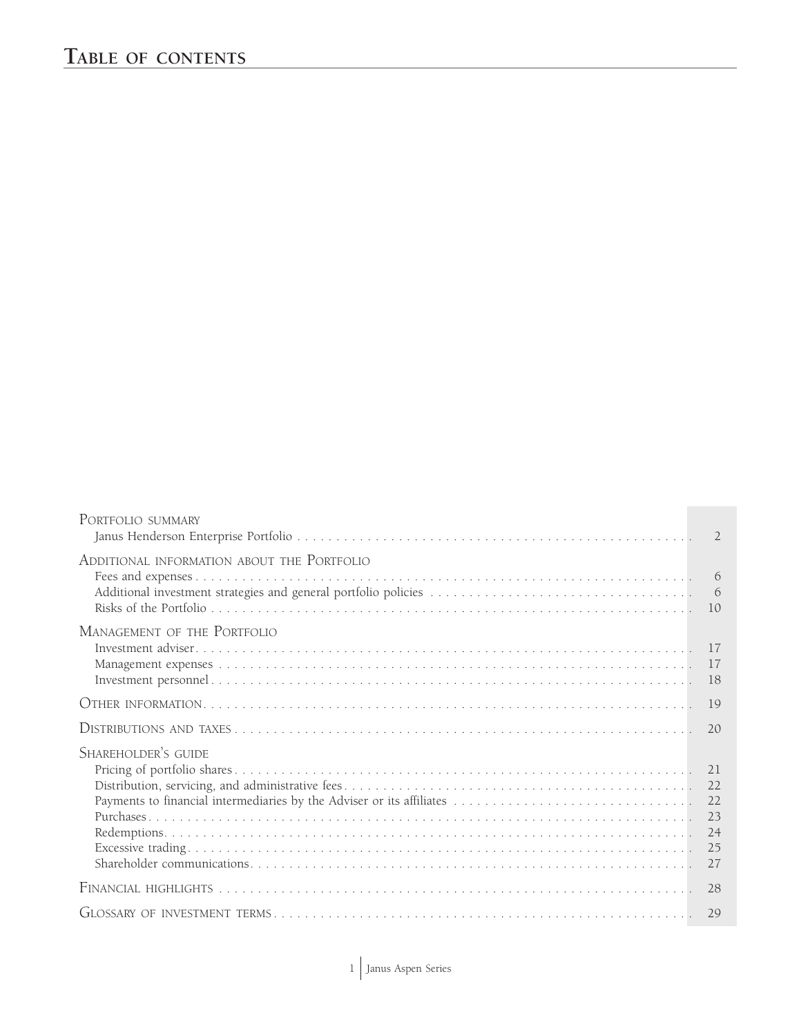# Table of contents

| | |
|---|---|
| **Portfolio summary** | |
| Janus Henderson Enterprise Portfolio | 2 |
| **Additional information about the Portfolio** | |
| Fees and expenses | 6 |
| Additional investment strategies and general portfolio policies | 6 |
| Risks of the Portfolio | 10 |
| **Management of the Portfolio** | |
| Investment adviser | 17 |
| Management expenses | 17 |
| Investment personnel | 18 |
| **Other information** | 19 |
| **Distributions and taxes** | 20 |
| **Shareholder's guide** | |
| Pricing of portfolio shares | 21 |
| Distribution, servicing, and administrative fees | 22 |
| Payments to financial intermediaries by the Adviser or its affiliates | 22 |
| Purchases | 23 |
| Redemptions | 24 |
| Excessive trading | 25 |
| Shareholder communications | 27 |
| **Financial highlights** | 28 |
| **Glossary of investment terms** | 29 |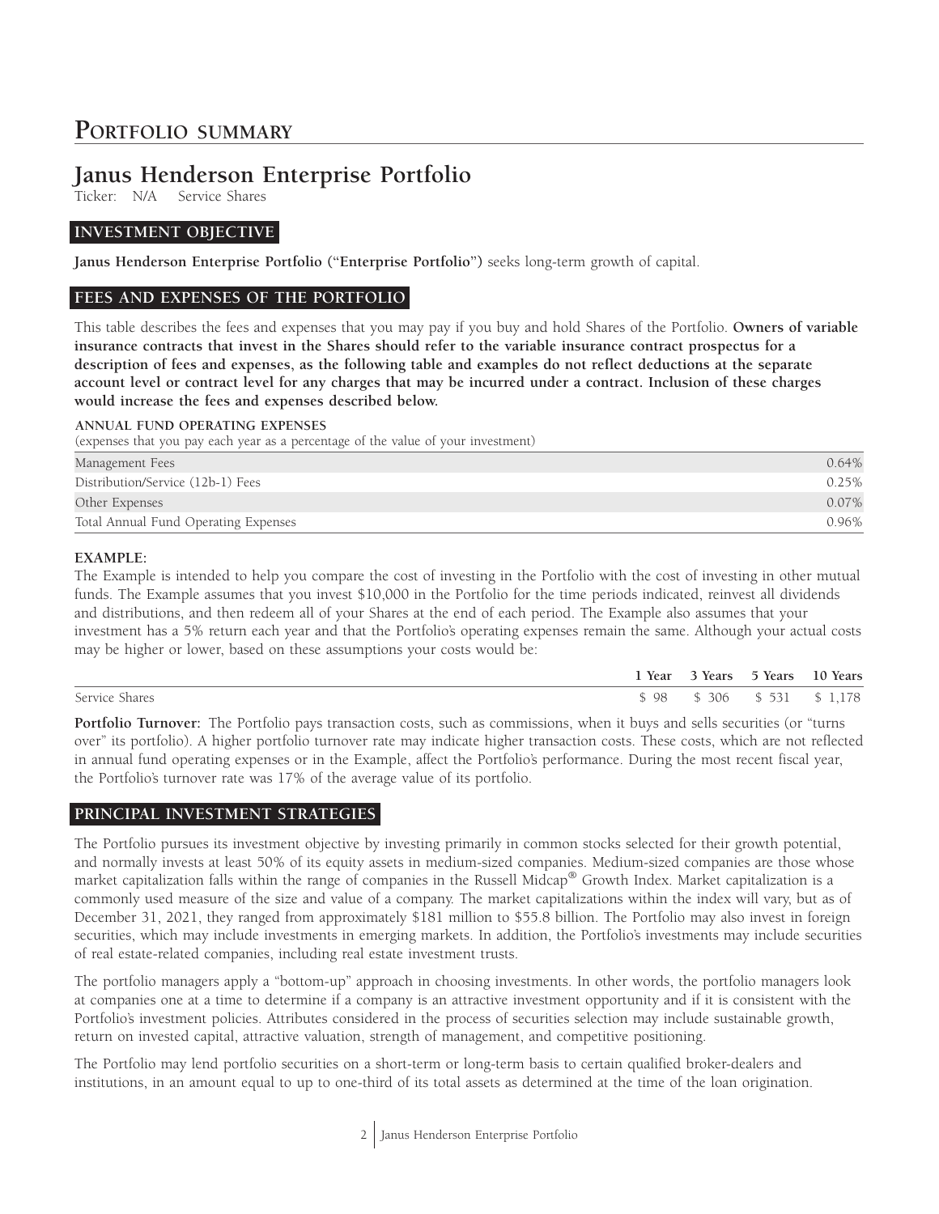# Portfolio summary

## Janus Henderson Enterprise Portfolio

Ticker: N/A Service Shares

### INVESTMENT OBJECTIVE

**Janus Henderson Enterprise Portfolio ("Enterprise Portfolio")** seeks long-term growth of capital.

### FEES AND EXPENSES OF THE PORTFOLIO

This table describes the fees and expenses that you may pay if you buy and hold Shares of the Portfolio. **Owners of variable insurance contracts that invest in the Shares should refer to the variable insurance contract prospectus for a description of fees and expenses, as the following table and examples do not reflect deductions at the separate account level or contract level for any charges that may be incurred under a contract. Inclusion of these charges would increase the fees and expenses described below.**

**ANNUAL FUND OPERATING EXPENSES**
(expenses that you pay each year as a percentage of the value of your investment)

| | |
|---|---|
| Management Fees | 0.64% |
| Distribution/Service (12b-1) Fees | 0.25% |
| Other Expenses | 0.07% |
| Total Annual Fund Operating Expenses | 0.96% |

**EXAMPLE:**
The Example is intended to help you compare the cost of investing in the Portfolio with the cost of investing in other mutual funds. The Example assumes that you invest $10,000 in the Portfolio for the time periods indicated, reinvest all dividends and distributions, and then redeem all of your Shares at the end of each period. The Example also assumes that your investment has a 5% return each year and that the Portfolio's operating expenses remain the same. Although your actual costs may be higher or lower, based on these assumptions your costs would be:

| | 1 Year | 3 Years | 5 Years | 10 Years |
|---|---|---|---|---|
| Service Shares | $ 98 | $ 306 | $ 531 | $ 1,178 |

**Portfolio Turnover:** The Portfolio pays transaction costs, such as commissions, when it buys and sells securities (or "turns over" its portfolio). A higher portfolio turnover rate may indicate higher transaction costs. These costs, which are not reflected in annual fund operating expenses or in the Example, affect the Portfolio's performance. During the most recent fiscal year, the Portfolio's turnover rate was 17% of the average value of its portfolio.

### PRINCIPAL INVESTMENT STRATEGIES

The Portfolio pursues its investment objective by investing primarily in common stocks selected for their growth potential, and normally invests at least 50% of its equity assets in medium-sized companies. Medium-sized companies are those whose market capitalization falls within the range of companies in the Russell Midcap® Growth Index. Market capitalization is a commonly used measure of the size and value of a company. The market capitalizations within the index will vary, but as of December 31, 2021, they ranged from approximately $181 million to $55.8 billion. The Portfolio may also invest in foreign securities, which may include investments in emerging markets. In addition, the Portfolio's investments may include securities of real estate-related companies, including real estate investment trusts.

The portfolio managers apply a "bottom-up" approach in choosing investments. In other words, the portfolio managers look at companies one at a time to determine if a company is an attractive investment opportunity and if it is consistent with the Portfolio's investment policies. Attributes considered in the process of securities selection may include sustainable growth, return on invested capital, attractive valuation, strength of management, and competitive positioning.

The Portfolio may lend portfolio securities on a short-term or long-term basis to certain qualified broker-dealers and institutions, in an amount equal to up to one-third of its total assets as determined at the time of the loan origination.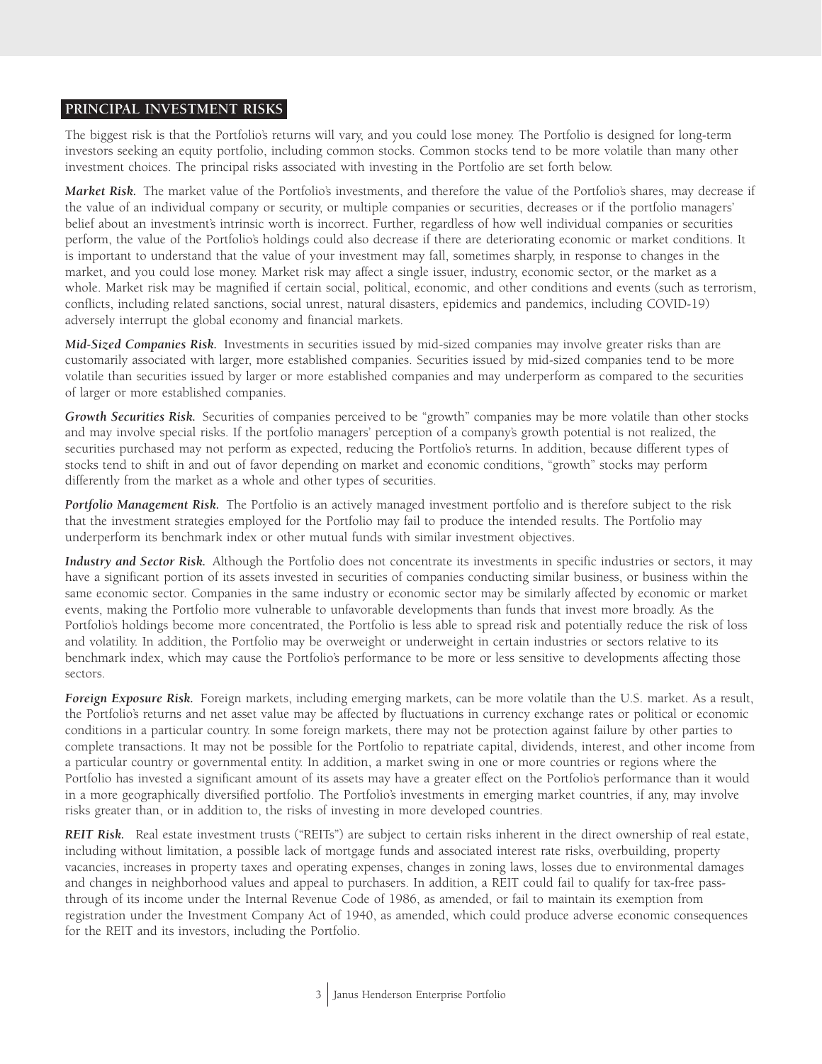## PRINCIPAL INVESTMENT RISKS

The biggest risk is that the Portfolio's returns will vary, and you could lose money. The Portfolio is designed for long-term investors seeking an equity portfolio, including common stocks. Common stocks tend to be more volatile than many other investment choices. The principal risks associated with investing in the Portfolio are set forth below.

***Market Risk.*** The market value of the Portfolio's investments, and therefore the value of the Portfolio's shares, may decrease if the value of an individual company or security, or multiple companies or securities, decreases or if the portfolio managers' belief about an investment's intrinsic worth is incorrect. Further, regardless of how well individual companies or securities perform, the value of the Portfolio's holdings could also decrease if there are deteriorating economic or market conditions. It is important to understand that the value of your investment may fall, sometimes sharply, in response to changes in the market, and you could lose money. Market risk may affect a single issuer, industry, economic sector, or the market as a whole. Market risk may be magnified if certain social, political, economic, and other conditions and events (such as terrorism, conflicts, including related sanctions, social unrest, natural disasters, epidemics and pandemics, including COVID-19) adversely interrupt the global economy and financial markets.

***Mid-Sized Companies Risk.*** Investments in securities issued by mid-sized companies may involve greater risks than are customarily associated with larger, more established companies. Securities issued by mid-sized companies tend to be more volatile than securities issued by larger or more established companies and may underperform as compared to the securities of larger or more established companies.

***Growth Securities Risk.*** Securities of companies perceived to be "growth" companies may be more volatile than other stocks and may involve special risks. If the portfolio managers' perception of a company's growth potential is not realized, the securities purchased may not perform as expected, reducing the Portfolio's returns. In addition, because different types of stocks tend to shift in and out of favor depending on market and economic conditions, "growth" stocks may perform differently from the market as a whole and other types of securities.

***Portfolio Management Risk.*** The Portfolio is an actively managed investment portfolio and is therefore subject to the risk that the investment strategies employed for the Portfolio may fail to produce the intended results. The Portfolio may underperform its benchmark index or other mutual funds with similar investment objectives.

***Industry and Sector Risk.*** Although the Portfolio does not concentrate its investments in specific industries or sectors, it may have a significant portion of its assets invested in securities of companies conducting similar business, or business within the same economic sector. Companies in the same industry or economic sector may be similarly affected by economic or market events, making the Portfolio more vulnerable to unfavorable developments than funds that invest more broadly. As the Portfolio's holdings become more concentrated, the Portfolio is less able to spread risk and potentially reduce the risk of loss and volatility. In addition, the Portfolio may be overweight or underweight in certain industries or sectors relative to its benchmark index, which may cause the Portfolio's performance to be more or less sensitive to developments affecting those sectors.

***Foreign Exposure Risk.*** Foreign markets, including emerging markets, can be more volatile than the U.S. market. As a result, the Portfolio's returns and net asset value may be affected by fluctuations in currency exchange rates or political or economic conditions in a particular country. In some foreign markets, there may not be protection against failure by other parties to complete transactions. It may not be possible for the Portfolio to repatriate capital, dividends, interest, and other income from a particular country or governmental entity. In addition, a market swing in one or more countries or regions where the Portfolio has invested a significant amount of its assets may have a greater effect on the Portfolio's performance than it would in a more geographically diversified portfolio. The Portfolio's investments in emerging market countries, if any, may involve risks greater than, or in addition to, the risks of investing in more developed countries.

***REIT Risk.*** Real estate investment trusts ("REITs") are subject to certain risks inherent in the direct ownership of real estate, including without limitation, a possible lack of mortgage funds and associated interest rate risks, overbuilding, property vacancies, increases in property taxes and operating expenses, changes in zoning laws, losses due to environmental damages and changes in neighborhood values and appeal to purchasers. In addition, a REIT could fail to qualify for tax-free pass-through of its income under the Internal Revenue Code of 1986, as amended, or fail to maintain its exemption from registration under the Investment Company Act of 1940, as amended, which could produce adverse economic consequences for the REIT and its investors, including the Portfolio.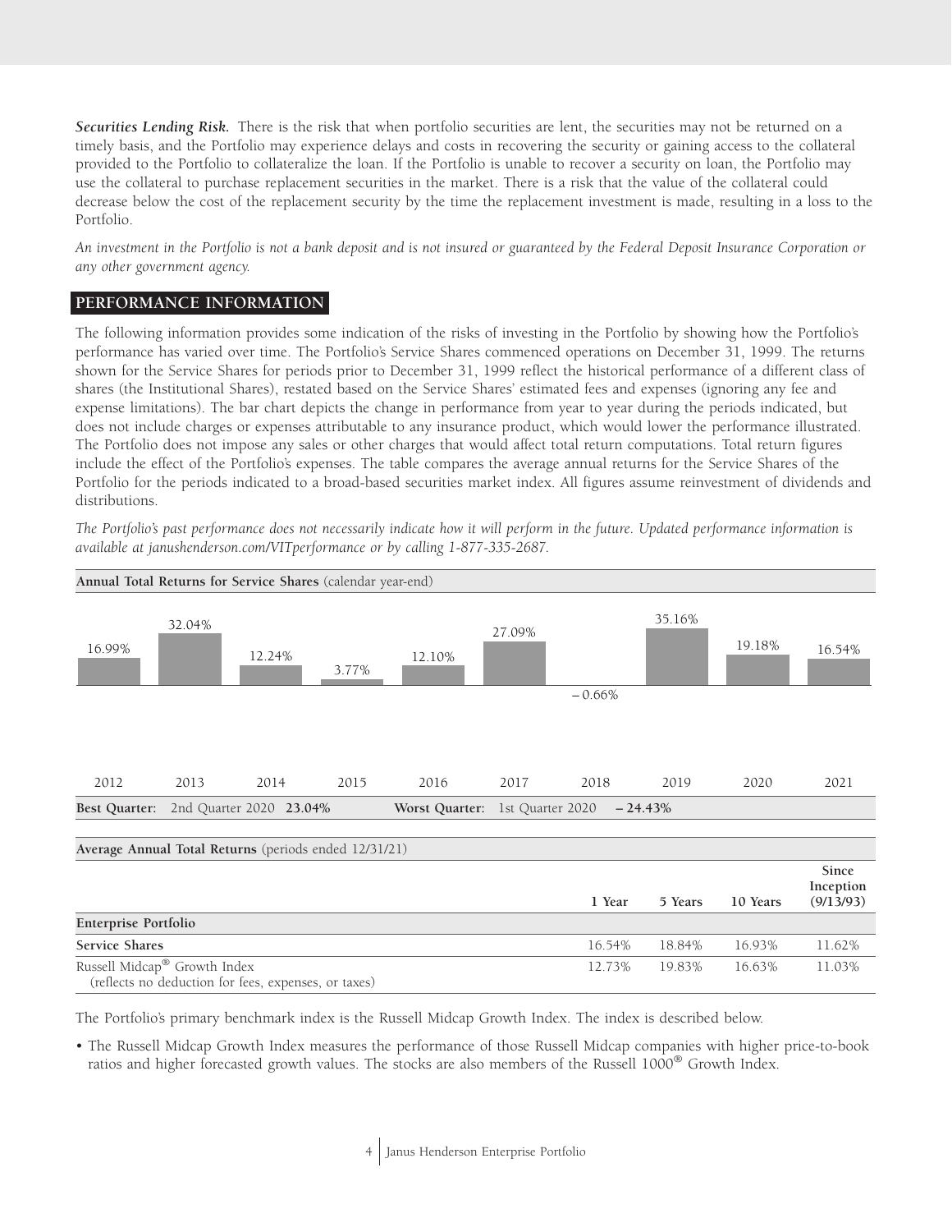***Securities Lending Risk.*** There is the risk that when portfolio securities are lent, the securities may not be returned on a timely basis, and the Portfolio may experience delays and costs in recovering the security or gaining access to the collateral provided to the Portfolio to collateralize the loan. If the Portfolio is unable to recover a security on loan, the Portfolio may use the collateral to purchase replacement securities in the market. There is a risk that the value of the collateral could decrease below the cost of the replacement security by the time the replacement investment is made, resulting in a loss to the Portfolio.

*An investment in the Portfolio is not a bank deposit and is not insured or guaranteed by the Federal Deposit Insurance Corporation or any other government agency.*

## PERFORMANCE INFORMATION

The following information provides some indication of the risks of investing in the Portfolio by showing how the Portfolio's performance has varied over time. The Portfolio's Service Shares commenced operations on December 31, 1999. The returns shown for the Service Shares for periods prior to December 31, 1999 reflect the historical performance of a different class of shares (the Institutional Shares), restated based on the Service Shares' estimated fees and expenses (ignoring any fee and expense limitations). The bar chart depicts the change in performance from year to year during the periods indicated, but does not include charges or expenses attributable to any insurance product, which would lower the performance illustrated. The Portfolio does not impose any sales or other charges that would affect total return computations. Total return figures include the effect of the Portfolio's expenses. The table compares the average annual returns for the Service Shares of the Portfolio for the periods indicated to a broad-based securities market index. All figures assume reinvestment of dividends and distributions.

*The Portfolio's past performance does not necessarily indicate how it will perform in the future. Updated performance information is available at janushenderson.com/VITperformance or by calling 1-877-335-2687.*

**Annual Total Returns for Service Shares** (calendar year-end)

| 2012 | 2013 | 2014 | 2015 | 2016 | 2017 | 2018 | 2019 | 2020 | 2021 |
|---|---|---|---|---|---|---|---|---|---|
| 16.99% | 32.04% | 12.24% | 3.77% | 12.10% | 27.09% | – 0.66% | 35.16% | 19.18% | 16.54% |

**Best Quarter:** 2nd Quarter 2020 **23.04%** **Worst Quarter:** 1st Quarter 2020 **– 24.43%**

**Average Annual Total Returns** (periods ended 12/31/21)

| | 1 Year | 5 Years | 10 Years | Since Inception (9/13/93) |
|---|---|---|---|---|
| **Enterprise Portfolio** | | | | |
| **Service Shares** | 16.54% | 18.84% | 16.93% | 11.62% |
| Russell Midcap® Growth Index (reflects no deduction for fees, expenses, or taxes) | 12.73% | 19.83% | 16.63% | 11.03% |

The Portfolio's primary benchmark index is the Russell Midcap Growth Index. The index is described below.

- The Russell Midcap Growth Index measures the performance of those Russell Midcap companies with higher price-to-book ratios and higher forecasted growth values. The stocks are also members of the Russell 1000® Growth Index.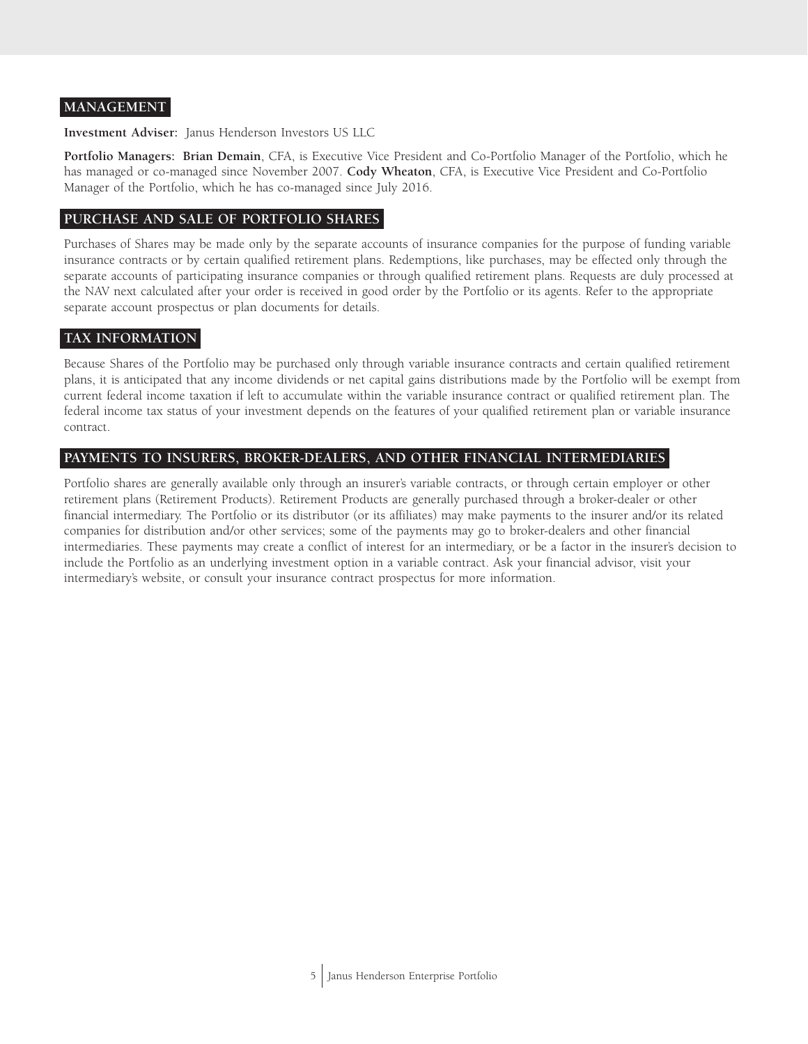## MANAGEMENT

**Investment Adviser:** Janus Henderson Investors US LLC

**Portfolio Managers: Brian Demain**, CFA, is Executive Vice President and Co-Portfolio Manager of the Portfolio, which he has managed or co-managed since November 2007. **Cody Wheaton**, CFA, is Executive Vice President and Co-Portfolio Manager of the Portfolio, which he has co-managed since July 2016.

## PURCHASE AND SALE OF PORTFOLIO SHARES

Purchases of Shares may be made only by the separate accounts of insurance companies for the purpose of funding variable insurance contracts or by certain qualified retirement plans. Redemptions, like purchases, may be effected only through the separate accounts of participating insurance companies or through qualified retirement plans. Requests are duly processed at the NAV next calculated after your order is received in good order by the Portfolio or its agents. Refer to the appropriate separate account prospectus or plan documents for details.

## TAX INFORMATION

Because Shares of the Portfolio may be purchased only through variable insurance contracts and certain qualified retirement plans, it is anticipated that any income dividends or net capital gains distributions made by the Portfolio will be exempt from current federal income taxation if left to accumulate within the variable insurance contract or qualified retirement plan. The federal income tax status of your investment depends on the features of your qualified retirement plan or variable insurance contract.

## PAYMENTS TO INSURERS, BROKER-DEALERS, AND OTHER FINANCIAL INTERMEDIARIES

Portfolio shares are generally available only through an insurer's variable contracts, or through certain employer or other retirement plans (Retirement Products). Retirement Products are generally purchased through a broker-dealer or other financial intermediary. The Portfolio or its distributor (or its affiliates) may make payments to the insurer and/or its related companies for distribution and/or other services; some of the payments may go to broker-dealers and other financial intermediaries. These payments may create a conflict of interest for an intermediary, or be a factor in the insurer's decision to include the Portfolio as an underlying investment option in a variable contract. Ask your financial advisor, visit your intermediary's website, or consult your insurance contract prospectus for more information.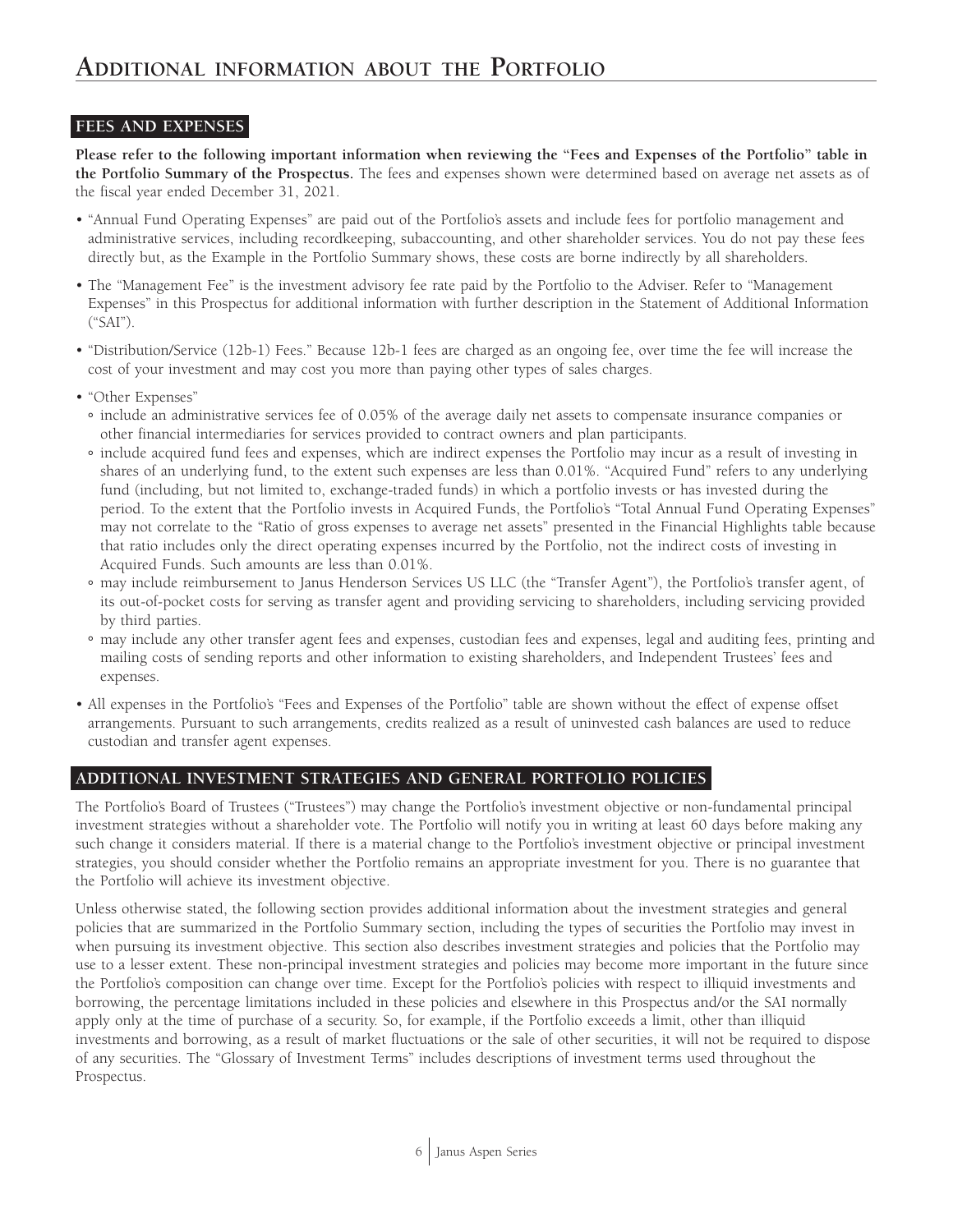# Additional information about the Portfolio

## FEES AND EXPENSES

**Please refer to the following important information when reviewing the "Fees and Expenses of the Portfolio" table in the Portfolio Summary of the Prospectus.** The fees and expenses shown were determined based on average net assets as of the fiscal year ended December 31, 2021.

- "Annual Fund Operating Expenses" are paid out of the Portfolio's assets and include fees for portfolio management and administrative services, including recordkeeping, subaccounting, and other shareholder services. You do not pay these fees directly but, as the Example in the Portfolio Summary shows, these costs are borne indirectly by all shareholders.
- The "Management Fee" is the investment advisory fee rate paid by the Portfolio to the Adviser. Refer to "Management Expenses" in this Prospectus for additional information with further description in the Statement of Additional Information ("SAI").
- "Distribution/Service (12b-1) Fees." Because 12b-1 fees are charged as an ongoing fee, over time the fee will increase the cost of your investment and may cost you more than paying other types of sales charges.
- "Other Expenses"
  - include an administrative services fee of 0.05% of the average daily net assets to compensate insurance companies or other financial intermediaries for services provided to contract owners and plan participants.
  - include acquired fund fees and expenses, which are indirect expenses the Portfolio may incur as a result of investing in shares of an underlying fund, to the extent such expenses are less than 0.01%. "Acquired Fund" refers to any underlying fund (including, but not limited to, exchange-traded funds) in which a portfolio invests or has invested during the period. To the extent that the Portfolio invests in Acquired Funds, the Portfolio's "Total Annual Fund Operating Expenses" may not correlate to the "Ratio of gross expenses to average net assets" presented in the Financial Highlights table because that ratio includes only the direct operating expenses incurred by the Portfolio, not the indirect costs of investing in Acquired Funds. Such amounts are less than 0.01%.
  - may include reimbursement to Janus Henderson Services US LLC (the "Transfer Agent"), the Portfolio's transfer agent, of its out-of-pocket costs for serving as transfer agent and providing servicing to shareholders, including servicing provided by third parties.
  - may include any other transfer agent fees and expenses, custodian fees and expenses, legal and auditing fees, printing and mailing costs of sending reports and other information to existing shareholders, and Independent Trustees' fees and expenses.
- All expenses in the Portfolio's "Fees and Expenses of the Portfolio" table are shown without the effect of expense offset arrangements. Pursuant to such arrangements, credits realized as a result of uninvested cash balances are used to reduce custodian and transfer agent expenses.

## ADDITIONAL INVESTMENT STRATEGIES AND GENERAL PORTFOLIO POLICIES

The Portfolio's Board of Trustees ("Trustees") may change the Portfolio's investment objective or non-fundamental principal investment strategies without a shareholder vote. The Portfolio will notify you in writing at least 60 days before making any such change it considers material. If there is a material change to the Portfolio's investment objective or principal investment strategies, you should consider whether the Portfolio remains an appropriate investment for you. There is no guarantee that the Portfolio will achieve its investment objective.

Unless otherwise stated, the following section provides additional information about the investment strategies and general policies that are summarized in the Portfolio Summary section, including the types of securities the Portfolio may invest in when pursuing its investment objective. This section also describes investment strategies and policies that the Portfolio may use to a lesser extent. These non-principal investment strategies and policies may become more important in the future since the Portfolio's composition can change over time. Except for the Portfolio's policies with respect to illiquid investments and borrowing, the percentage limitations included in these policies and elsewhere in this Prospectus and/or the SAI normally apply only at the time of purchase of a security. So, for example, if the Portfolio exceeds a limit, other than illiquid investments and borrowing, as a result of market fluctuations or the sale of other securities, it will not be required to dispose of any securities. The "Glossary of Investment Terms" includes descriptions of investment terms used throughout the Prospectus.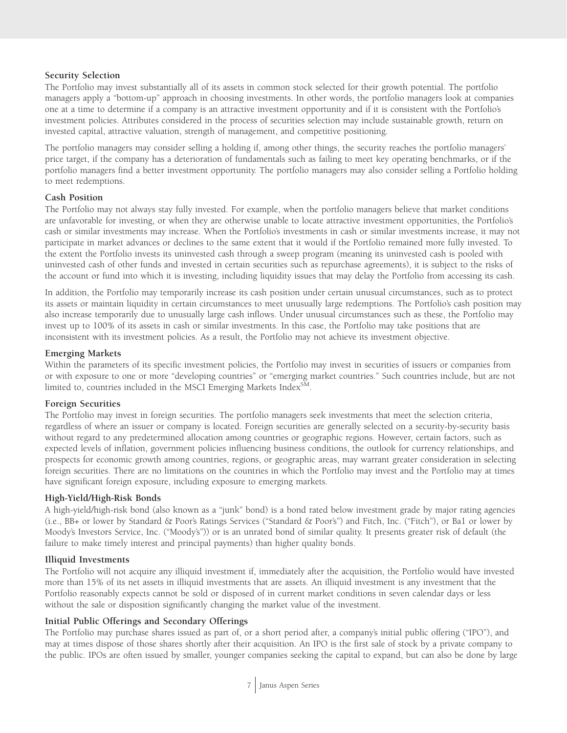**Security Selection**

The Portfolio may invest substantially all of its assets in common stock selected for their growth potential. The portfolio managers apply a "bottom-up" approach in choosing investments. In other words, the portfolio managers look at companies one at a time to determine if a company is an attractive investment opportunity and if it is consistent with the Portfolio's investment policies. Attributes considered in the process of securities selection may include sustainable growth, return on invested capital, attractive valuation, strength of management, and competitive positioning.

The portfolio managers may consider selling a holding if, among other things, the security reaches the portfolio managers' price target, if the company has a deterioration of fundamentals such as failing to meet key operating benchmarks, or if the portfolio managers find a better investment opportunity. The portfolio managers may also consider selling a Portfolio holding to meet redemptions.

**Cash Position**

The Portfolio may not always stay fully invested. For example, when the portfolio managers believe that market conditions are unfavorable for investing, or when they are otherwise unable to locate attractive investment opportunities, the Portfolio's cash or similar investments may increase. When the Portfolio's investments in cash or similar investments increase, it may not participate in market advances or declines to the same extent that it would if the Portfolio remained more fully invested. To the extent the Portfolio invests its uninvested cash through a sweep program (meaning its uninvested cash is pooled with uninvested cash of other funds and invested in certain securities such as repurchase agreements), it is subject to the risks of the account or fund into which it is investing, including liquidity issues that may delay the Portfolio from accessing its cash.

In addition, the Portfolio may temporarily increase its cash position under certain unusual circumstances, such as to protect its assets or maintain liquidity in certain circumstances to meet unusually large redemptions. The Portfolio's cash position may also increase temporarily due to unusually large cash inflows. Under unusual circumstances such as these, the Portfolio may invest up to 100% of its assets in cash or similar investments. In this case, the Portfolio may take positions that are inconsistent with its investment policies. As a result, the Portfolio may not achieve its investment objective.

**Emerging Markets**

Within the parameters of its specific investment policies, the Portfolio may invest in securities of issuers or companies from or with exposure to one or more "developing countries" or "emerging market countries." Such countries include, but are not limited to, countries included in the MSCI Emerging Markets Index℠.

**Foreign Securities**

The Portfolio may invest in foreign securities. The portfolio managers seek investments that meet the selection criteria, regardless of where an issuer or company is located. Foreign securities are generally selected on a security-by-security basis without regard to any predetermined allocation among countries or geographic regions. However, certain factors, such as expected levels of inflation, government policies influencing business conditions, the outlook for currency relationships, and prospects for economic growth among countries, regions, or geographic areas, may warrant greater consideration in selecting foreign securities. There are no limitations on the countries in which the Portfolio may invest and the Portfolio may at times have significant foreign exposure, including exposure to emerging markets.

**High-Yield/High-Risk Bonds**

A high-yield/high-risk bond (also known as a "junk" bond) is a bond rated below investment grade by major rating agencies (i.e., BB+ or lower by Standard & Poor's Ratings Services ("Standard & Poor's") and Fitch, Inc. ("Fitch"), or Ba1 or lower by Moody's Investors Service, Inc. ("Moody's")) or is an unrated bond of similar quality. It presents greater risk of default (the failure to make timely interest and principal payments) than higher quality bonds.

**Illiquid Investments**

The Portfolio will not acquire any illiquid investment if, immediately after the acquisition, the Portfolio would have invested more than 15% of its net assets in illiquid investments that are assets. An illiquid investment is any investment that the Portfolio reasonably expects cannot be sold or disposed of in current market conditions in seven calendar days or less without the sale or disposition significantly changing the market value of the investment.

**Initial Public Offerings and Secondary Offerings**

The Portfolio may purchase shares issued as part of, or a short period after, a company's initial public offering ("IPO"), and may at times dispose of those shares shortly after their acquisition. An IPO is the first sale of stock by a private company to the public. IPOs are often issued by smaller, younger companies seeking the capital to expand, but can also be done by large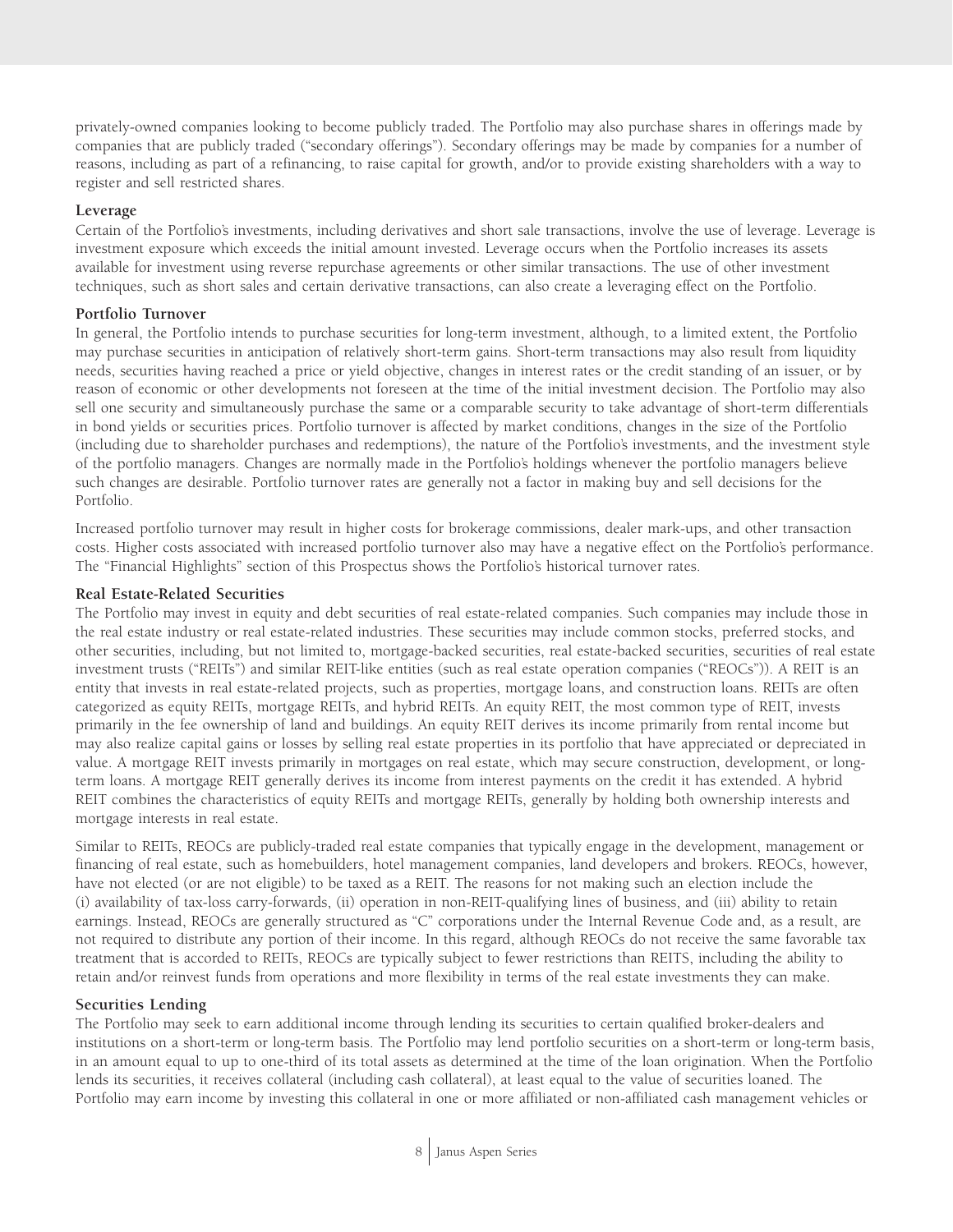privately-owned companies looking to become publicly traded. The Portfolio may also purchase shares in offerings made by companies that are publicly traded ("secondary offerings"). Secondary offerings may be made by companies for a number of reasons, including as part of a refinancing, to raise capital for growth, and/or to provide existing shareholders with a way to register and sell restricted shares.

**Leverage**

Certain of the Portfolio's investments, including derivatives and short sale transactions, involve the use of leverage. Leverage is investment exposure which exceeds the initial amount invested. Leverage occurs when the Portfolio increases its assets available for investment using reverse repurchase agreements or other similar transactions. The use of other investment techniques, such as short sales and certain derivative transactions, can also create a leveraging effect on the Portfolio.

**Portfolio Turnover**

In general, the Portfolio intends to purchase securities for long-term investment, although, to a limited extent, the Portfolio may purchase securities in anticipation of relatively short-term gains. Short-term transactions may also result from liquidity needs, securities having reached a price or yield objective, changes in interest rates or the credit standing of an issuer, or by reason of economic or other developments not foreseen at the time of the initial investment decision. The Portfolio may also sell one security and simultaneously purchase the same or a comparable security to take advantage of short-term differentials in bond yields or securities prices. Portfolio turnover is affected by market conditions, changes in the size of the Portfolio (including due to shareholder purchases and redemptions), the nature of the Portfolio's investments, and the investment style of the portfolio managers. Changes are normally made in the Portfolio's holdings whenever the portfolio managers believe such changes are desirable. Portfolio turnover rates are generally not a factor in making buy and sell decisions for the Portfolio.

Increased portfolio turnover may result in higher costs for brokerage commissions, dealer mark-ups, and other transaction costs. Higher costs associated with increased portfolio turnover also may have a negative effect on the Portfolio's performance. The "Financial Highlights" section of this Prospectus shows the Portfolio's historical turnover rates.

**Real Estate-Related Securities**

The Portfolio may invest in equity and debt securities of real estate-related companies. Such companies may include those in the real estate industry or real estate-related industries. These securities may include common stocks, preferred stocks, and other securities, including, but not limited to, mortgage-backed securities, real estate-backed securities, securities of real estate investment trusts ("REITs") and similar REIT-like entities (such as real estate operation companies ("REOCs")). A REIT is an entity that invests in real estate-related projects, such as properties, mortgage loans, and construction loans. REITs are often categorized as equity REITs, mortgage REITs, and hybrid REITs. An equity REIT, the most common type of REIT, invests primarily in the fee ownership of land and buildings. An equity REIT derives its income primarily from rental income but may also realize capital gains or losses by selling real estate properties in its portfolio that have appreciated or depreciated in value. A mortgage REIT invests primarily in mortgages on real estate, which may secure construction, development, or long-term loans. A mortgage REIT generally derives its income from interest payments on the credit it has extended. A hybrid REIT combines the characteristics of equity REITs and mortgage REITs, generally by holding both ownership interests and mortgage interests in real estate.

Similar to REITs, REOCs are publicly-traded real estate companies that typically engage in the development, management or financing of real estate, such as homebuilders, hotel management companies, land developers and brokers. REOCs, however, have not elected (or are not eligible) to be taxed as a REIT. The reasons for not making such an election include the (i) availability of tax-loss carry-forwards, (ii) operation in non-REIT-qualifying lines of business, and (iii) ability to retain earnings. Instead, REOCs are generally structured as "C" corporations under the Internal Revenue Code and, as a result, are not required to distribute any portion of their income. In this regard, although REOCs do not receive the same favorable tax treatment that is accorded to REITs, REOCs are typically subject to fewer restrictions than REITS, including the ability to retain and/or reinvest funds from operations and more flexibility in terms of the real estate investments they can make.

**Securities Lending**

The Portfolio may seek to earn additional income through lending its securities to certain qualified broker-dealers and institutions on a short-term or long-term basis. The Portfolio may lend portfolio securities on a short-term or long-term basis, in an amount equal to up to one-third of its total assets as determined at the time of the loan origination. When the Portfolio lends its securities, it receives collateral (including cash collateral), at least equal to the value of securities loaned. The Portfolio may earn income by investing this collateral in one or more affiliated or non-affiliated cash management vehicles or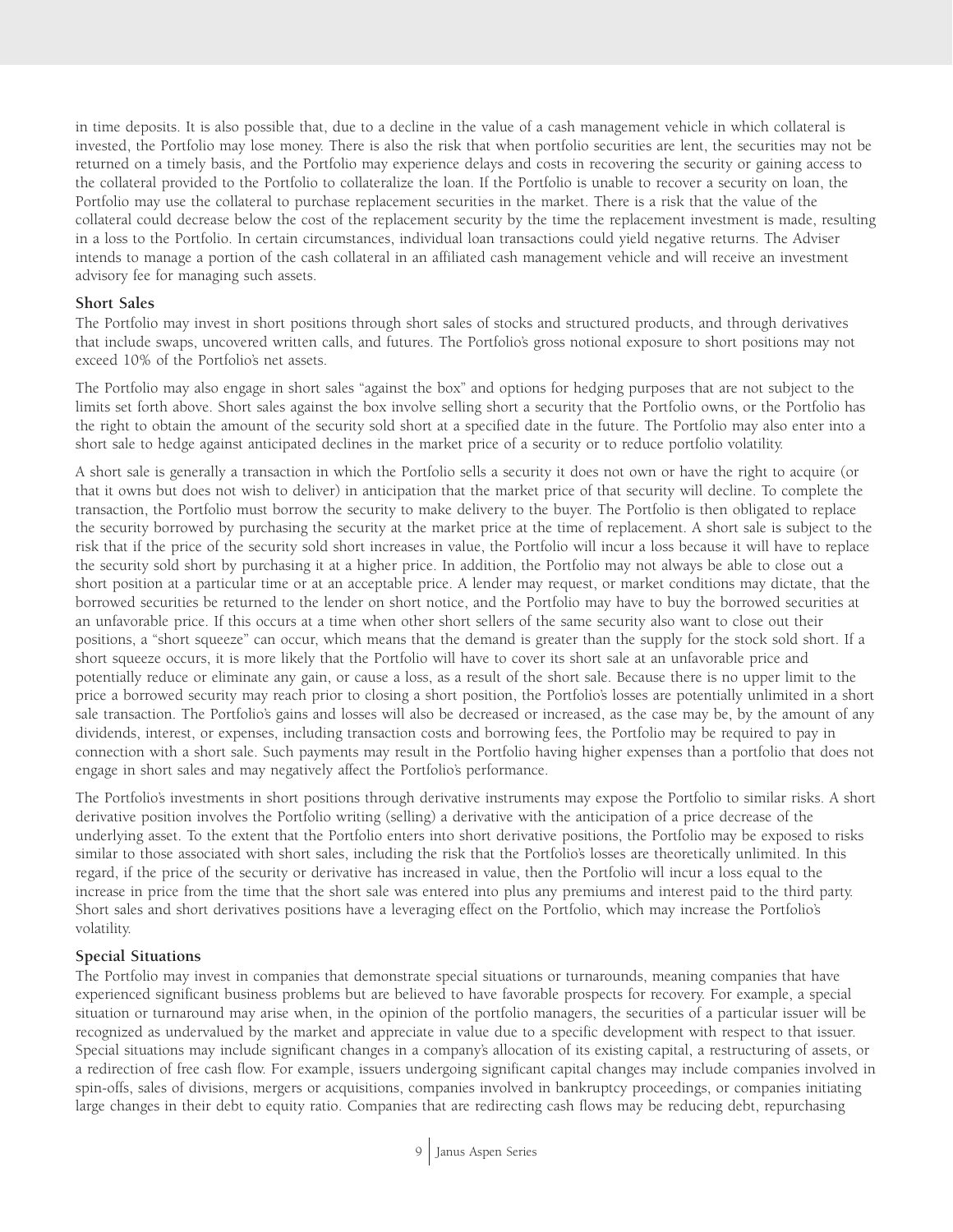in time deposits. It is also possible that, due to a decline in the value of a cash management vehicle in which collateral is invested, the Portfolio may lose money. There is also the risk that when portfolio securities are lent, the securities may not be returned on a timely basis, and the Portfolio may experience delays and costs in recovering the security or gaining access to the collateral provided to the Portfolio to collateralize the loan. If the Portfolio is unable to recover a security on loan, the Portfolio may use the collateral to purchase replacement securities in the market. There is a risk that the value of the collateral could decrease below the cost of the replacement security by the time the replacement investment is made, resulting in a loss to the Portfolio. In certain circumstances, individual loan transactions could yield negative returns. The Adviser intends to manage a portion of the cash collateral in an affiliated cash management vehicle and will receive an investment advisory fee for managing such assets.

### Short Sales

The Portfolio may invest in short positions through short sales of stocks and structured products, and through derivatives that include swaps, uncovered written calls, and futures. The Portfolio's gross notional exposure to short positions may not exceed 10% of the Portfolio's net assets.

The Portfolio may also engage in short sales "against the box" and options for hedging purposes that are not subject to the limits set forth above. Short sales against the box involve selling short a security that the Portfolio owns, or the Portfolio has the right to obtain the amount of the security sold short at a specified date in the future. The Portfolio may also enter into a short sale to hedge against anticipated declines in the market price of a security or to reduce portfolio volatility.

A short sale is generally a transaction in which the Portfolio sells a security it does not own or have the right to acquire (or that it owns but does not wish to deliver) in anticipation that the market price of that security will decline. To complete the transaction, the Portfolio must borrow the security to make delivery to the buyer. The Portfolio is then obligated to replace the security borrowed by purchasing the security at the market price at the time of replacement. A short sale is subject to the risk that if the price of the security sold short increases in value, the Portfolio will incur a loss because it will have to replace the security sold short by purchasing it at a higher price. In addition, the Portfolio may not always be able to close out a short position at a particular time or at an acceptable price. A lender may request, or market conditions may dictate, that the borrowed securities be returned to the lender on short notice, and the Portfolio may have to buy the borrowed securities at an unfavorable price. If this occurs at a time when other short sellers of the same security also want to close out their positions, a "short squeeze" can occur, which means that the demand is greater than the supply for the stock sold short. If a short squeeze occurs, it is more likely that the Portfolio will have to cover its short sale at an unfavorable price and potentially reduce or eliminate any gain, or cause a loss, as a result of the short sale. Because there is no upper limit to the price a borrowed security may reach prior to closing a short position, the Portfolio's losses are potentially unlimited in a short sale transaction. The Portfolio's gains and losses will also be decreased or increased, as the case may be, by the amount of any dividends, interest, or expenses, including transaction costs and borrowing fees, the Portfolio may be required to pay in connection with a short sale. Such payments may result in the Portfolio having higher expenses than a portfolio that does not engage in short sales and may negatively affect the Portfolio's performance.

The Portfolio's investments in short positions through derivative instruments may expose the Portfolio to similar risks. A short derivative position involves the Portfolio writing (selling) a derivative with the anticipation of a price decrease of the underlying asset. To the extent that the Portfolio enters into short derivative positions, the Portfolio may be exposed to risks similar to those associated with short sales, including the risk that the Portfolio's losses are theoretically unlimited. In this regard, if the price of the security or derivative has increased in value, then the Portfolio will incur a loss equal to the increase in price from the time that the short sale was entered into plus any premiums and interest paid to the third party. Short sales and short derivatives positions have a leveraging effect on the Portfolio, which may increase the Portfolio's volatility.

### Special Situations

The Portfolio may invest in companies that demonstrate special situations or turnarounds, meaning companies that have experienced significant business problems but are believed to have favorable prospects for recovery. For example, a special situation or turnaround may arise when, in the opinion of the portfolio managers, the securities of a particular issuer will be recognized as undervalued by the market and appreciate in value due to a specific development with respect to that issuer. Special situations may include significant changes in a company's allocation of its existing capital, a restructuring of assets, or a redirection of free cash flow. For example, issuers undergoing significant capital changes may include companies involved in spin-offs, sales of divisions, mergers or acquisitions, companies involved in bankruptcy proceedings, or companies initiating large changes in their debt to equity ratio. Companies that are redirecting cash flows may be reducing debt, repurchasing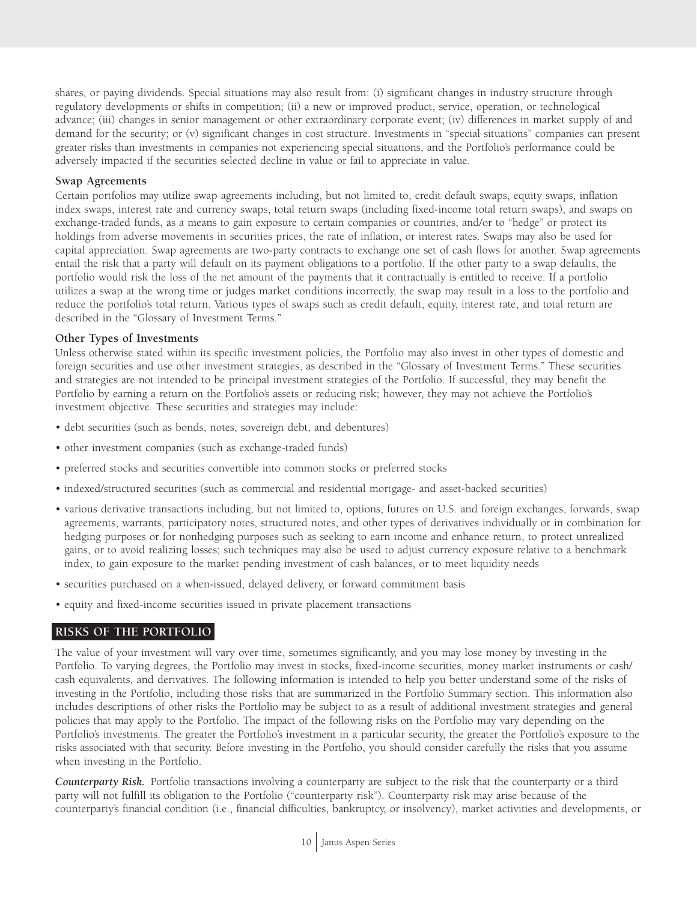shares, or paying dividends. Special situations may also result from: (i) significant changes in industry structure through regulatory developments or shifts in competition; (ii) a new or improved product, service, operation, or technological advance; (iii) changes in senior management or other extraordinary corporate event; (iv) differences in market supply of and demand for the security; or (v) significant changes in cost structure. Investments in "special situations" companies can present greater risks than investments in companies not experiencing special situations, and the Portfolio's performance could be adversely impacted if the securities selected decline in value or fail to appreciate in value.

### Swap Agreements

Certain portfolios may utilize swap agreements including, but not limited to, credit default swaps, equity swaps, inflation index swaps, interest rate and currency swaps, total return swaps (including fixed-income total return swaps), and swaps on exchange-traded funds, as a means to gain exposure to certain companies or countries, and/or to "hedge" or protect its holdings from adverse movements in securities prices, the rate of inflation, or interest rates. Swaps may also be used for capital appreciation. Swap agreements are two-party contracts to exchange one set of cash flows for another. Swap agreements entail the risk that a party will default on its payment obligations to a portfolio. If the other party to a swap defaults, the portfolio would risk the loss of the net amount of the payments that it contractually is entitled to receive. If a portfolio utilizes a swap at the wrong time or judges market conditions incorrectly, the swap may result in a loss to the portfolio and reduce the portfolio's total return. Various types of swaps such as credit default, equity, interest rate, and total return are described in the "Glossary of Investment Terms."

### Other Types of Investments

Unless otherwise stated within its specific investment policies, the Portfolio may also invest in other types of domestic and foreign securities and use other investment strategies, as described in the "Glossary of Investment Terms." These securities and strategies are not intended to be principal investment strategies of the Portfolio. If successful, they may benefit the Portfolio by earning a return on the Portfolio's assets or reducing risk; however, they may not achieve the Portfolio's investment objective. These securities and strategies may include:

- debt securities (such as bonds, notes, sovereign debt, and debentures)
- other investment companies (such as exchange-traded funds)
- preferred stocks and securities convertible into common stocks or preferred stocks
- indexed/structured securities (such as commercial and residential mortgage- and asset-backed securities)
- various derivative transactions including, but not limited to, options, futures on U.S. and foreign exchanges, forwards, swap agreements, warrants, participatory notes, structured notes, and other types of derivatives individually or in combination for hedging purposes or for nonhedging purposes such as seeking to earn income and enhance return, to protect unrealized gains, or to avoid realizing losses; such techniques may also be used to adjust currency exposure relative to a benchmark index, to gain exposure to the market pending investment of cash balances, or to meet liquidity needs
- securities purchased on a when-issued, delayed delivery, or forward commitment basis
- equity and fixed-income securities issued in private placement transactions

## RISKS OF THE PORTFOLIO

The value of your investment will vary over time, sometimes significantly, and you may lose money by investing in the Portfolio. To varying degrees, the Portfolio may invest in stocks, fixed-income securities, money market instruments or cash/cash equivalents, and derivatives. The following information is intended to help you better understand some of the risks of investing in the Portfolio, including those risks that are summarized in the Portfolio Summary section. This information also includes descriptions of other risks the Portfolio may be subject to as a result of additional investment strategies and general policies that may apply to the Portfolio. The impact of the following risks on the Portfolio may vary depending on the Portfolio's investments. The greater the Portfolio's investment in a particular security, the greater the Portfolio's exposure to the risks associated with that security. Before investing in the Portfolio, you should consider carefully the risks that you assume when investing in the Portfolio.

***Counterparty Risk.*** Portfolio transactions involving a counterparty are subject to the risk that the counterparty or a third party will not fulfill its obligation to the Portfolio ("counterparty risk"). Counterparty risk may arise because of the counterparty's financial condition (i.e., financial difficulties, bankruptcy, or insolvency), market activities and developments, or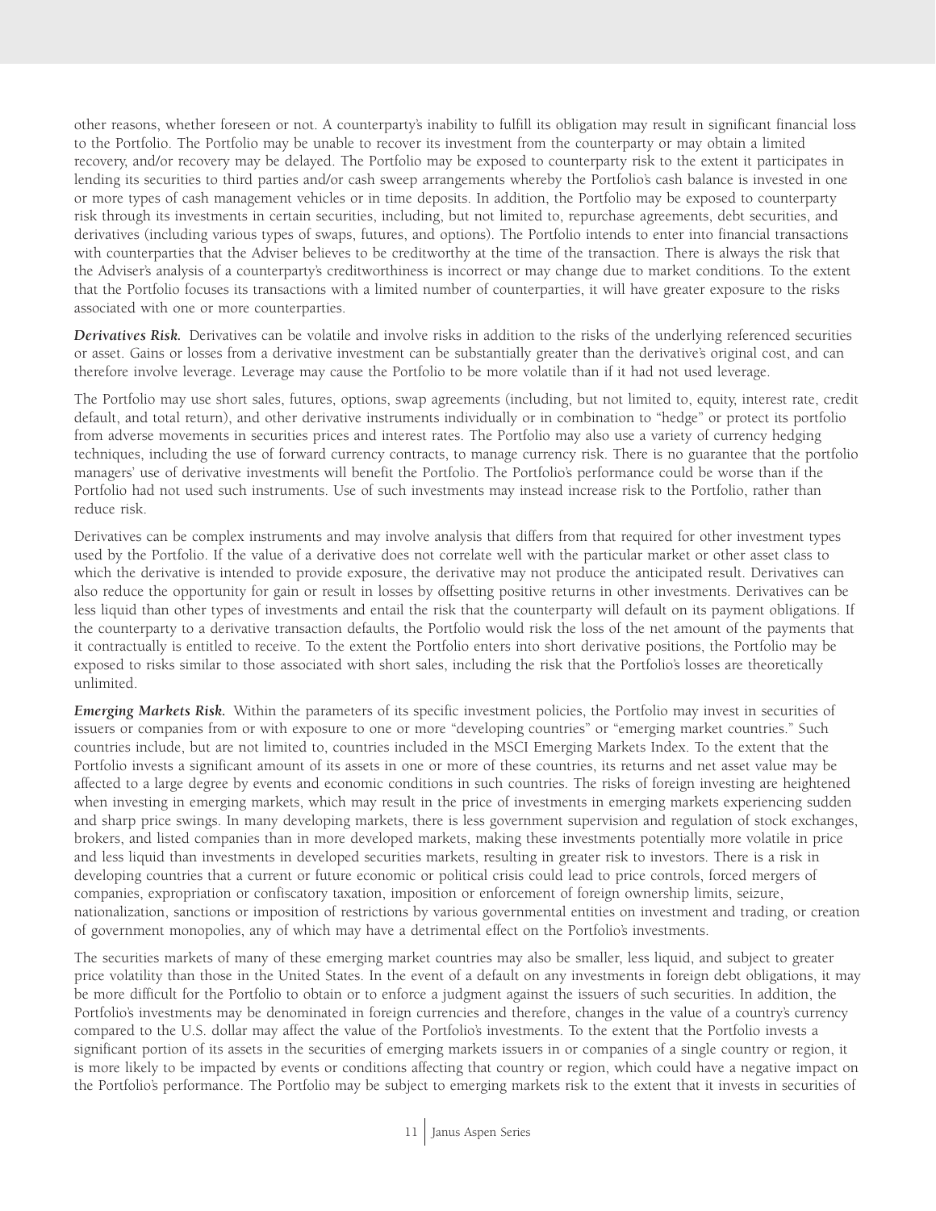other reasons, whether foreseen or not. A counterparty's inability to fulfill its obligation may result in significant financial loss to the Portfolio. The Portfolio may be unable to recover its investment from the counterparty or may obtain a limited recovery, and/or recovery may be delayed. The Portfolio may be exposed to counterparty risk to the extent it participates in lending its securities to third parties and/or cash sweep arrangements whereby the Portfolio's cash balance is invested in one or more types of cash management vehicles or in time deposits. In addition, the Portfolio may be exposed to counterparty risk through its investments in certain securities, including, but not limited to, repurchase agreements, debt securities, and derivatives (including various types of swaps, futures, and options). The Portfolio intends to enter into financial transactions with counterparties that the Adviser believes to be creditworthy at the time of the transaction. There is always the risk that the Adviser's analysis of a counterparty's creditworthiness is incorrect or may change due to market conditions. To the extent that the Portfolio focuses its transactions with a limited number of counterparties, it will have greater exposure to the risks associated with one or more counterparties.

***Derivatives Risk.*** Derivatives can be volatile and involve risks in addition to the risks of the underlying referenced securities or asset. Gains or losses from a derivative investment can be substantially greater than the derivative's original cost, and can therefore involve leverage. Leverage may cause the Portfolio to be more volatile than if it had not used leverage.

The Portfolio may use short sales, futures, options, swap agreements (including, but not limited to, equity, interest rate, credit default, and total return), and other derivative instruments individually or in combination to "hedge" or protect its portfolio from adverse movements in securities prices and interest rates. The Portfolio may also use a variety of currency hedging techniques, including the use of forward currency contracts, to manage currency risk. There is no guarantee that the portfolio managers' use of derivative investments will benefit the Portfolio. The Portfolio's performance could be worse than if the Portfolio had not used such instruments. Use of such investments may instead increase risk to the Portfolio, rather than reduce risk.

Derivatives can be complex instruments and may involve analysis that differs from that required for other investment types used by the Portfolio. If the value of a derivative does not correlate well with the particular market or other asset class to which the derivative is intended to provide exposure, the derivative may not produce the anticipated result. Derivatives can also reduce the opportunity for gain or result in losses by offsetting positive returns in other investments. Derivatives can be less liquid than other types of investments and entail the risk that the counterparty will default on its payment obligations. If the counterparty to a derivative transaction defaults, the Portfolio would risk the loss of the net amount of the payments that it contractually is entitled to receive. To the extent the Portfolio enters into short derivative positions, the Portfolio may be exposed to risks similar to those associated with short sales, including the risk that the Portfolio's losses are theoretically unlimited.

***Emerging Markets Risk.*** Within the parameters of its specific investment policies, the Portfolio may invest in securities of issuers or companies from or with exposure to one or more "developing countries" or "emerging market countries." Such countries include, but are not limited to, countries included in the MSCI Emerging Markets Index. To the extent that the Portfolio invests a significant amount of its assets in one or more of these countries, its returns and net asset value may be affected to a large degree by events and economic conditions in such countries. The risks of foreign investing are heightened when investing in emerging markets, which may result in the price of investments in emerging markets experiencing sudden and sharp price swings. In many developing markets, there is less government supervision and regulation of stock exchanges, brokers, and listed companies than in more developed markets, making these investments potentially more volatile in price and less liquid than investments in developed securities markets, resulting in greater risk to investors. There is a risk in developing countries that a current or future economic or political crisis could lead to price controls, forced mergers of companies, expropriation or confiscatory taxation, imposition or enforcement of foreign ownership limits, seizure, nationalization, sanctions or imposition of restrictions by various governmental entities on investment and trading, or creation of government monopolies, any of which may have a detrimental effect on the Portfolio's investments.

The securities markets of many of these emerging market countries may also be smaller, less liquid, and subject to greater price volatility than those in the United States. In the event of a default on any investments in foreign debt obligations, it may be more difficult for the Portfolio to obtain or to enforce a judgment against the issuers of such securities. In addition, the Portfolio's investments may be denominated in foreign currencies and therefore, changes in the value of a country's currency compared to the U.S. dollar may affect the value of the Portfolio's investments. To the extent that the Portfolio invests a significant portion of its assets in the securities of emerging markets issuers in or companies of a single country or region, it is more likely to be impacted by events or conditions affecting that country or region, which could have a negative impact on the Portfolio's performance. The Portfolio may be subject to emerging markets risk to the extent that it invests in securities of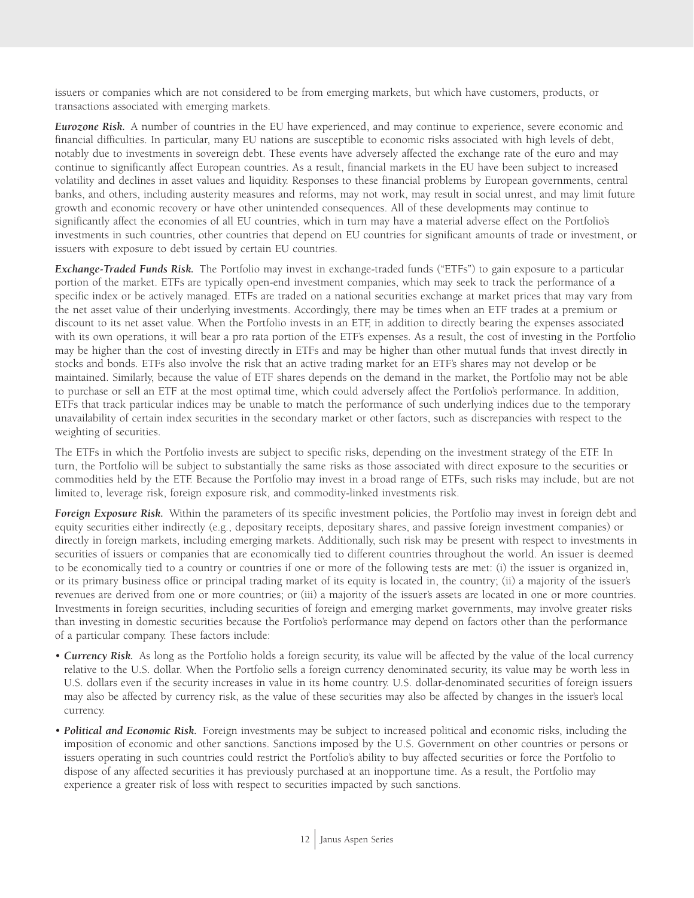issuers or companies which are not considered to be from emerging markets, but which have customers, products, or transactions associated with emerging markets.

***Eurozone Risk.*** A number of countries in the EU have experienced, and may continue to experience, severe economic and financial difficulties. In particular, many EU nations are susceptible to economic risks associated with high levels of debt, notably due to investments in sovereign debt. These events have adversely affected the exchange rate of the euro and may continue to significantly affect European countries. As a result, financial markets in the EU have been subject to increased volatility and declines in asset values and liquidity. Responses to these financial problems by European governments, central banks, and others, including austerity measures and reforms, may not work, may result in social unrest, and may limit future growth and economic recovery or have other unintended consequences. All of these developments may continue to significantly affect the economies of all EU countries, which in turn may have a material adverse effect on the Portfolio's investments in such countries, other countries that depend on EU countries for significant amounts of trade or investment, or issuers with exposure to debt issued by certain EU countries.

***Exchange-Traded Funds Risk.*** The Portfolio may invest in exchange-traded funds ("ETFs") to gain exposure to a particular portion of the market. ETFs are typically open-end investment companies, which may seek to track the performance of a specific index or be actively managed. ETFs are traded on a national securities exchange at market prices that may vary from the net asset value of their underlying investments. Accordingly, there may be times when an ETF trades at a premium or discount to its net asset value. When the Portfolio invests in an ETF, in addition to directly bearing the expenses associated with its own operations, it will bear a pro rata portion of the ETF's expenses. As a result, the cost of investing in the Portfolio may be higher than the cost of investing directly in ETFs and may be higher than other mutual funds that invest directly in stocks and bonds. ETFs also involve the risk that an active trading market for an ETF's shares may not develop or be maintained. Similarly, because the value of ETF shares depends on the demand in the market, the Portfolio may not be able to purchase or sell an ETF at the most optimal time, which could adversely affect the Portfolio's performance. In addition, ETFs that track particular indices may be unable to match the performance of such underlying indices due to the temporary unavailability of certain index securities in the secondary market or other factors, such as discrepancies with respect to the weighting of securities.

The ETFs in which the Portfolio invests are subject to specific risks, depending on the investment strategy of the ETF. In turn, the Portfolio will be subject to substantially the same risks as those associated with direct exposure to the securities or commodities held by the ETF. Because the Portfolio may invest in a broad range of ETFs, such risks may include, but are not limited to, leverage risk, foreign exposure risk, and commodity-linked investments risk.

***Foreign Exposure Risk.*** Within the parameters of its specific investment policies, the Portfolio may invest in foreign debt and equity securities either indirectly (e.g., depositary receipts, depositary shares, and passive foreign investment companies) or directly in foreign markets, including emerging markets. Additionally, such risk may be present with respect to investments in securities of issuers or companies that are economically tied to different countries throughout the world. An issuer is deemed to be economically tied to a country or countries if one or more of the following tests are met: (i) the issuer is organized in, or its primary business office or principal trading market of its equity is located in, the country; (ii) a majority of the issuer's revenues are derived from one or more countries; or (iii) a majority of the issuer's assets are located in one or more countries. Investments in foreign securities, including securities of foreign and emerging market governments, may involve greater risks than investing in domestic securities because the Portfolio's performance may depend on factors other than the performance of a particular company. These factors include:

- ***Currency Risk.*** As long as the Portfolio holds a foreign security, its value will be affected by the value of the local currency relative to the U.S. dollar. When the Portfolio sells a foreign currency denominated security, its value may be worth less in U.S. dollars even if the security increases in value in its home country. U.S. dollar-denominated securities of foreign issuers may also be affected by currency risk, as the value of these securities may also be affected by changes in the issuer's local currency.
- ***Political and Economic Risk.*** Foreign investments may be subject to increased political and economic risks, including the imposition of economic and other sanctions. Sanctions imposed by the U.S. Government on other countries or persons or issuers operating in such countries could restrict the Portfolio's ability to buy affected securities or force the Portfolio to dispose of any affected securities it has previously purchased at an inopportune time. As a result, the Portfolio may experience a greater risk of loss with respect to securities impacted by such sanctions.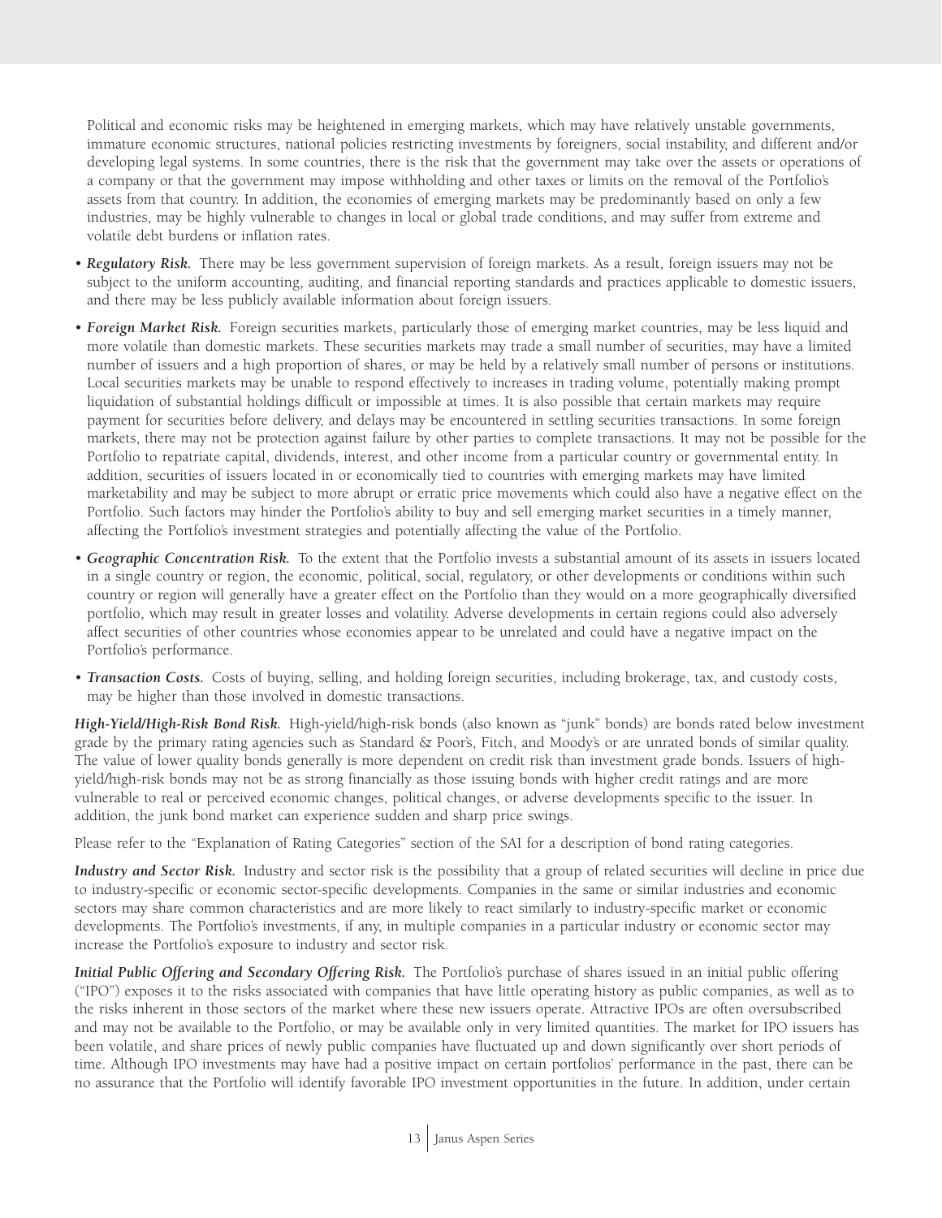Political and economic risks may be heightened in emerging markets, which may have relatively unstable governments, immature economic structures, national policies restricting investments by foreigners, social instability, and different and/or developing legal systems. In some countries, there is the risk that the government may take over the assets or operations of a company or that the government may impose withholding and other taxes or limits on the removal of the Portfolio's assets from that country. In addition, the economies of emerging markets may be predominantly based on only a few industries, may be highly vulnerable to changes in local or global trade conditions, and may suffer from extreme and volatile debt burdens or inflation rates.

- ***Regulatory Risk.*** There may be less government supervision of foreign markets. As a result, foreign issuers may not be subject to the uniform accounting, auditing, and financial reporting standards and practices applicable to domestic issuers, and there may be less publicly available information about foreign issuers.
- ***Foreign Market Risk.*** Foreign securities markets, particularly those of emerging market countries, may be less liquid and more volatile than domestic markets. These securities markets may trade a small number of securities, may have a limited number of issuers and a high proportion of shares, or may be held by a relatively small number of persons or institutions. Local securities markets may be unable to respond effectively to increases in trading volume, potentially making prompt liquidation of substantial holdings difficult or impossible at times. It is also possible that certain markets may require payment for securities before delivery, and delays may be encountered in settling securities transactions. In some foreign markets, there may not be protection against failure by other parties to complete transactions. It may not be possible for the Portfolio to repatriate capital, dividends, interest, and other income from a particular country or governmental entity. In addition, securities of issuers located in or economically tied to countries with emerging markets may have limited marketability and may be subject to more abrupt or erratic price movements which could also have a negative effect on the Portfolio. Such factors may hinder the Portfolio's ability to buy and sell emerging market securities in a timely manner, affecting the Portfolio's investment strategies and potentially affecting the value of the Portfolio.
- ***Geographic Concentration Risk.*** To the extent that the Portfolio invests a substantial amount of its assets in issuers located in a single country or region, the economic, political, social, regulatory, or other developments or conditions within such country or region will generally have a greater effect on the Portfolio than they would on a more geographically diversified portfolio, which may result in greater losses and volatility. Adverse developments in certain regions could also adversely affect securities of other countries whose economies appear to be unrelated and could have a negative impact on the Portfolio's performance.
- ***Transaction Costs.*** Costs of buying, selling, and holding foreign securities, including brokerage, tax, and custody costs, may be higher than those involved in domestic transactions.

***High-Yield/High-Risk Bond Risk.*** High-yield/high-risk bonds (also known as "junk" bonds) are bonds rated below investment grade by the primary rating agencies such as Standard & Poor's, Fitch, and Moody's or are unrated bonds of similar quality. The value of lower quality bonds generally is more dependent on credit risk than investment grade bonds. Issuers of high-yield/high-risk bonds may not be as strong financially as those issuing bonds with higher credit ratings and are more vulnerable to real or perceived economic changes, political changes, or adverse developments specific to the issuer. In addition, the junk bond market can experience sudden and sharp price swings.

Please refer to the "Explanation of Rating Categories" section of the SAI for a description of bond rating categories.

***Industry and Sector Risk.*** Industry and sector risk is the possibility that a group of related securities will decline in price due to industry-specific or economic sector-specific developments. Companies in the same or similar industries and economic sectors may share common characteristics and are more likely to react similarly to industry-specific market or economic developments. The Portfolio's investments, if any, in multiple companies in a particular industry or economic sector may increase the Portfolio's exposure to industry and sector risk.

***Initial Public Offering and Secondary Offering Risk.*** The Portfolio's purchase of shares issued in an initial public offering ("IPO") exposes it to the risks associated with companies that have little operating history as public companies, as well as to the risks inherent in those sectors of the market where these new issuers operate. Attractive IPOs are often oversubscribed and may not be available to the Portfolio, or may be available only in very limited quantities. The market for IPO issuers has been volatile, and share prices of newly public companies have fluctuated up and down significantly over short periods of time. Although IPO investments may have had a positive impact on certain portfolios' performance in the past, there can be no assurance that the Portfolio will identify favorable IPO investment opportunities in the future. In addition, under certain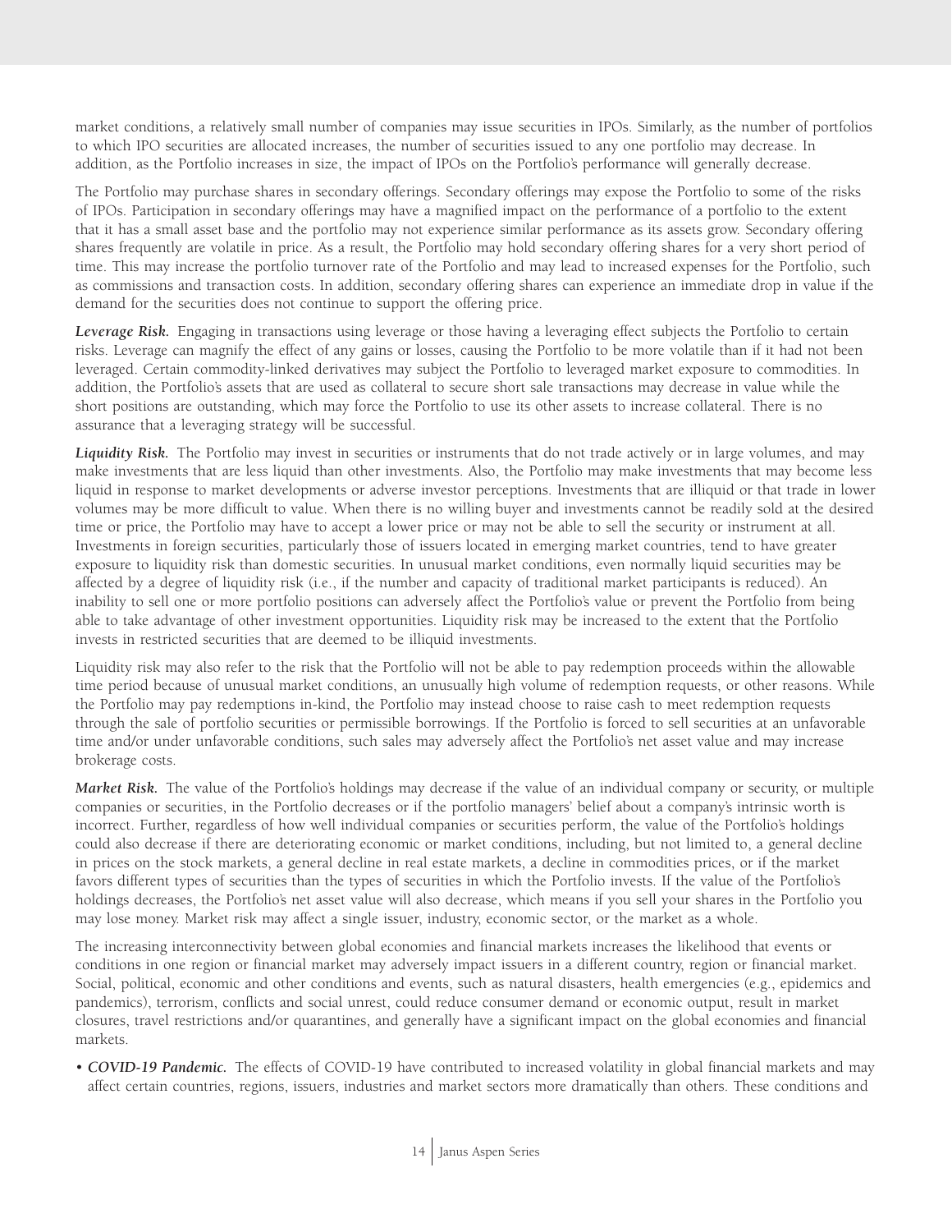market conditions, a relatively small number of companies may issue securities in IPOs. Similarly, as the number of portfolios to which IPO securities are allocated increases, the number of securities issued to any one portfolio may decrease. In addition, as the Portfolio increases in size, the impact of IPOs on the Portfolio's performance will generally decrease.

The Portfolio may purchase shares in secondary offerings. Secondary offerings may expose the Portfolio to some of the risks of IPOs. Participation in secondary offerings may have a magnified impact on the performance of a portfolio to the extent that it has a small asset base and the portfolio may not experience similar performance as its assets grow. Secondary offering shares frequently are volatile in price. As a result, the Portfolio may hold secondary offering shares for a very short period of time. This may increase the portfolio turnover rate of the Portfolio and may lead to increased expenses for the Portfolio, such as commissions and transaction costs. In addition, secondary offering shares can experience an immediate drop in value if the demand for the securities does not continue to support the offering price.

***Leverage Risk.*** Engaging in transactions using leverage or those having a leveraging effect subjects the Portfolio to certain risks. Leverage can magnify the effect of any gains or losses, causing the Portfolio to be more volatile than if it had not been leveraged. Certain commodity-linked derivatives may subject the Portfolio to leveraged market exposure to commodities. In addition, the Portfolio's assets that are used as collateral to secure short sale transactions may decrease in value while the short positions are outstanding, which may force the Portfolio to use its other assets to increase collateral. There is no assurance that a leveraging strategy will be successful.

***Liquidity Risk.*** The Portfolio may invest in securities or instruments that do not trade actively or in large volumes, and may make investments that are less liquid than other investments. Also, the Portfolio may make investments that may become less liquid in response to market developments or adverse investor perceptions. Investments that are illiquid or that trade in lower volumes may be more difficult to value. When there is no willing buyer and investments cannot be readily sold at the desired time or price, the Portfolio may have to accept a lower price or may not be able to sell the security or instrument at all. Investments in foreign securities, particularly those of issuers located in emerging market countries, tend to have greater exposure to liquidity risk than domestic securities. In unusual market conditions, even normally liquid securities may be affected by a degree of liquidity risk (i.e., if the number and capacity of traditional market participants is reduced). An inability to sell one or more portfolio positions can adversely affect the Portfolio's value or prevent the Portfolio from being able to take advantage of other investment opportunities. Liquidity risk may be increased to the extent that the Portfolio invests in restricted securities that are deemed to be illiquid investments.

Liquidity risk may also refer to the risk that the Portfolio will not be able to pay redemption proceeds within the allowable time period because of unusual market conditions, an unusually high volume of redemption requests, or other reasons. While the Portfolio may pay redemptions in-kind, the Portfolio may instead choose to raise cash to meet redemption requests through the sale of portfolio securities or permissible borrowings. If the Portfolio is forced to sell securities at an unfavorable time and/or under unfavorable conditions, such sales may adversely affect the Portfolio's net asset value and may increase brokerage costs.

***Market Risk.*** The value of the Portfolio's holdings may decrease if the value of an individual company or security, or multiple companies or securities, in the Portfolio decreases or if the portfolio managers' belief about a company's intrinsic worth is incorrect. Further, regardless of how well individual companies or securities perform, the value of the Portfolio's holdings could also decrease if there are deteriorating economic or market conditions, including, but not limited to, a general decline in prices on the stock markets, a general decline in real estate markets, a decline in commodities prices, or if the market favors different types of securities than the types of securities in which the Portfolio invests. If the value of the Portfolio's holdings decreases, the Portfolio's net asset value will also decrease, which means if you sell your shares in the Portfolio you may lose money. Market risk may affect a single issuer, industry, economic sector, or the market as a whole.

The increasing interconnectivity between global economies and financial markets increases the likelihood that events or conditions in one region or financial market may adversely impact issuers in a different country, region or financial market. Social, political, economic and other conditions and events, such as natural disasters, health emergencies (e.g., epidemics and pandemics), terrorism, conflicts and social unrest, could reduce consumer demand or economic output, result in market closures, travel restrictions and/or quarantines, and generally have a significant impact on the global economies and financial markets.

- ***COVID-19 Pandemic.*** The effects of COVID-19 have contributed to increased volatility in global financial markets and may affect certain countries, regions, issuers, industries and market sectors more dramatically than others. These conditions and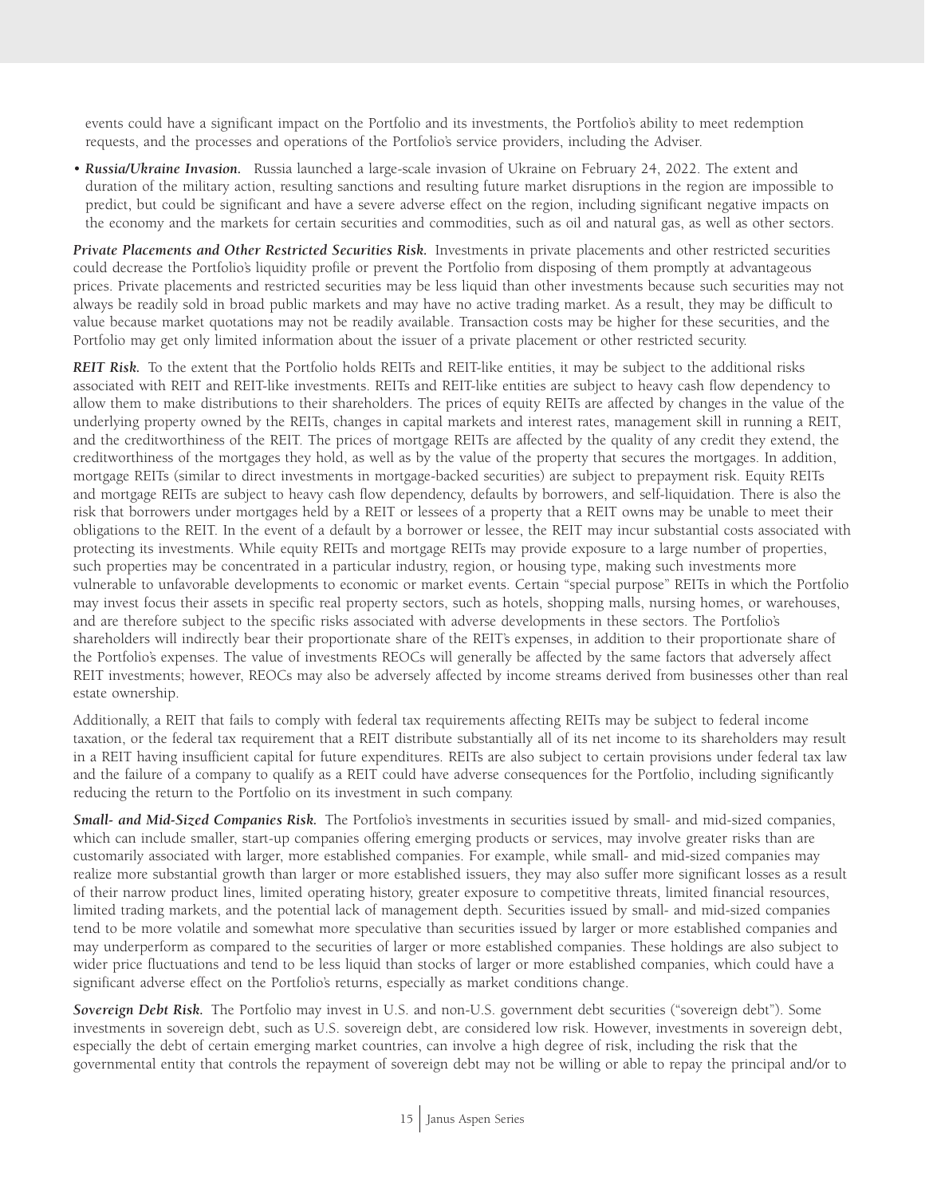events could have a significant impact on the Portfolio and its investments, the Portfolio's ability to meet redemption requests, and the processes and operations of the Portfolio's service providers, including the Adviser.

- ***Russia/Ukraine Invasion.*** Russia launched a large-scale invasion of Ukraine on February 24, 2022. The extent and duration of the military action, resulting sanctions and resulting future market disruptions in the region are impossible to predict, but could be significant and have a severe adverse effect on the region, including significant negative impacts on the economy and the markets for certain securities and commodities, such as oil and natural gas, as well as other sectors.

***Private Placements and Other Restricted Securities Risk.*** Investments in private placements and other restricted securities could decrease the Portfolio's liquidity profile or prevent the Portfolio from disposing of them promptly at advantageous prices. Private placements and restricted securities may be less liquid than other investments because such securities may not always be readily sold in broad public markets and may have no active trading market. As a result, they may be difficult to value because market quotations may not be readily available. Transaction costs may be higher for these securities, and the Portfolio may get only limited information about the issuer of a private placement or other restricted security.

***REIT Risk.*** To the extent that the Portfolio holds REITs and REIT-like entities, it may be subject to the additional risks associated with REIT and REIT-like investments. REITs and REIT-like entities are subject to heavy cash flow dependency to allow them to make distributions to their shareholders. The prices of equity REITs are affected by changes in the value of the underlying property owned by the REITs, changes in capital markets and interest rates, management skill in running a REIT, and the creditworthiness of the REIT. The prices of mortgage REITs are affected by the quality of any credit they extend, the creditworthiness of the mortgages they hold, as well as by the value of the property that secures the mortgages. In addition, mortgage REITs (similar to direct investments in mortgage-backed securities) are subject to prepayment risk. Equity REITs and mortgage REITs are subject to heavy cash flow dependency, defaults by borrowers, and self-liquidation. There is also the risk that borrowers under mortgages held by a REIT or lessees of a property that a REIT owns may be unable to meet their obligations to the REIT. In the event of a default by a borrower or lessee, the REIT may incur substantial costs associated with protecting its investments. While equity REITs and mortgage REITs may provide exposure to a large number of properties, such properties may be concentrated in a particular industry, region, or housing type, making such investments more vulnerable to unfavorable developments to economic or market events. Certain "special purpose" REITs in which the Portfolio may invest focus their assets in specific real property sectors, such as hotels, shopping malls, nursing homes, or warehouses, and are therefore subject to the specific risks associated with adverse developments in these sectors. The Portfolio's shareholders will indirectly bear their proportionate share of the REIT's expenses, in addition to their proportionate share of the Portfolio's expenses. The value of investments REOCs will generally be affected by the same factors that adversely affect REIT investments; however, REOCs may also be adversely affected by income streams derived from businesses other than real estate ownership.

Additionally, a REIT that fails to comply with federal tax requirements affecting REITs may be subject to federal income taxation, or the federal tax requirement that a REIT distribute substantially all of its net income to its shareholders may result in a REIT having insufficient capital for future expenditures. REITs are also subject to certain provisions under federal tax law and the failure of a company to qualify as a REIT could have adverse consequences for the Portfolio, including significantly reducing the return to the Portfolio on its investment in such company.

***Small- and Mid-Sized Companies Risk.*** The Portfolio's investments in securities issued by small- and mid-sized companies, which can include smaller, start-up companies offering emerging products or services, may involve greater risks than are customarily associated with larger, more established companies. For example, while small- and mid-sized companies may realize more substantial growth than larger or more established issuers, they may also suffer more significant losses as a result of their narrow product lines, limited operating history, greater exposure to competitive threats, limited financial resources, limited trading markets, and the potential lack of management depth. Securities issued by small- and mid-sized companies tend to be more volatile and somewhat more speculative than securities issued by larger or more established companies and may underperform as compared to the securities of larger or more established companies. These holdings are also subject to wider price fluctuations and tend to be less liquid than stocks of larger or more established companies, which could have a significant adverse effect on the Portfolio's returns, especially as market conditions change.

***Sovereign Debt Risk.*** The Portfolio may invest in U.S. and non-U.S. government debt securities ("sovereign debt"). Some investments in sovereign debt, such as U.S. sovereign debt, are considered low risk. However, investments in sovereign debt, especially the debt of certain emerging market countries, can involve a high degree of risk, including the risk that the governmental entity that controls the repayment of sovereign debt may not be willing or able to repay the principal and/or to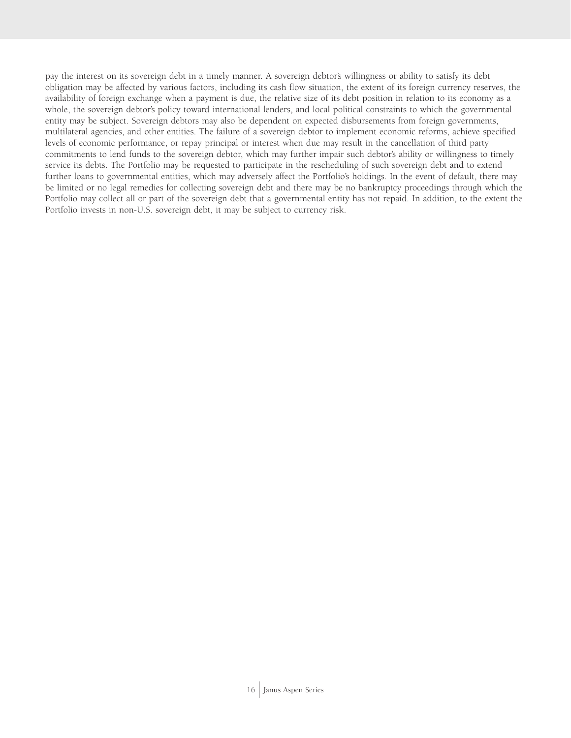pay the interest on its sovereign debt in a timely manner. A sovereign debtor's willingness or ability to satisfy its debt obligation may be affected by various factors, including its cash flow situation, the extent of its foreign currency reserves, the availability of foreign exchange when a payment is due, the relative size of its debt position in relation to its economy as a whole, the sovereign debtor's policy toward international lenders, and local political constraints to which the governmental entity may be subject. Sovereign debtors may also be dependent on expected disbursements from foreign governments, multilateral agencies, and other entities. The failure of a sovereign debtor to implement economic reforms, achieve specified levels of economic performance, or repay principal or interest when due may result in the cancellation of third party commitments to lend funds to the sovereign debtor, which may further impair such debtor's ability or willingness to timely service its debts. The Portfolio may be requested to participate in the rescheduling of such sovereign debt and to extend further loans to governmental entities, which may adversely affect the Portfolio's holdings. In the event of default, there may be limited or no legal remedies for collecting sovereign debt and there may be no bankruptcy proceedings through which the Portfolio may collect all or part of the sovereign debt that a governmental entity has not repaid. In addition, to the extent the Portfolio invests in non-U.S. sovereign debt, it may be subject to currency risk.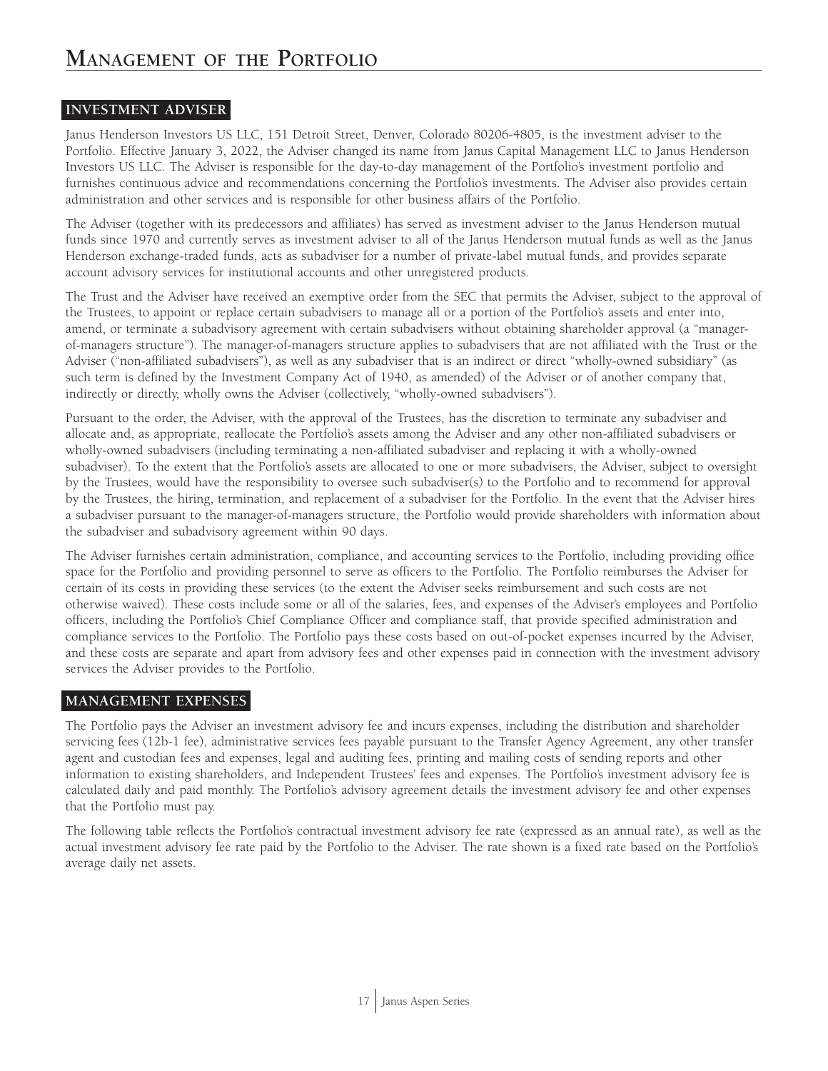# Management of the Portfolio

## INVESTMENT ADVISER

Janus Henderson Investors US LLC, 151 Detroit Street, Denver, Colorado 80206-4805, is the investment adviser to the Portfolio. Effective January 3, 2022, the Adviser changed its name from Janus Capital Management LLC to Janus Henderson Investors US LLC. The Adviser is responsible for the day-to-day management of the Portfolio's investment portfolio and furnishes continuous advice and recommendations concerning the Portfolio's investments. The Adviser also provides certain administration and other services and is responsible for other business affairs of the Portfolio.

The Adviser (together with its predecessors and affiliates) has served as investment adviser to the Janus Henderson mutual funds since 1970 and currently serves as investment adviser to all of the Janus Henderson mutual funds as well as the Janus Henderson exchange-traded funds, acts as subadviser for a number of private-label mutual funds, and provides separate account advisory services for institutional accounts and other unregistered products.

The Trust and the Adviser have received an exemptive order from the SEC that permits the Adviser, subject to the approval of the Trustees, to appoint or replace certain subadvisers to manage all or a portion of the Portfolio's assets and enter into, amend, or terminate a subadvisory agreement with certain subadvisers without obtaining shareholder approval (a "manager-of-managers structure"). The manager-of-managers structure applies to subadvisers that are not affiliated with the Trust or the Adviser ("non-affiliated subadvisers"), as well as any subadviser that is an indirect or direct "wholly-owned subsidiary" (as such term is defined by the Investment Company Act of 1940, as amended) of the Adviser or of another company that, indirectly or directly, wholly owns the Adviser (collectively, "wholly-owned subadvisers").

Pursuant to the order, the Adviser, with the approval of the Trustees, has the discretion to terminate any subadviser and allocate and, as appropriate, reallocate the Portfolio's assets among the Adviser and any other non-affiliated subadvisers or wholly-owned subadvisers (including terminating a non-affiliated subadviser and replacing it with a wholly-owned subadviser). To the extent that the Portfolio's assets are allocated to one or more subadvisers, the Adviser, subject to oversight by the Trustees, would have the responsibility to oversee such subadviser(s) to the Portfolio and to recommend for approval by the Trustees, the hiring, termination, and replacement of a subadviser for the Portfolio. In the event that the Adviser hires a subadviser pursuant to the manager-of-managers structure, the Portfolio would provide shareholders with information about the subadviser and subadvisory agreement within 90 days.

The Adviser furnishes certain administration, compliance, and accounting services to the Portfolio, including providing office space for the Portfolio and providing personnel to serve as officers to the Portfolio. The Portfolio reimburses the Adviser for certain of its costs in providing these services (to the extent the Adviser seeks reimbursement and such costs are not otherwise waived). These costs include some or all of the salaries, fees, and expenses of the Adviser's employees and Portfolio officers, including the Portfolio's Chief Compliance Officer and compliance staff, that provide specified administration and compliance services to the Portfolio. The Portfolio pays these costs based on out-of-pocket expenses incurred by the Adviser, and these costs are separate and apart from advisory fees and other expenses paid in connection with the investment advisory services the Adviser provides to the Portfolio.

## MANAGEMENT EXPENSES

The Portfolio pays the Adviser an investment advisory fee and incurs expenses, including the distribution and shareholder servicing fees (12b-1 fee), administrative services fees payable pursuant to the Transfer Agency Agreement, any other transfer agent and custodian fees and expenses, legal and auditing fees, printing and mailing costs of sending reports and other information to existing shareholders, and Independent Trustees' fees and expenses. The Portfolio's investment advisory fee is calculated daily and paid monthly. The Portfolio's advisory agreement details the investment advisory fee and other expenses that the Portfolio must pay.

The following table reflects the Portfolio's contractual investment advisory fee rate (expressed as an annual rate), as well as the actual investment advisory fee rate paid by the Portfolio to the Adviser. The rate shown is a fixed rate based on the Portfolio's average daily net assets.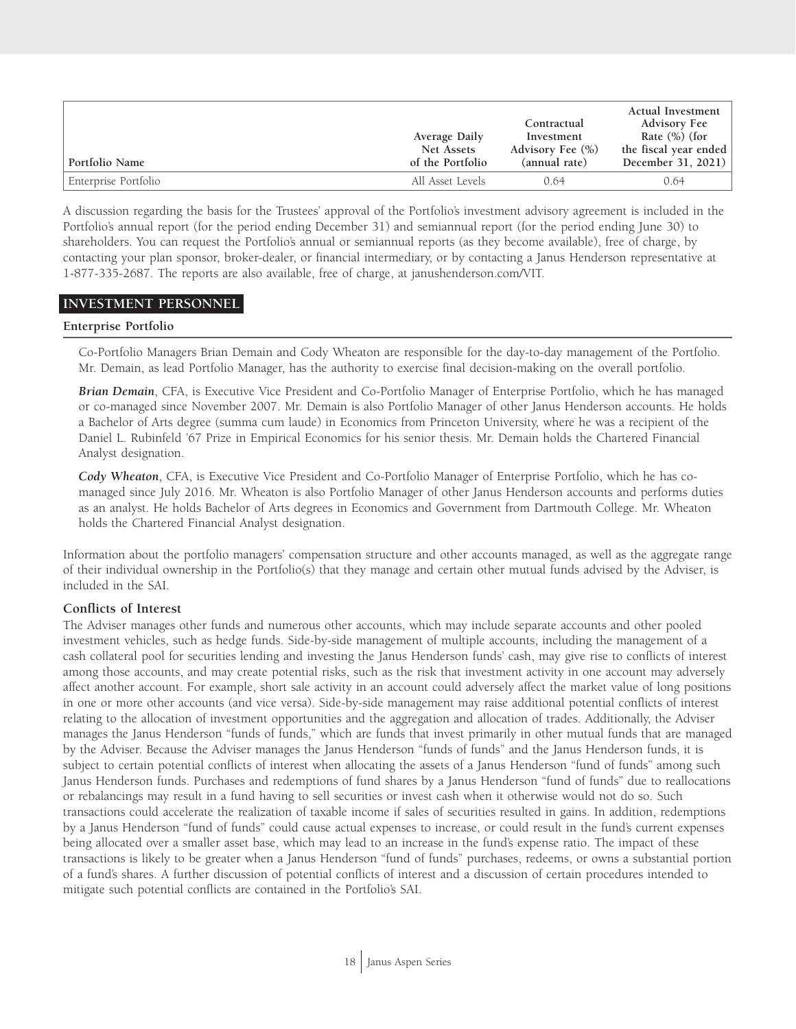| Portfolio Name | Average Daily Net Assets of the Portfolio | Contractual Investment Advisory Fee (%) (annual rate) | Actual Investment Advisory Fee Rate (%) (for the fiscal year ended December 31, 2021) |
|---|---|---|---|
| Enterprise Portfolio | All Asset Levels | 0.64 | 0.64 |

A discussion regarding the basis for the Trustees' approval of the Portfolio's investment advisory agreement is included in the Portfolio's annual report (for the period ending December 31) and semiannual report (for the period ending June 30) to shareholders. You can request the Portfolio's annual or semiannual reports (as they become available), free of charge, by contacting your plan sponsor, broker-dealer, or financial intermediary, or by contacting a Janus Henderson representative at 1-877-335-2687. The reports are also available, free of charge, at janushenderson.com/VIT.

## INVESTMENT PERSONNEL

### Enterprise Portfolio

Co-Portfolio Managers Brian Demain and Cody Wheaton are responsible for the day-to-day management of the Portfolio. Mr. Demain, as lead Portfolio Manager, has the authority to exercise final decision-making on the overall portfolio.

***Brian Demain***, CFA, is Executive Vice President and Co-Portfolio Manager of Enterprise Portfolio, which he has managed or co-managed since November 2007. Mr. Demain is also Portfolio Manager of other Janus Henderson accounts. He holds a Bachelor of Arts degree (summa cum laude) in Economics from Princeton University, where he was a recipient of the Daniel L. Rubinfeld '67 Prize in Empirical Economics for his senior thesis. Mr. Demain holds the Chartered Financial Analyst designation.

***Cody Wheaton***, CFA, is Executive Vice President and Co-Portfolio Manager of Enterprise Portfolio, which he has co-managed since July 2016. Mr. Wheaton is also Portfolio Manager of other Janus Henderson accounts and performs duties as an analyst. He holds Bachelor of Arts degrees in Economics and Government from Dartmouth College. Mr. Wheaton holds the Chartered Financial Analyst designation.

Information about the portfolio managers' compensation structure and other accounts managed, as well as the aggregate range of their individual ownership in the Portfolio(s) that they manage and certain other mutual funds advised by the Adviser, is included in the SAI.

### Conflicts of Interest

The Adviser manages other funds and numerous other accounts, which may include separate accounts and other pooled investment vehicles, such as hedge funds. Side-by-side management of multiple accounts, including the management of a cash collateral pool for securities lending and investing the Janus Henderson funds' cash, may give rise to conflicts of interest among those accounts, and may create potential risks, such as the risk that investment activity in one account may adversely affect another account. For example, short sale activity in an account could adversely affect the market value of long positions in one or more other accounts (and vice versa). Side-by-side management may raise additional potential conflicts of interest relating to the allocation of investment opportunities and the aggregation and allocation of trades. Additionally, the Adviser manages the Janus Henderson "funds of funds," which are funds that invest primarily in other mutual funds that are managed by the Adviser. Because the Adviser manages the Janus Henderson "funds of funds" and the Janus Henderson funds, it is subject to certain potential conflicts of interest when allocating the assets of a Janus Henderson "fund of funds" among such Janus Henderson funds. Purchases and redemptions of fund shares by a Janus Henderson "fund of funds" due to reallocations or rebalancings may result in a fund having to sell securities or invest cash when it otherwise would not do so. Such transactions could accelerate the realization of taxable income if sales of securities resulted in gains. In addition, redemptions by a Janus Henderson "fund of funds" could cause actual expenses to increase, or could result in the fund's current expenses being allocated over a smaller asset base, which may lead to an increase in the fund's expense ratio. The impact of these transactions is likely to be greater when a Janus Henderson "fund of funds" purchases, redeems, or owns a substantial portion of a fund's shares. A further discussion of potential conflicts of interest and a discussion of certain procedures intended to mitigate such potential conflicts are contained in the Portfolio's SAI.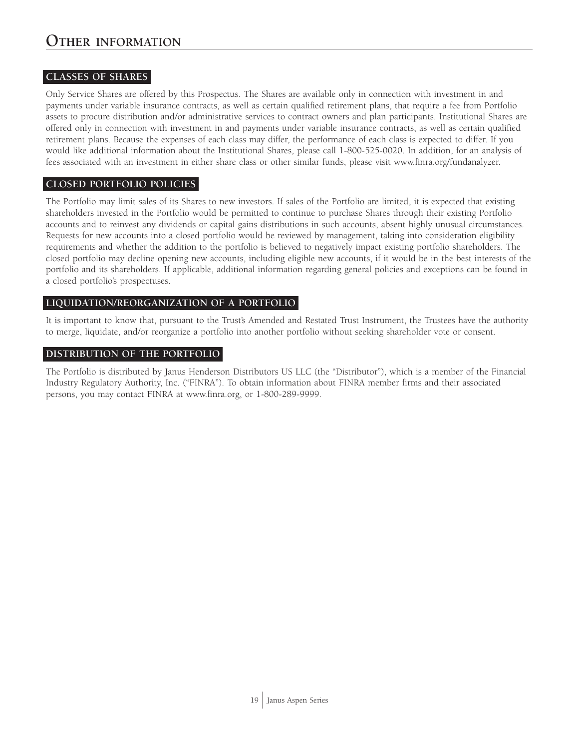# Other information

## CLASSES OF SHARES

Only Service Shares are offered by this Prospectus. The Shares are available only in connection with investment in and payments under variable insurance contracts, as well as certain qualified retirement plans, that require a fee from Portfolio assets to procure distribution and/or administrative services to contract owners and plan participants. Institutional Shares are offered only in connection with investment in and payments under variable insurance contracts, as well as certain qualified retirement plans. Because the expenses of each class may differ, the performance of each class is expected to differ. If you would like additional information about the Institutional Shares, please call 1-800-525-0020. In addition, for an analysis of fees associated with an investment in either share class or other similar funds, please visit www.finra.org/fundanalyzer.

## CLOSED PORTFOLIO POLICIES

The Portfolio may limit sales of its Shares to new investors. If sales of the Portfolio are limited, it is expected that existing shareholders invested in the Portfolio would be permitted to continue to purchase Shares through their existing Portfolio accounts and to reinvest any dividends or capital gains distributions in such accounts, absent highly unusual circumstances. Requests for new accounts into a closed portfolio would be reviewed by management, taking into consideration eligibility requirements and whether the addition to the portfolio is believed to negatively impact existing portfolio shareholders. The closed portfolio may decline opening new accounts, including eligible new accounts, if it would be in the best interests of the portfolio and its shareholders. If applicable, additional information regarding general policies and exceptions can be found in a closed portfolio's prospectuses.

## LIQUIDATION/REORGANIZATION OF A PORTFOLIO

It is important to know that, pursuant to the Trust's Amended and Restated Trust Instrument, the Trustees have the authority to merge, liquidate, and/or reorganize a portfolio into another portfolio without seeking shareholder vote or consent.

## DISTRIBUTION OF THE PORTFOLIO

The Portfolio is distributed by Janus Henderson Distributors US LLC (the "Distributor"), which is a member of the Financial Industry Regulatory Authority, Inc. ("FINRA"). To obtain information about FINRA member firms and their associated persons, you may contact FINRA at www.finra.org, or 1-800-289-9999.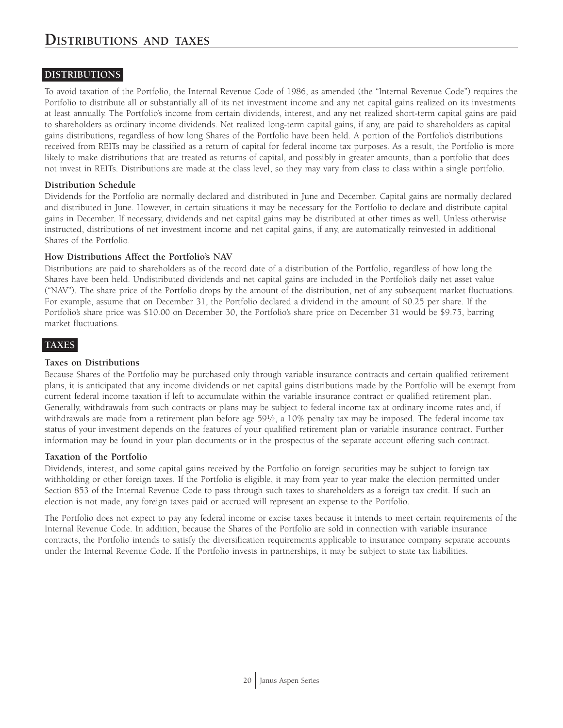# Distributions and taxes

## DISTRIBUTIONS

To avoid taxation of the Portfolio, the Internal Revenue Code of 1986, as amended (the "Internal Revenue Code") requires the Portfolio to distribute all or substantially all of its net investment income and any net capital gains realized on its investments at least annually. The Portfolio's income from certain dividends, interest, and any net realized short-term capital gains are paid to shareholders as ordinary income dividends. Net realized long-term capital gains, if any, are paid to shareholders as capital gains distributions, regardless of how long Shares of the Portfolio have been held. A portion of the Portfolio's distributions received from REITs may be classified as a return of capital for federal income tax purposes. As a result, the Portfolio is more likely to make distributions that are treated as returns of capital, and possibly in greater amounts, than a portfolio that does not invest in REITs. Distributions are made at the class level, so they may vary from class to class within a single portfolio.

### Distribution Schedule

Dividends for the Portfolio are normally declared and distributed in June and December. Capital gains are normally declared and distributed in June. However, in certain situations it may be necessary for the Portfolio to declare and distribute capital gains in December. If necessary, dividends and net capital gains may be distributed at other times as well. Unless otherwise instructed, distributions of net investment income and net capital gains, if any, are automatically reinvested in additional Shares of the Portfolio.

### How Distributions Affect the Portfolio's NAV

Distributions are paid to shareholders as of the record date of a distribution of the Portfolio, regardless of how long the Shares have been held. Undistributed dividends and net capital gains are included in the Portfolio's daily net asset value ("NAV"). The share price of the Portfolio drops by the amount of the distribution, net of any subsequent market fluctuations. For example, assume that on December 31, the Portfolio declared a dividend in the amount of $0.25 per share. If the Portfolio's share price was $10.00 on December 30, the Portfolio's share price on December 31 would be $9.75, barring market fluctuations.

## TAXES

### Taxes on Distributions

Because Shares of the Portfolio may be purchased only through variable insurance contracts and certain qualified retirement plans, it is anticipated that any income dividends or net capital gains distributions made by the Portfolio will be exempt from current federal income taxation if left to accumulate within the variable insurance contract or qualified retirement plan. Generally, withdrawals from such contracts or plans may be subject to federal income tax at ordinary income rates and, if withdrawals are made from a retirement plan before age 59½, a 10% penalty tax may be imposed. The federal income tax status of your investment depends on the features of your qualified retirement plan or variable insurance contract. Further information may be found in your plan documents or in the prospectus of the separate account offering such contract.

### Taxation of the Portfolio

Dividends, interest, and some capital gains received by the Portfolio on foreign securities may be subject to foreign tax withholding or other foreign taxes. If the Portfolio is eligible, it may from year to year make the election permitted under Section 853 of the Internal Revenue Code to pass through such taxes to shareholders as a foreign tax credit. If such an election is not made, any foreign taxes paid or accrued will represent an expense to the Portfolio.

The Portfolio does not expect to pay any federal income or excise taxes because it intends to meet certain requirements of the Internal Revenue Code. In addition, because the Shares of the Portfolio are sold in connection with variable insurance contracts, the Portfolio intends to satisfy the diversification requirements applicable to insurance company separate accounts under the Internal Revenue Code. If the Portfolio invests in partnerships, it may be subject to state tax liabilities.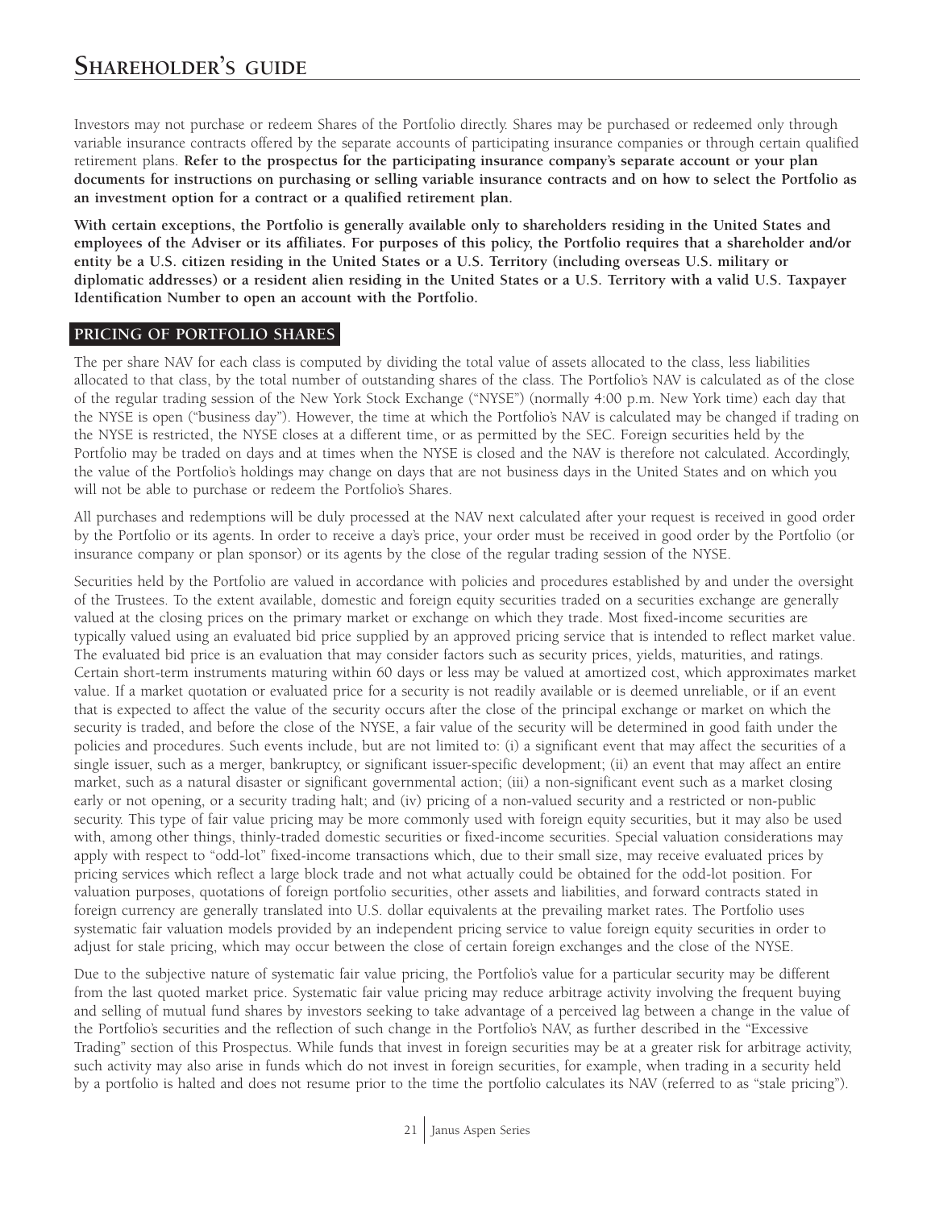# Shareholder's guide

Investors may not purchase or redeem Shares of the Portfolio directly. Shares may be purchased or redeemed only through variable insurance contracts offered by the separate accounts of participating insurance companies or through certain qualified retirement plans. **Refer to the prospectus for the participating insurance company's separate account or your plan documents for instructions on purchasing or selling variable insurance contracts and on how to select the Portfolio as an investment option for a contract or a qualified retirement plan.**

**With certain exceptions, the Portfolio is generally available only to shareholders residing in the United States and employees of the Adviser or its affiliates. For purposes of this policy, the Portfolio requires that a shareholder and/or entity be a U.S. citizen residing in the United States or a U.S. Territory (including overseas U.S. military or diplomatic addresses) or a resident alien residing in the United States or a U.S. Territory with a valid U.S. Taxpayer Identification Number to open an account with the Portfolio.**

## PRICING OF PORTFOLIO SHARES

The per share NAV for each class is computed by dividing the total value of assets allocated to the class, less liabilities allocated to that class, by the total number of outstanding shares of the class. The Portfolio's NAV is calculated as of the close of the regular trading session of the New York Stock Exchange ("NYSE") (normally 4:00 p.m. New York time) each day that the NYSE is open ("business day"). However, the time at which the Portfolio's NAV is calculated may be changed if trading on the NYSE is restricted, the NYSE closes at a different time, or as permitted by the SEC. Foreign securities held by the Portfolio may be traded on days and at times when the NYSE is closed and the NAV is therefore not calculated. Accordingly, the value of the Portfolio's holdings may change on days that are not business days in the United States and on which you will not be able to purchase or redeem the Portfolio's Shares.

All purchases and redemptions will be duly processed at the NAV next calculated after your request is received in good order by the Portfolio or its agents. In order to receive a day's price, your order must be received in good order by the Portfolio (or insurance company or plan sponsor) or its agents by the close of the regular trading session of the NYSE.

Securities held by the Portfolio are valued in accordance with policies and procedures established by and under the oversight of the Trustees. To the extent available, domestic and foreign equity securities traded on a securities exchange are generally valued at the closing prices on the primary market or exchange on which they trade. Most fixed-income securities are typically valued using an evaluated bid price supplied by an approved pricing service that is intended to reflect market value. The evaluated bid price is an evaluation that may consider factors such as security prices, yields, maturities, and ratings. Certain short-term instruments maturing within 60 days or less may be valued at amortized cost, which approximates market value. If a market quotation or evaluated price for a security is not readily available or is deemed unreliable, or if an event that is expected to affect the value of the security occurs after the close of the principal exchange or market on which the security is traded, and before the close of the NYSE, a fair value of the security will be determined in good faith under the policies and procedures. Such events include, but are not limited to: (i) a significant event that may affect the securities of a single issuer, such as a merger, bankruptcy, or significant issuer-specific development; (ii) an event that may affect an entire market, such as a natural disaster or significant governmental action; (iii) a non-significant event such as a market closing early or not opening, or a security trading halt; and (iv) pricing of a non-valued security and a restricted or non-public security. This type of fair value pricing may be more commonly used with foreign equity securities, but it may also be used with, among other things, thinly-traded domestic securities or fixed-income securities. Special valuation considerations may apply with respect to "odd-lot" fixed-income transactions which, due to their small size, may receive evaluated prices by pricing services which reflect a large block trade and not what actually could be obtained for the odd-lot position. For valuation purposes, quotations of foreign portfolio securities, other assets and liabilities, and forward contracts stated in foreign currency are generally translated into U.S. dollar equivalents at the prevailing market rates. The Portfolio uses systematic fair valuation models provided by an independent pricing service to value foreign equity securities in order to adjust for stale pricing, which may occur between the close of certain foreign exchanges and the close of the NYSE.

Due to the subjective nature of systematic fair value pricing, the Portfolio's value for a particular security may be different from the last quoted market price. Systematic fair value pricing may reduce arbitrage activity involving the frequent buying and selling of mutual fund shares by investors seeking to take advantage of a perceived lag between a change in the value of the Portfolio's securities and the reflection of such change in the Portfolio's NAV, as further described in the "Excessive Trading" section of this Prospectus. While funds that invest in foreign securities may be at a greater risk for arbitrage activity, such activity may also arise in funds which do not invest in foreign securities, for example, when trading in a security held by a portfolio is halted and does not resume prior to the time the portfolio calculates its NAV (referred to as "stale pricing").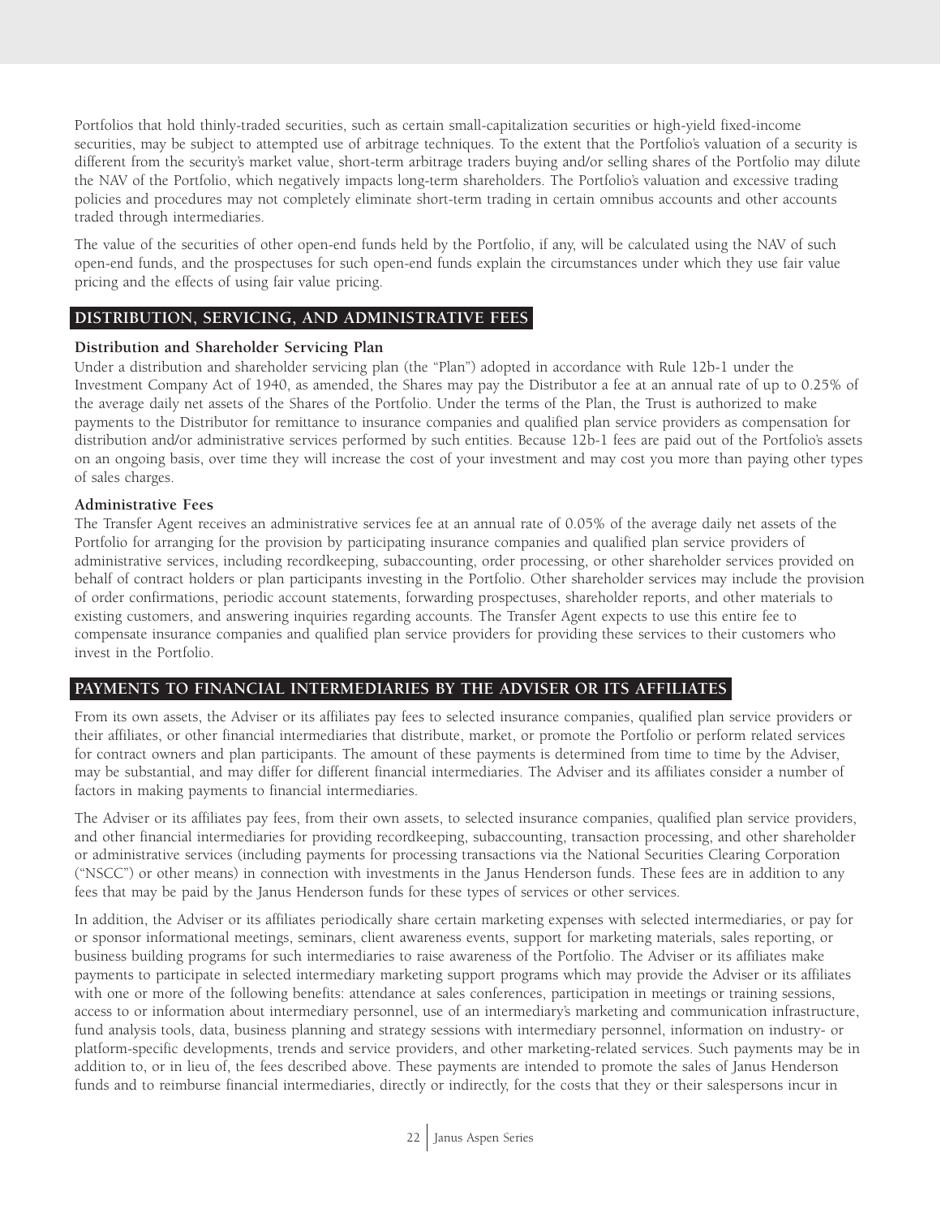Portfolios that hold thinly-traded securities, such as certain small-capitalization securities or high-yield fixed-income securities, may be subject to attempted use of arbitrage techniques. To the extent that the Portfolio's valuation of a security is different from the security's market value, short-term arbitrage traders buying and/or selling shares of the Portfolio may dilute the NAV of the Portfolio, which negatively impacts long-term shareholders. The Portfolio's valuation and excessive trading policies and procedures may not completely eliminate short-term trading in certain omnibus accounts and other accounts traded through intermediaries.

The value of the securities of other open-end funds held by the Portfolio, if any, will be calculated using the NAV of such open-end funds, and the prospectuses for such open-end funds explain the circumstances under which they use fair value pricing and the effects of using fair value pricing.

## DISTRIBUTION, SERVICING, AND ADMINISTRATIVE FEES

### Distribution and Shareholder Servicing Plan

Under a distribution and shareholder servicing plan (the "Plan") adopted in accordance with Rule 12b-1 under the Investment Company Act of 1940, as amended, the Shares may pay the Distributor a fee at an annual rate of up to 0.25% of the average daily net assets of the Shares of the Portfolio. Under the terms of the Plan, the Trust is authorized to make payments to the Distributor for remittance to insurance companies and qualified plan service providers as compensation for distribution and/or administrative services performed by such entities. Because 12b-1 fees are paid out of the Portfolio's assets on an ongoing basis, over time they will increase the cost of your investment and may cost you more than paying other types of sales charges.

### Administrative Fees

The Transfer Agent receives an administrative services fee at an annual rate of 0.05% of the average daily net assets of the Portfolio for arranging for the provision by participating insurance companies and qualified plan service providers of administrative services, including recordkeeping, subaccounting, order processing, or other shareholder services provided on behalf of contract holders or plan participants investing in the Portfolio. Other shareholder services may include the provision of order confirmations, periodic account statements, forwarding prospectuses, shareholder reports, and other materials to existing customers, and answering inquiries regarding accounts. The Transfer Agent expects to use this entire fee to compensate insurance companies and qualified plan service providers for providing these services to their customers who invest in the Portfolio.

## PAYMENTS TO FINANCIAL INTERMEDIARIES BY THE ADVISER OR ITS AFFILIATES

From its own assets, the Adviser or its affiliates pay fees to selected insurance companies, qualified plan service providers or their affiliates, or other financial intermediaries that distribute, market, or promote the Portfolio or perform related services for contract owners and plan participants. The amount of these payments is determined from time to time by the Adviser, may be substantial, and may differ for different financial intermediaries. The Adviser and its affiliates consider a number of factors in making payments to financial intermediaries.

The Adviser or its affiliates pay fees, from their own assets, to selected insurance companies, qualified plan service providers, and other financial intermediaries for providing recordkeeping, subaccounting, transaction processing, and other shareholder or administrative services (including payments for processing transactions via the National Securities Clearing Corporation ("NSCC") or other means) in connection with investments in the Janus Henderson funds. These fees are in addition to any fees that may be paid by the Janus Henderson funds for these types of services or other services.

In addition, the Adviser or its affiliates periodically share certain marketing expenses with selected intermediaries, or pay for or sponsor informational meetings, seminars, client awareness events, support for marketing materials, sales reporting, or business building programs for such intermediaries to raise awareness of the Portfolio. The Adviser or its affiliates make payments to participate in selected intermediary marketing support programs which may provide the Adviser or its affiliates with one or more of the following benefits: attendance at sales conferences, participation in meetings or training sessions, access to or information about intermediary personnel, use of an intermediary's marketing and communication infrastructure, fund analysis tools, data, business planning and strategy sessions with intermediary personnel, information on industry- or platform-specific developments, trends and service providers, and other marketing-related services. Such payments may be in addition to, or in lieu of, the fees described above. These payments are intended to promote the sales of Janus Henderson funds and to reimburse financial intermediaries, directly or indirectly, for the costs that they or their salespersons incur in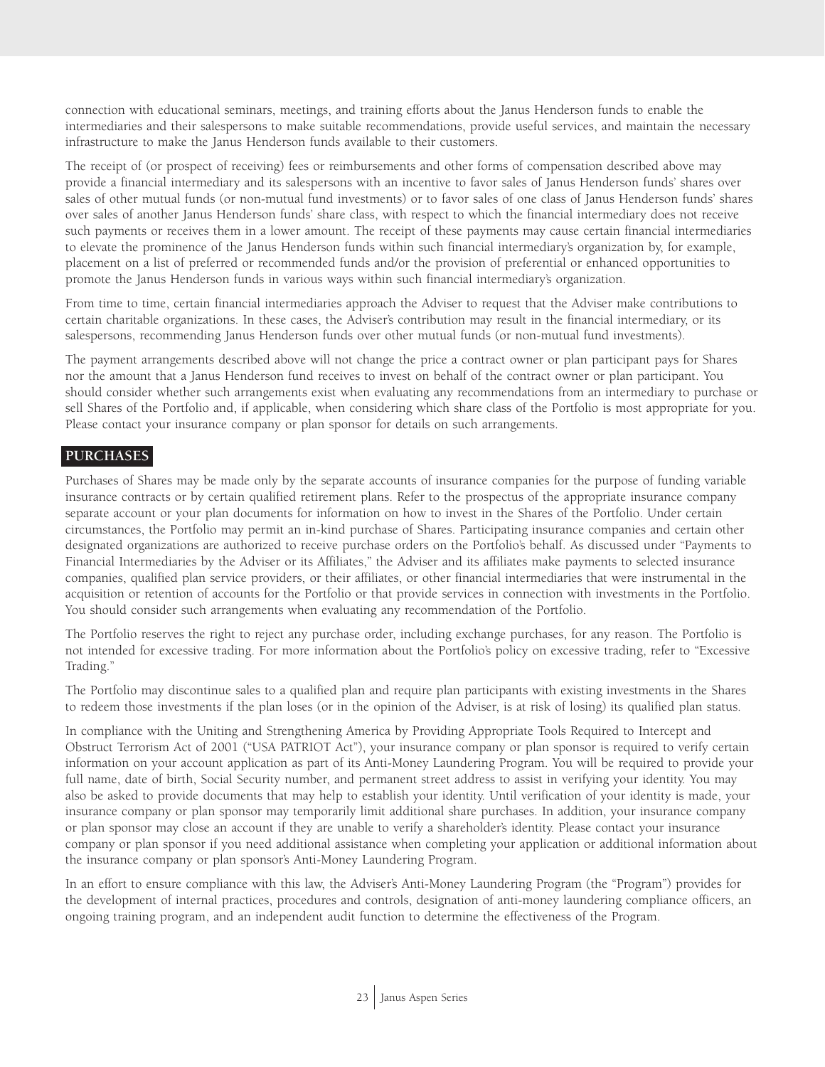connection with educational seminars, meetings, and training efforts about the Janus Henderson funds to enable the intermediaries and their salespersons to make suitable recommendations, provide useful services, and maintain the necessary infrastructure to make the Janus Henderson funds available to their customers.

The receipt of (or prospect of receiving) fees or reimbursements and other forms of compensation described above may provide a financial intermediary and its salespersons with an incentive to favor sales of Janus Henderson funds' shares over sales of other mutual funds (or non-mutual fund investments) or to favor sales of one class of Janus Henderson funds' shares over sales of another Janus Henderson funds' share class, with respect to which the financial intermediary does not receive such payments or receives them in a lower amount. The receipt of these payments may cause certain financial intermediaries to elevate the prominence of the Janus Henderson funds within such financial intermediary's organization by, for example, placement on a list of preferred or recommended funds and/or the provision of preferential or enhanced opportunities to promote the Janus Henderson funds in various ways within such financial intermediary's organization.

From time to time, certain financial intermediaries approach the Adviser to request that the Adviser make contributions to certain charitable organizations. In these cases, the Adviser's contribution may result in the financial intermediary, or its salespersons, recommending Janus Henderson funds over other mutual funds (or non-mutual fund investments).

The payment arrangements described above will not change the price a contract owner or plan participant pays for Shares nor the amount that a Janus Henderson fund receives to invest on behalf of the contract owner or plan participant. You should consider whether such arrangements exist when evaluating any recommendations from an intermediary to purchase or sell Shares of the Portfolio and, if applicable, when considering which share class of the Portfolio is most appropriate for you. Please contact your insurance company or plan sponsor for details on such arrangements.

## PURCHASES

Purchases of Shares may be made only by the separate accounts of insurance companies for the purpose of funding variable insurance contracts or by certain qualified retirement plans. Refer to the prospectus of the appropriate insurance company separate account or your plan documents for information on how to invest in the Shares of the Portfolio. Under certain circumstances, the Portfolio may permit an in-kind purchase of Shares. Participating insurance companies and certain other designated organizations are authorized to receive purchase orders on the Portfolio's behalf. As discussed under "Payments to Financial Intermediaries by the Adviser or its Affiliates," the Adviser and its affiliates make payments to selected insurance companies, qualified plan service providers, or their affiliates, or other financial intermediaries that were instrumental in the acquisition or retention of accounts for the Portfolio or that provide services in connection with investments in the Portfolio. You should consider such arrangements when evaluating any recommendation of the Portfolio.

The Portfolio reserves the right to reject any purchase order, including exchange purchases, for any reason. The Portfolio is not intended for excessive trading. For more information about the Portfolio's policy on excessive trading, refer to "Excessive Trading."

The Portfolio may discontinue sales to a qualified plan and require plan participants with existing investments in the Shares to redeem those investments if the plan loses (or in the opinion of the Adviser, is at risk of losing) its qualified plan status.

In compliance with the Uniting and Strengthening America by Providing Appropriate Tools Required to Intercept and Obstruct Terrorism Act of 2001 ("USA PATRIOT Act"), your insurance company or plan sponsor is required to verify certain information on your account application as part of its Anti-Money Laundering Program. You will be required to provide your full name, date of birth, Social Security number, and permanent street address to assist in verifying your identity. You may also be asked to provide documents that may help to establish your identity. Until verification of your identity is made, your insurance company or plan sponsor may temporarily limit additional share purchases. In addition, your insurance company or plan sponsor may close an account if they are unable to verify a shareholder's identity. Please contact your insurance company or plan sponsor if you need additional assistance when completing your application or additional information about the insurance company or plan sponsor's Anti-Money Laundering Program.

In an effort to ensure compliance with this law, the Adviser's Anti-Money Laundering Program (the "Program") provides for the development of internal practices, procedures and controls, designation of anti-money laundering compliance officers, an ongoing training program, and an independent audit function to determine the effectiveness of the Program.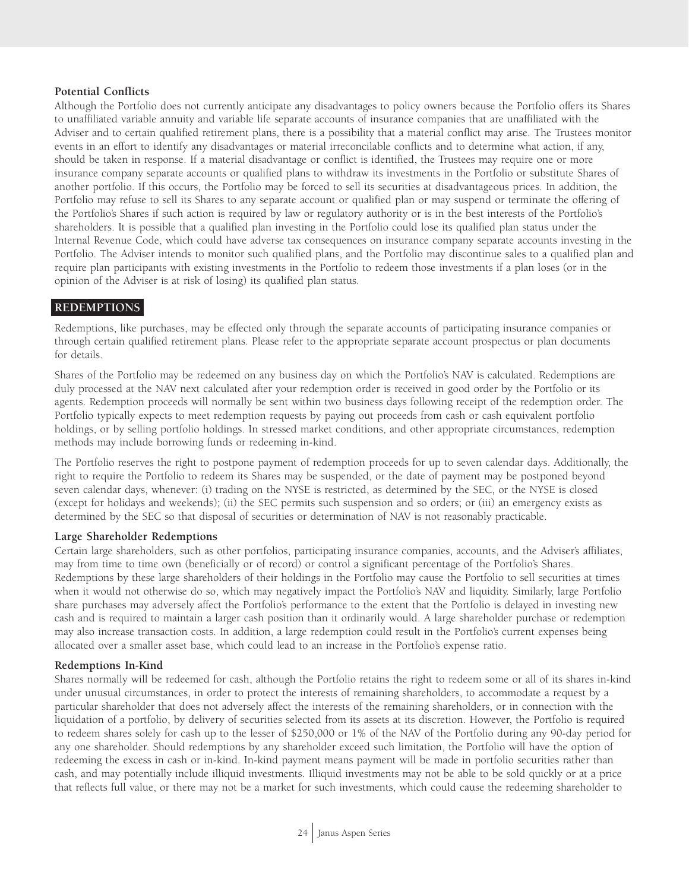**Potential Conflicts**

Although the Portfolio does not currently anticipate any disadvantages to policy owners because the Portfolio offers its Shares to unaffiliated variable annuity and variable life separate accounts of insurance companies that are unaffiliated with the Adviser and to certain qualified retirement plans, there is a possibility that a material conflict may arise. The Trustees monitor events in an effort to identify any disadvantages or material irreconcilable conflicts and to determine what action, if any, should be taken in response. If a material disadvantage or conflict is identified, the Trustees may require one or more insurance company separate accounts or qualified plans to withdraw its investments in the Portfolio or substitute Shares of another portfolio. If this occurs, the Portfolio may be forced to sell its securities at disadvantageous prices. In addition, the Portfolio may refuse to sell its Shares to any separate account or qualified plan or may suspend or terminate the offering of the Portfolio's Shares if such action is required by law or regulatory authority or is in the best interests of the Portfolio's shareholders. It is possible that a qualified plan investing in the Portfolio could lose its qualified plan status under the Internal Revenue Code, which could have adverse tax consequences on insurance company separate accounts investing in the Portfolio. The Adviser intends to monitor such qualified plans, and the Portfolio may discontinue sales to a qualified plan and require plan participants with existing investments in the Portfolio to redeem those investments if a plan loses (or in the opinion of the Adviser is at risk of losing) its qualified plan status.

## REDEMPTIONS

Redemptions, like purchases, may be effected only through the separate accounts of participating insurance companies or through certain qualified retirement plans. Please refer to the appropriate separate account prospectus or plan documents for details.

Shares of the Portfolio may be redeemed on any business day on which the Portfolio's NAV is calculated. Redemptions are duly processed at the NAV next calculated after your redemption order is received in good order by the Portfolio or its agents. Redemption proceeds will normally be sent within two business days following receipt of the redemption order. The Portfolio typically expects to meet redemption requests by paying out proceeds from cash or cash equivalent portfolio holdings, or by selling portfolio holdings. In stressed market conditions, and other appropriate circumstances, redemption methods may include borrowing funds or redeeming in-kind.

The Portfolio reserves the right to postpone payment of redemption proceeds for up to seven calendar days. Additionally, the right to require the Portfolio to redeem its Shares may be suspended, or the date of payment may be postponed beyond seven calendar days, whenever: (i) trading on the NYSE is restricted, as determined by the SEC, or the NYSE is closed (except for holidays and weekends); (ii) the SEC permits such suspension and so orders; or (iii) an emergency exists as determined by the SEC so that disposal of securities or determination of NAV is not reasonably practicable.

**Large Shareholder Redemptions**

Certain large shareholders, such as other portfolios, participating insurance companies, accounts, and the Adviser's affiliates, may from time to time own (beneficially or of record) or control a significant percentage of the Portfolio's Shares. Redemptions by these large shareholders of their holdings in the Portfolio may cause the Portfolio to sell securities at times when it would not otherwise do so, which may negatively impact the Portfolio's NAV and liquidity. Similarly, large Portfolio share purchases may adversely affect the Portfolio's performance to the extent that the Portfolio is delayed in investing new cash and is required to maintain a larger cash position than it ordinarily would. A large shareholder purchase or redemption may also increase transaction costs. In addition, a large redemption could result in the Portfolio's current expenses being allocated over a smaller asset base, which could lead to an increase in the Portfolio's expense ratio.

**Redemptions In-Kind**

Shares normally will be redeemed for cash, although the Portfolio retains the right to redeem some or all of its shares in-kind under unusual circumstances, in order to protect the interests of remaining shareholders, to accommodate a request by a particular shareholder that does not adversely affect the interests of the remaining shareholders, or in connection with the liquidation of a portfolio, by delivery of securities selected from its assets at its discretion. However, the Portfolio is required to redeem shares solely for cash up to the lesser of $250,000 or 1% of the NAV of the Portfolio during any 90-day period for any one shareholder. Should redemptions by any shareholder exceed such limitation, the Portfolio will have the option of redeeming the excess in cash or in-kind. In-kind payment means payment will be made in portfolio securities rather than cash, and may potentially include illiquid investments. Illiquid investments may not be able to be sold quickly or at a price that reflects full value, or there may not be a market for such investments, which could cause the redeeming shareholder to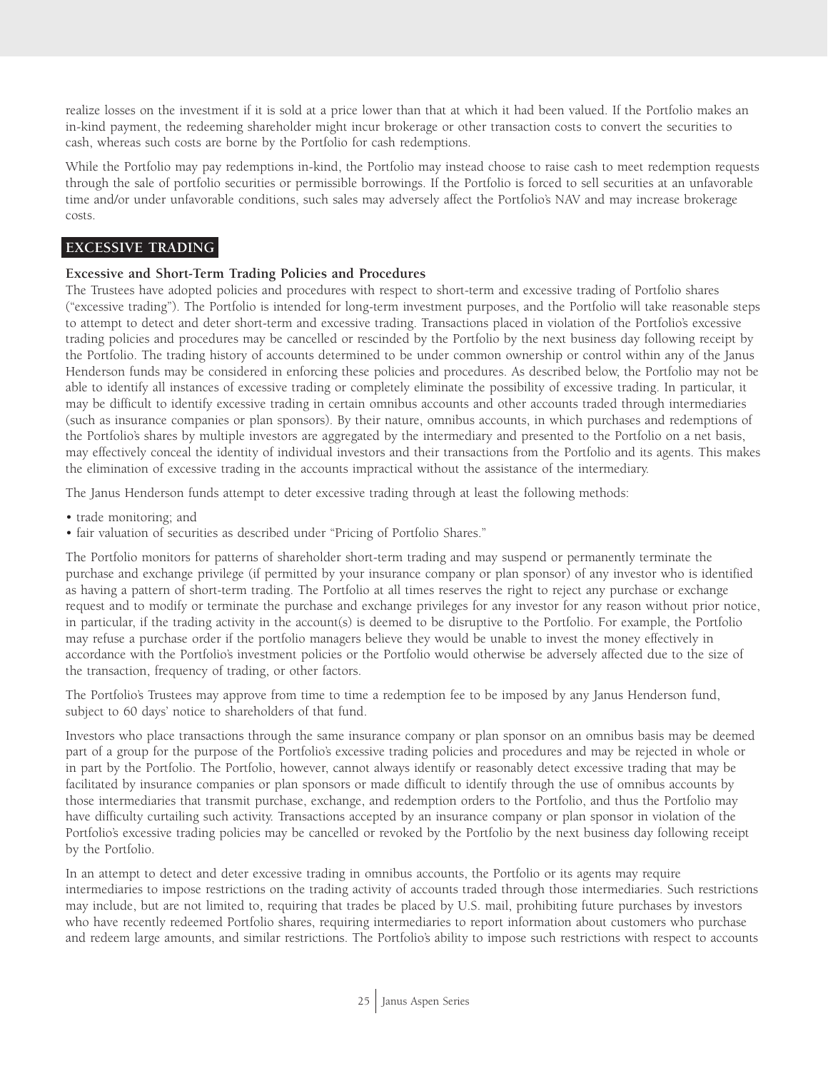realize losses on the investment if it is sold at a price lower than that at which it had been valued. If the Portfolio makes an in-kind payment, the redeeming shareholder might incur brokerage or other transaction costs to convert the securities to cash, whereas such costs are borne by the Portfolio for cash redemptions.

While the Portfolio may pay redemptions in-kind, the Portfolio may instead choose to raise cash to meet redemption requests through the sale of portfolio securities or permissible borrowings. If the Portfolio is forced to sell securities at an unfavorable time and/or under unfavorable conditions, such sales may adversely affect the Portfolio's NAV and may increase brokerage costs.

## EXCESSIVE TRADING

### Excessive and Short-Term Trading Policies and Procedures

The Trustees have adopted policies and procedures with respect to short-term and excessive trading of Portfolio shares ("excessive trading"). The Portfolio is intended for long-term investment purposes, and the Portfolio will take reasonable steps to attempt to detect and deter short-term and excessive trading. Transactions placed in violation of the Portfolio's excessive trading policies and procedures may be cancelled or rescinded by the Portfolio by the next business day following receipt by the Portfolio. The trading history of accounts determined to be under common ownership or control within any of the Janus Henderson funds may be considered in enforcing these policies and procedures. As described below, the Portfolio may not be able to identify all instances of excessive trading or completely eliminate the possibility of excessive trading. In particular, it may be difficult to identify excessive trading in certain omnibus accounts and other accounts traded through intermediaries (such as insurance companies or plan sponsors). By their nature, omnibus accounts, in which purchases and redemptions of the Portfolio's shares by multiple investors are aggregated by the intermediary and presented to the Portfolio on a net basis, may effectively conceal the identity of individual investors and their transactions from the Portfolio and its agents. This makes the elimination of excessive trading in the accounts impractical without the assistance of the intermediary.

The Janus Henderson funds attempt to deter excessive trading through at least the following methods:

- trade monitoring; and
- fair valuation of securities as described under "Pricing of Portfolio Shares."

The Portfolio monitors for patterns of shareholder short-term trading and may suspend or permanently terminate the purchase and exchange privilege (if permitted by your insurance company or plan sponsor) of any investor who is identified as having a pattern of short-term trading. The Portfolio at all times reserves the right to reject any purchase or exchange request and to modify or terminate the purchase and exchange privileges for any investor for any reason without prior notice, in particular, if the trading activity in the account(s) is deemed to be disruptive to the Portfolio. For example, the Portfolio may refuse a purchase order if the portfolio managers believe they would be unable to invest the money effectively in accordance with the Portfolio's investment policies or the Portfolio would otherwise be adversely affected due to the size of the transaction, frequency of trading, or other factors.

The Portfolio's Trustees may approve from time to time a redemption fee to be imposed by any Janus Henderson fund, subject to 60 days' notice to shareholders of that fund.

Investors who place transactions through the same insurance company or plan sponsor on an omnibus basis may be deemed part of a group for the purpose of the Portfolio's excessive trading policies and procedures and may be rejected in whole or in part by the Portfolio. The Portfolio, however, cannot always identify or reasonably detect excessive trading that may be facilitated by insurance companies or plan sponsors or made difficult to identify through the use of omnibus accounts by those intermediaries that transmit purchase, exchange, and redemption orders to the Portfolio, and thus the Portfolio may have difficulty curtailing such activity. Transactions accepted by an insurance company or plan sponsor in violation of the Portfolio's excessive trading policies may be cancelled or revoked by the Portfolio by the next business day following receipt by the Portfolio.

In an attempt to detect and deter excessive trading in omnibus accounts, the Portfolio or its agents may require intermediaries to impose restrictions on the trading activity of accounts traded through those intermediaries. Such restrictions may include, but are not limited to, requiring that trades be placed by U.S. mail, prohibiting future purchases by investors who have recently redeemed Portfolio shares, requiring intermediaries to report information about customers who purchase and redeem large amounts, and similar restrictions. The Portfolio's ability to impose such restrictions with respect to accounts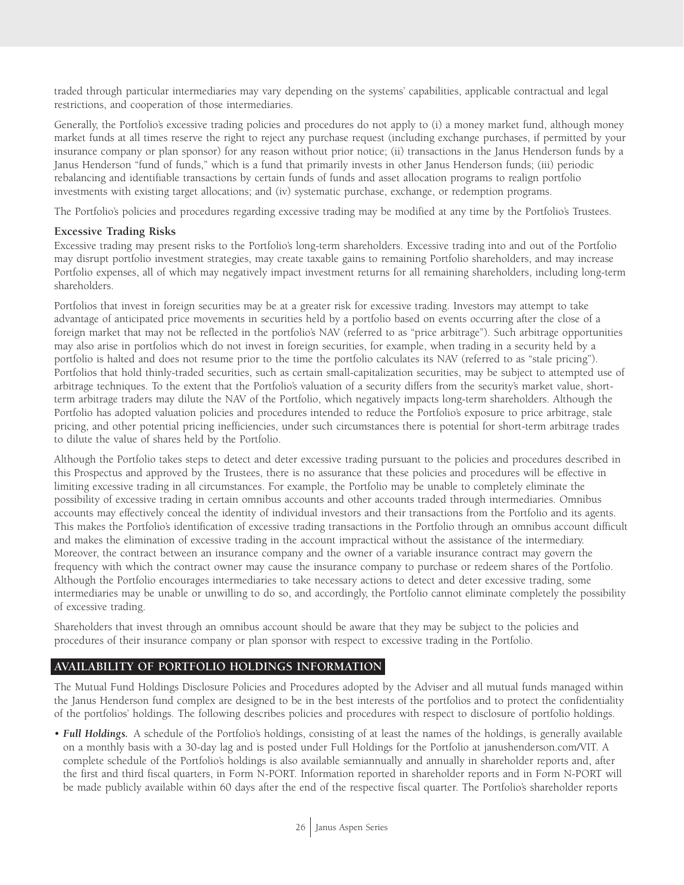traded through particular intermediaries may vary depending on the systems' capabilities, applicable contractual and legal restrictions, and cooperation of those intermediaries.

Generally, the Portfolio's excessive trading policies and procedures do not apply to (i) a money market fund, although money market funds at all times reserve the right to reject any purchase request (including exchange purchases, if permitted by your insurance company or plan sponsor) for any reason without prior notice; (ii) transactions in the Janus Henderson funds by a Janus Henderson "fund of funds," which is a fund that primarily invests in other Janus Henderson funds; (iii) periodic rebalancing and identifiable transactions by certain funds of funds and asset allocation programs to realign portfolio investments with existing target allocations; and (iv) systematic purchase, exchange, or redemption programs.

The Portfolio's policies and procedures regarding excessive trading may be modified at any time by the Portfolio's Trustees.

**Excessive Trading Risks**

Excessive trading may present risks to the Portfolio's long-term shareholders. Excessive trading into and out of the Portfolio may disrupt portfolio investment strategies, may create taxable gains to remaining Portfolio shareholders, and may increase Portfolio expenses, all of which may negatively impact investment returns for all remaining shareholders, including long-term shareholders.

Portfolios that invest in foreign securities may be at a greater risk for excessive trading. Investors may attempt to take advantage of anticipated price movements in securities held by a portfolio based on events occurring after the close of a foreign market that may not be reflected in the portfolio's NAV (referred to as "price arbitrage"). Such arbitrage opportunities may also arise in portfolios which do not invest in foreign securities, for example, when trading in a security held by a portfolio is halted and does not resume prior to the time the portfolio calculates its NAV (referred to as "stale pricing"). Portfolios that hold thinly-traded securities, such as certain small-capitalization securities, may be subject to attempted use of arbitrage techniques. To the extent that the Portfolio's valuation of a security differs from the security's market value, short-term arbitrage traders may dilute the NAV of the Portfolio, which negatively impacts long-term shareholders. Although the Portfolio has adopted valuation policies and procedures intended to reduce the Portfolio's exposure to price arbitrage, stale pricing, and other potential pricing inefficiencies, under such circumstances there is potential for short-term arbitrage trades to dilute the value of shares held by the Portfolio.

Although the Portfolio takes steps to detect and deter excessive trading pursuant to the policies and procedures described in this Prospectus and approved by the Trustees, there is no assurance that these policies and procedures will be effective in limiting excessive trading in all circumstances. For example, the Portfolio may be unable to completely eliminate the possibility of excessive trading in certain omnibus accounts and other accounts traded through intermediaries. Omnibus accounts may effectively conceal the identity of individual investors and their transactions from the Portfolio and its agents. This makes the Portfolio's identification of excessive trading transactions in the Portfolio through an omnibus account difficult and makes the elimination of excessive trading in the account impractical without the assistance of the intermediary. Moreover, the contract between an insurance company and the owner of a variable insurance contract may govern the frequency with which the contract owner may cause the insurance company to purchase or redeem shares of the Portfolio. Although the Portfolio encourages intermediaries to take necessary actions to detect and deter excessive trading, some intermediaries may be unable or unwilling to do so, and accordingly, the Portfolio cannot eliminate completely the possibility of excessive trading.

Shareholders that invest through an omnibus account should be aware that they may be subject to the policies and procedures of their insurance company or plan sponsor with respect to excessive trading in the Portfolio.

## AVAILABILITY OF PORTFOLIO HOLDINGS INFORMATION

The Mutual Fund Holdings Disclosure Policies and Procedures adopted by the Adviser and all mutual funds managed within the Janus Henderson fund complex are designed to be in the best interests of the portfolios and to protect the confidentiality of the portfolios' holdings. The following describes policies and procedures with respect to disclosure of portfolio holdings.

- ***Full Holdings.*** A schedule of the Portfolio's holdings, consisting of at least the names of the holdings, is generally available on a monthly basis with a 30-day lag and is posted under Full Holdings for the Portfolio at janushenderson.com/VIT. A complete schedule of the Portfolio's holdings is also available semiannually and annually in shareholder reports and, after the first and third fiscal quarters, in Form N-PORT. Information reported in shareholder reports and in Form N-PORT will be made publicly available within 60 days after the end of the respective fiscal quarter. The Portfolio's shareholder reports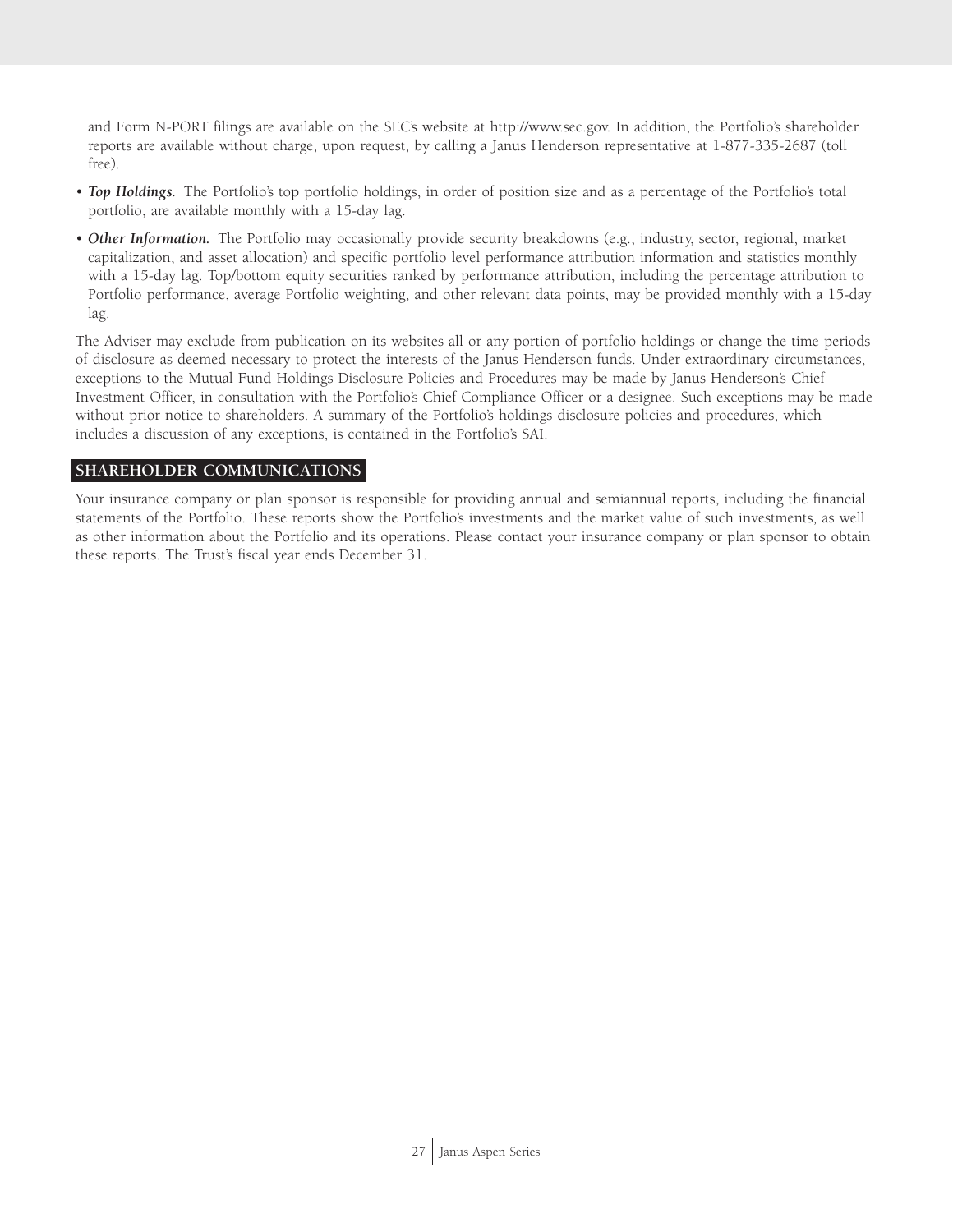and Form N-PORT filings are available on the SEC's website at http://www.sec.gov. In addition, the Portfolio's shareholder reports are available without charge, upon request, by calling a Janus Henderson representative at 1-877-335-2687 (toll free).

- ***Top Holdings.*** The Portfolio's top portfolio holdings, in order of position size and as a percentage of the Portfolio's total portfolio, are available monthly with a 15-day lag.
- ***Other Information.*** The Portfolio may occasionally provide security breakdowns (e.g., industry, sector, regional, market capitalization, and asset allocation) and specific portfolio level performance attribution information and statistics monthly with a 15-day lag. Top/bottom equity securities ranked by performance attribution, including the percentage attribution to Portfolio performance, average Portfolio weighting, and other relevant data points, may be provided monthly with a 15-day lag.

The Adviser may exclude from publication on its websites all or any portion of portfolio holdings or change the time periods of disclosure as deemed necessary to protect the interests of the Janus Henderson funds. Under extraordinary circumstances, exceptions to the Mutual Fund Holdings Disclosure Policies and Procedures may be made by Janus Henderson's Chief Investment Officer, in consultation with the Portfolio's Chief Compliance Officer or a designee. Such exceptions may be made without prior notice to shareholders. A summary of the Portfolio's holdings disclosure policies and procedures, which includes a discussion of any exceptions, is contained in the Portfolio's SAI.

## SHAREHOLDER COMMUNICATIONS

Your insurance company or plan sponsor is responsible for providing annual and semiannual reports, including the financial statements of the Portfolio. These reports show the Portfolio's investments and the market value of such investments, as well as other information about the Portfolio and its operations. Please contact your insurance company or plan sponsor to obtain these reports. The Trust's fiscal year ends December 31.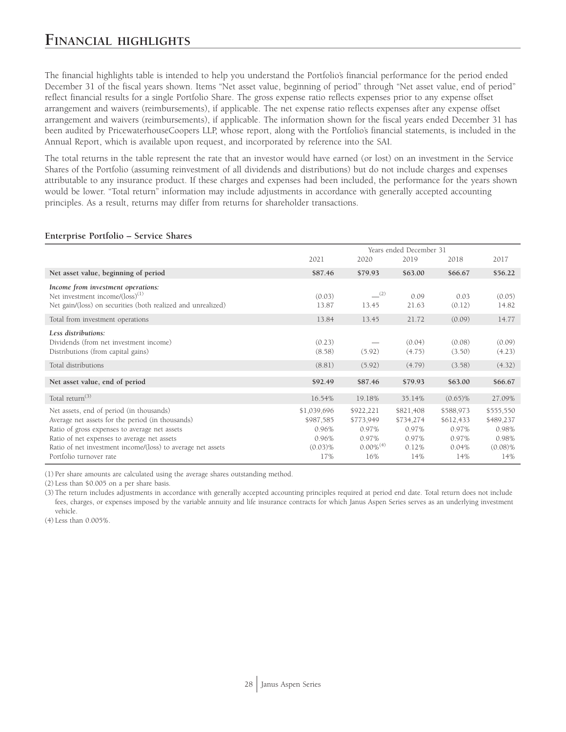# Financial highlights

The financial highlights table is intended to help you understand the Portfolio's financial performance for the period ended December 31 of the fiscal years shown. Items "Net asset value, beginning of period" through "Net asset value, end of period" reflect financial results for a single Portfolio Share. The gross expense ratio reflects expenses prior to any expense offset arrangement and waivers (reimbursements), if applicable. The net expense ratio reflects expenses after any expense offset arrangement and waivers (reimbursements), if applicable. The information shown for the fiscal years ended December 31 has been audited by PricewaterhouseCoopers LLP, whose report, along with the Portfolio's financial statements, is included in the Annual Report, which is available upon request, and incorporated by reference into the SAI.

The total returns in the table represent the rate that an investor would have earned (or lost) on an investment in the Service Shares of the Portfolio (assuming reinvestment of all dividends and distributions) but do not include charges and expenses attributable to any insurance product. If these charges and expenses had been included, the performance for the years shown would be lower. "Total return" information may include adjustments in accordance with generally accepted accounting principles. As a result, returns may differ from returns for shareholder transactions.

**Enterprise Portfolio – Service Shares**

| | Years ended December 31 | | | | |
|---|---|---|---|---|---|
| | 2021 | 2020 | 2019 | 2018 | 2017 |
| **Net asset value, beginning of period** | **\$87.46** | **\$79.93** | **\$63.00** | **\$66.67** | **\$56.22** |
| ***Income from investment operations:*** | | | | | |
| Net investment income/(loss)[1] | (0.03) | —[2] | 0.09 | 0.03 | (0.05) |
| Net gain/(loss) on securities (both realized and unrealized) | 13.87 | 13.45 | 21.63 | (0.12) | 14.82 |
| Total from investment operations | 13.84 | 13.45 | 21.72 | (0.09) | 14.77 |
| ***Less distributions:*** | | | | | |
| Dividends (from net investment income) | (0.23) | — | (0.04) | (0.08) | (0.09) |
| Distributions (from capital gains) | (8.58) | (5.92) | (4.75) | (3.50) | (4.23) |
| Total distributions | (8.81) | (5.92) | (4.79) | (3.58) | (4.32) |
| **Net asset value, end of period** | **\$92.49** | **\$87.46** | **\$79.93** | **\$63.00** | **\$66.67** |
| Total return[3] | 16.54% | 19.18% | 35.14% | (0.65)% | 27.09% |
| Net assets, end of period (in thousands) | \$1,039,696 | \$922,221 | \$821,408 | \$588,973 | \$555,550 |
| Average net assets for the period (in thousands) | \$987,585 | \$773,949 | \$734,274 | \$612,433 | \$489,237 |
| Ratio of gross expenses to average net assets | 0.96% | 0.97% | 0.97% | 0.97% | 0.98% |
| Ratio of net expenses to average net assets | 0.96% | 0.97% | 0.97% | 0.97% | 0.98% |
| Ratio of net investment income/(loss) to average net assets | (0.03)% | 0.00%[4] | 0.12% | 0.04% | (0.08)% |
| Portfolio turnover rate | 17% | 16% | 14% | 14% | 14% |

(1) Per share amounts are calculated using the average shares outstanding method.

(2) Less than \$0.005 on a per share basis.

(3) The return includes adjustments in accordance with generally accepted accounting principles required at period end date. Total return does not include fees, charges, or expenses imposed by the variable annuity and life insurance contracts for which Janus Aspen Series serves as an underlying investment vehicle.

(4) Less than 0.005%.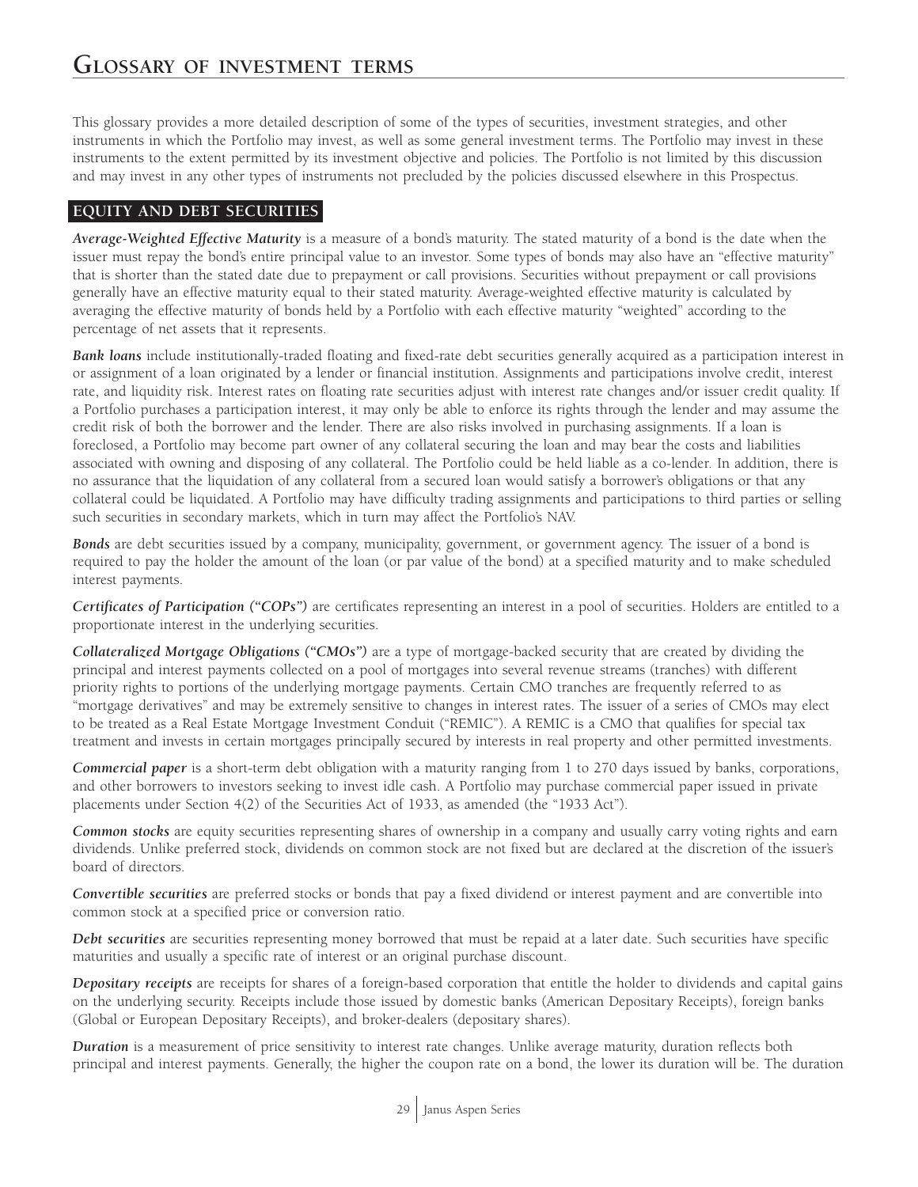# Glossary of investment terms

This glossary provides a more detailed description of some of the types of securities, investment strategies, and other instruments in which the Portfolio may invest, as well as some general investment terms. The Portfolio may invest in these instruments to the extent permitted by its investment objective and policies. The Portfolio is not limited by this discussion and may invest in any other types of instruments not precluded by the policies discussed elsewhere in this Prospectus.

## EQUITY AND DEBT SECURITIES

***Average-Weighted Effective Maturity*** is a measure of a bond's maturity. The stated maturity of a bond is the date when the issuer must repay the bond's entire principal value to an investor. Some types of bonds may also have an "effective maturity" that is shorter than the stated date due to prepayment or call provisions. Securities without prepayment or call provisions generally have an effective maturity equal to their stated maturity. Average-weighted effective maturity is calculated by averaging the effective maturity of bonds held by a Portfolio with each effective maturity "weighted" according to the percentage of net assets that it represents.

***Bank loans*** include institutionally-traded floating and fixed-rate debt securities generally acquired as a participation interest in or assignment of a loan originated by a lender or financial institution. Assignments and participations involve credit, interest rate, and liquidity risk. Interest rates on floating rate securities adjust with interest rate changes and/or issuer credit quality. If a Portfolio purchases a participation interest, it may only be able to enforce its rights through the lender and may assume the credit risk of both the borrower and the lender. There are also risks involved in purchasing assignments. If a loan is foreclosed, a Portfolio may become part owner of any collateral securing the loan and may bear the costs and liabilities associated with owning and disposing of any collateral. The Portfolio could be held liable as a co-lender. In addition, there is no assurance that the liquidation of any collateral from a secured loan would satisfy a borrower's obligations or that any collateral could be liquidated. A Portfolio may have difficulty trading assignments and participations to third parties or selling such securities in secondary markets, which in turn may affect the Portfolio's NAV.

***Bonds*** are debt securities issued by a company, municipality, government, or government agency. The issuer of a bond is required to pay the holder the amount of the loan (or par value of the bond) at a specified maturity and to make scheduled interest payments.

***Certificates of Participation ("COPs")*** are certificates representing an interest in a pool of securities. Holders are entitled to a proportionate interest in the underlying securities.

***Collateralized Mortgage Obligations ("CMOs")*** are a type of mortgage-backed security that are created by dividing the principal and interest payments collected on a pool of mortgages into several revenue streams (tranches) with different priority rights to portions of the underlying mortgage payments. Certain CMO tranches are frequently referred to as "mortgage derivatives" and may be extremely sensitive to changes in interest rates. The issuer of a series of CMOs may elect to be treated as a Real Estate Mortgage Investment Conduit ("REMIC"). A REMIC is a CMO that qualifies for special tax treatment and invests in certain mortgages principally secured by interests in real property and other permitted investments.

***Commercial paper*** is a short-term debt obligation with a maturity ranging from 1 to 270 days issued by banks, corporations, and other borrowers to investors seeking to invest idle cash. A Portfolio may purchase commercial paper issued in private placements under Section 4(2) of the Securities Act of 1933, as amended (the "1933 Act").

***Common stocks*** are equity securities representing shares of ownership in a company and usually carry voting rights and earn dividends. Unlike preferred stock, dividends on common stock are not fixed but are declared at the discretion of the issuer's board of directors.

***Convertible securities*** are preferred stocks or bonds that pay a fixed dividend or interest payment and are convertible into common stock at a specified price or conversion ratio.

***Debt securities*** are securities representing money borrowed that must be repaid at a later date. Such securities have specific maturities and usually a specific rate of interest or an original purchase discount.

***Depositary receipts*** are receipts for shares of a foreign-based corporation that entitle the holder to dividends and capital gains on the underlying security. Receipts include those issued by domestic banks (American Depositary Receipts), foreign banks (Global or European Depositary Receipts), and broker-dealers (depositary shares).

***Duration*** is a measurement of price sensitivity to interest rate changes. Unlike average maturity, duration reflects both principal and interest payments. Generally, the higher the coupon rate on a bond, the lower its duration will be. The duration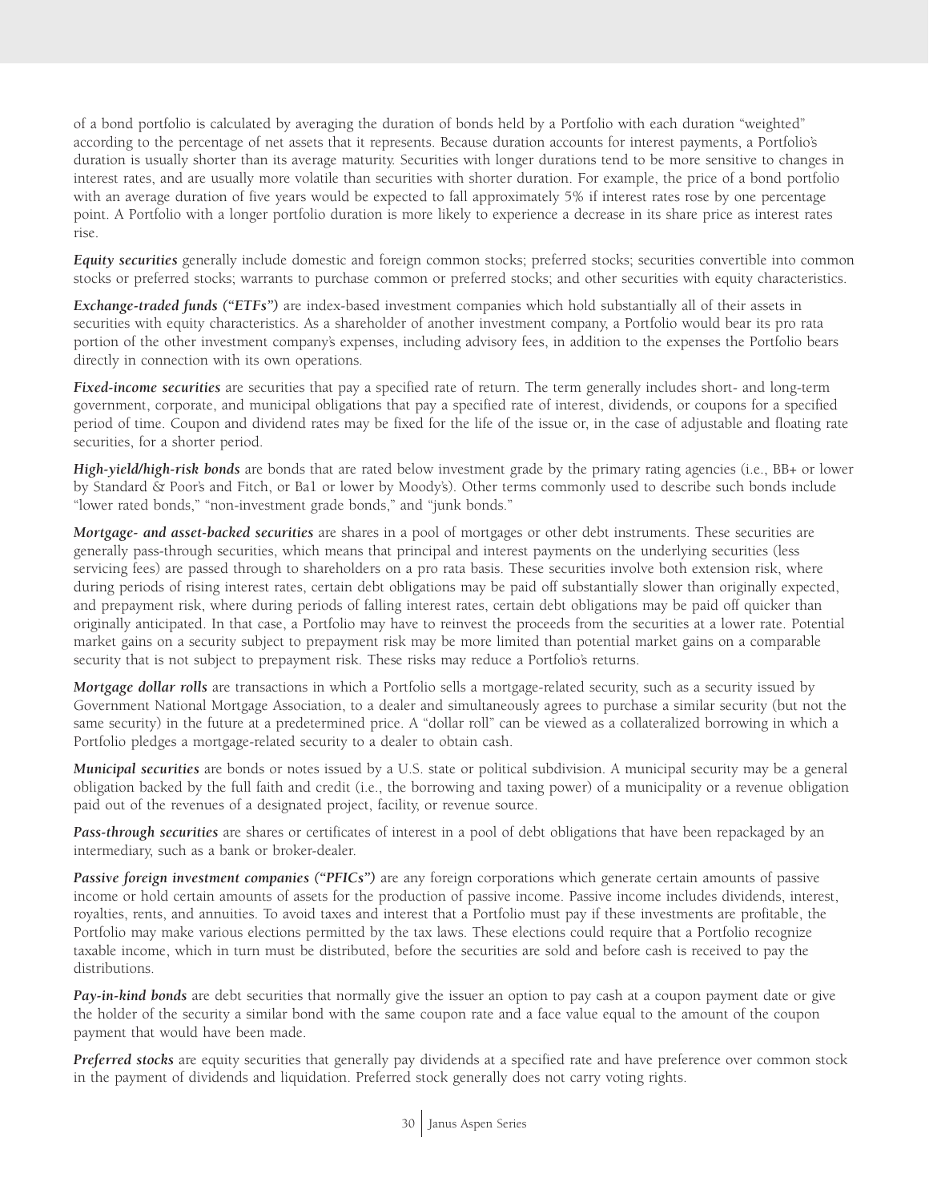of a bond portfolio is calculated by averaging the duration of bonds held by a Portfolio with each duration "weighted" according to the percentage of net assets that it represents. Because duration accounts for interest payments, a Portfolio's duration is usually shorter than its average maturity. Securities with longer durations tend to be more sensitive to changes in interest rates, and are usually more volatile than securities with shorter duration. For example, the price of a bond portfolio with an average duration of five years would be expected to fall approximately 5% if interest rates rose by one percentage point. A Portfolio with a longer portfolio duration is more likely to experience a decrease in its share price as interest rates rise.

***Equity securities*** generally include domestic and foreign common stocks; preferred stocks; securities convertible into common stocks or preferred stocks; warrants to purchase common or preferred stocks; and other securities with equity characteristics.

***Exchange-traded funds ("ETFs")*** are index-based investment companies which hold substantially all of their assets in securities with equity characteristics. As a shareholder of another investment company, a Portfolio would bear its pro rata portion of the other investment company's expenses, including advisory fees, in addition to the expenses the Portfolio bears directly in connection with its own operations.

***Fixed-income securities*** are securities that pay a specified rate of return. The term generally includes short- and long-term government, corporate, and municipal obligations that pay a specified rate of interest, dividends, or coupons for a specified period of time. Coupon and dividend rates may be fixed for the life of the issue or, in the case of adjustable and floating rate securities, for a shorter period.

***High-yield/high-risk bonds*** are bonds that are rated below investment grade by the primary rating agencies (i.e., BB+ or lower by Standard & Poor's and Fitch, or Ba1 or lower by Moody's). Other terms commonly used to describe such bonds include "lower rated bonds," "non-investment grade bonds," and "junk bonds."

***Mortgage- and asset-backed securities*** are shares in a pool of mortgages or other debt instruments. These securities are generally pass-through securities, which means that principal and interest payments on the underlying securities (less servicing fees) are passed through to shareholders on a pro rata basis. These securities involve both extension risk, where during periods of rising interest rates, certain debt obligations may be paid off substantially slower than originally expected, and prepayment risk, where during periods of falling interest rates, certain debt obligations may be paid off quicker than originally anticipated. In that case, a Portfolio may have to reinvest the proceeds from the securities at a lower rate. Potential market gains on a security subject to prepayment risk may be more limited than potential market gains on a comparable security that is not subject to prepayment risk. These risks may reduce a Portfolio's returns.

***Mortgage dollar rolls*** are transactions in which a Portfolio sells a mortgage-related security, such as a security issued by Government National Mortgage Association, to a dealer and simultaneously agrees to purchase a similar security (but not the same security) in the future at a predetermined price. A "dollar roll" can be viewed as a collateralized borrowing in which a Portfolio pledges a mortgage-related security to a dealer to obtain cash.

***Municipal securities*** are bonds or notes issued by a U.S. state or political subdivision. A municipal security may be a general obligation backed by the full faith and credit (i.e., the borrowing and taxing power) of a municipality or a revenue obligation paid out of the revenues of a designated project, facility, or revenue source.

***Pass-through securities*** are shares or certificates of interest in a pool of debt obligations that have been repackaged by an intermediary, such as a bank or broker-dealer.

***Passive foreign investment companies ("PFICs")*** are any foreign corporations which generate certain amounts of passive income or hold certain amounts of assets for the production of passive income. Passive income includes dividends, interest, royalties, rents, and annuities. To avoid taxes and interest that a Portfolio must pay if these investments are profitable, the Portfolio may make various elections permitted by the tax laws. These elections could require that a Portfolio recognize taxable income, which in turn must be distributed, before the securities are sold and before cash is received to pay the distributions.

***Pay-in-kind bonds*** are debt securities that normally give the issuer an option to pay cash at a coupon payment date or give the holder of the security a similar bond with the same coupon rate and a face value equal to the amount of the coupon payment that would have been made.

***Preferred stocks*** are equity securities that generally pay dividends at a specified rate and have preference over common stock in the payment of dividends and liquidation. Preferred stock generally does not carry voting rights.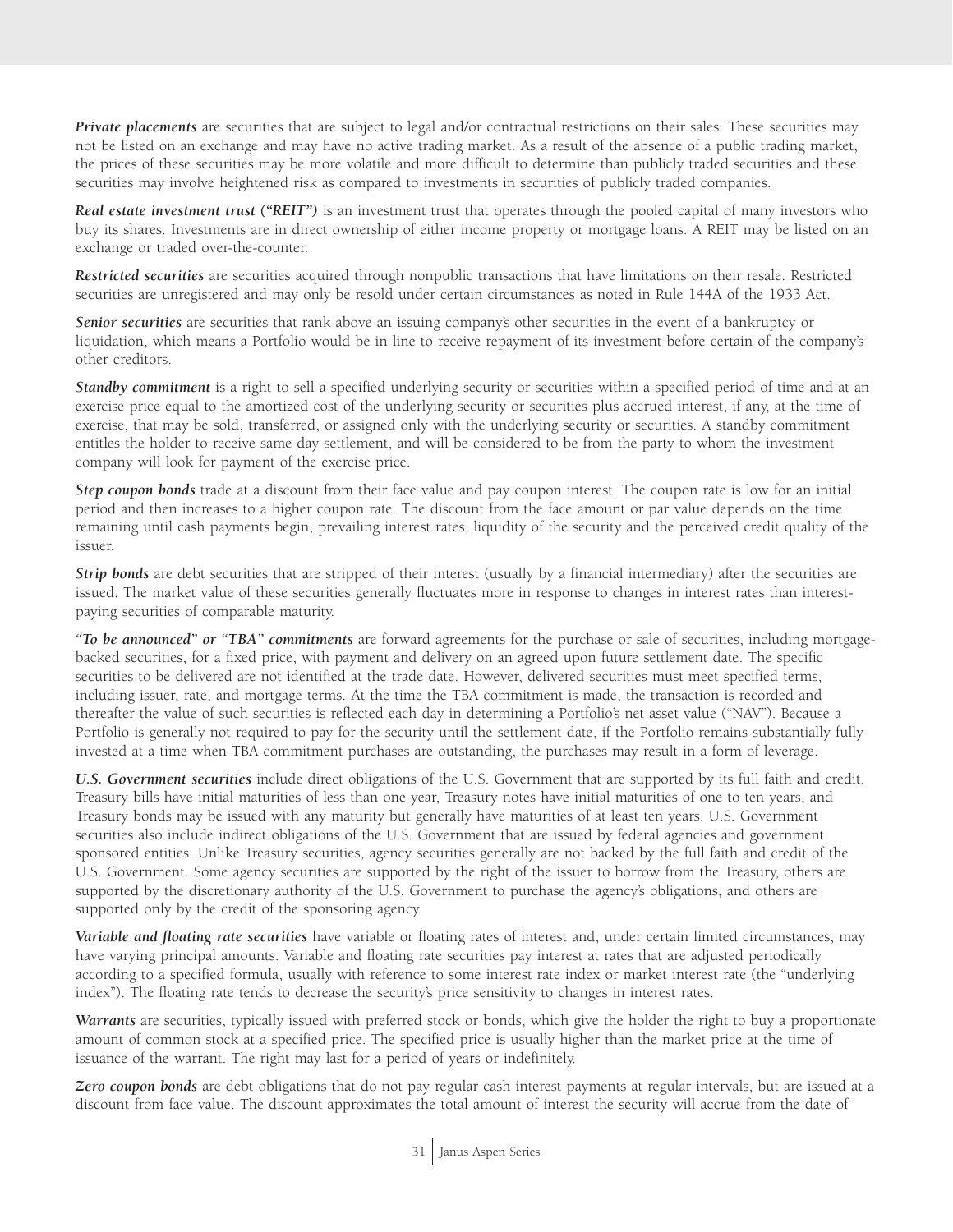***Private placements*** are securities that are subject to legal and/or contractual restrictions on their sales. These securities may not be listed on an exchange and may have no active trading market. As a result of the absence of a public trading market, the prices of these securities may be more volatile and more difficult to determine than publicly traded securities and these securities may involve heightened risk as compared to investments in securities of publicly traded companies.

***Real estate investment trust ("REIT")*** is an investment trust that operates through the pooled capital of many investors who buy its shares. Investments are in direct ownership of either income property or mortgage loans. A REIT may be listed on an exchange or traded over-the-counter.

***Restricted securities*** are securities acquired through nonpublic transactions that have limitations on their resale. Restricted securities are unregistered and may only be resold under certain circumstances as noted in Rule 144A of the 1933 Act.

***Senior securities*** are securities that rank above an issuing company's other securities in the event of a bankruptcy or liquidation, which means a Portfolio would be in line to receive repayment of its investment before certain of the company's other creditors.

***Standby commitment*** is a right to sell a specified underlying security or securities within a specified period of time and at an exercise price equal to the amortized cost of the underlying security or securities plus accrued interest, if any, at the time of exercise, that may be sold, transferred, or assigned only with the underlying security or securities. A standby commitment entitles the holder to receive same day settlement, and will be considered to be from the party to whom the investment company will look for payment of the exercise price.

***Step coupon bonds*** trade at a discount from their face value and pay coupon interest. The coupon rate is low for an initial period and then increases to a higher coupon rate. The discount from the face amount or par value depends on the time remaining until cash payments begin, prevailing interest rates, liquidity of the security and the perceived credit quality of the issuer.

***Strip bonds*** are debt securities that are stripped of their interest (usually by a financial intermediary) after the securities are issued. The market value of these securities generally fluctuates more in response to changes in interest rates than interest-paying securities of comparable maturity.

***"To be announced" or "TBA" commitments*** are forward agreements for the purchase or sale of securities, including mortgage-backed securities, for a fixed price, with payment and delivery on an agreed upon future settlement date. The specific securities to be delivered are not identified at the trade date. However, delivered securities must meet specified terms, including issuer, rate, and mortgage terms. At the time the TBA commitment is made, the transaction is recorded and thereafter the value of such securities is reflected each day in determining a Portfolio's net asset value ("NAV"). Because a Portfolio is generally not required to pay for the security until the settlement date, if the Portfolio remains substantially fully invested at a time when TBA commitment purchases are outstanding, the purchases may result in a form of leverage.

***U.S. Government securities*** include direct obligations of the U.S. Government that are supported by its full faith and credit. Treasury bills have initial maturities of less than one year, Treasury notes have initial maturities of one to ten years, and Treasury bonds may be issued with any maturity but generally have maturities of at least ten years. U.S. Government securities also include indirect obligations of the U.S. Government that are issued by federal agencies and government sponsored entities. Unlike Treasury securities, agency securities generally are not backed by the full faith and credit of the U.S. Government. Some agency securities are supported by the right of the issuer to borrow from the Treasury, others are supported by the discretionary authority of the U.S. Government to purchase the agency's obligations, and others are supported only by the credit of the sponsoring agency.

***Variable and floating rate securities*** have variable or floating rates of interest and, under certain limited circumstances, may have varying principal amounts. Variable and floating rate securities pay interest at rates that are adjusted periodically according to a specified formula, usually with reference to some interest rate index or market interest rate (the "underlying index"). The floating rate tends to decrease the security's price sensitivity to changes in interest rates.

***Warrants*** are securities, typically issued with preferred stock or bonds, which give the holder the right to buy a proportionate amount of common stock at a specified price. The specified price is usually higher than the market price at the time of issuance of the warrant. The right may last for a period of years or indefinitely.

***Zero coupon bonds*** are debt obligations that do not pay regular cash interest payments at regular intervals, but are issued at a discount from face value. The discount approximates the total amount of interest the security will accrue from the date of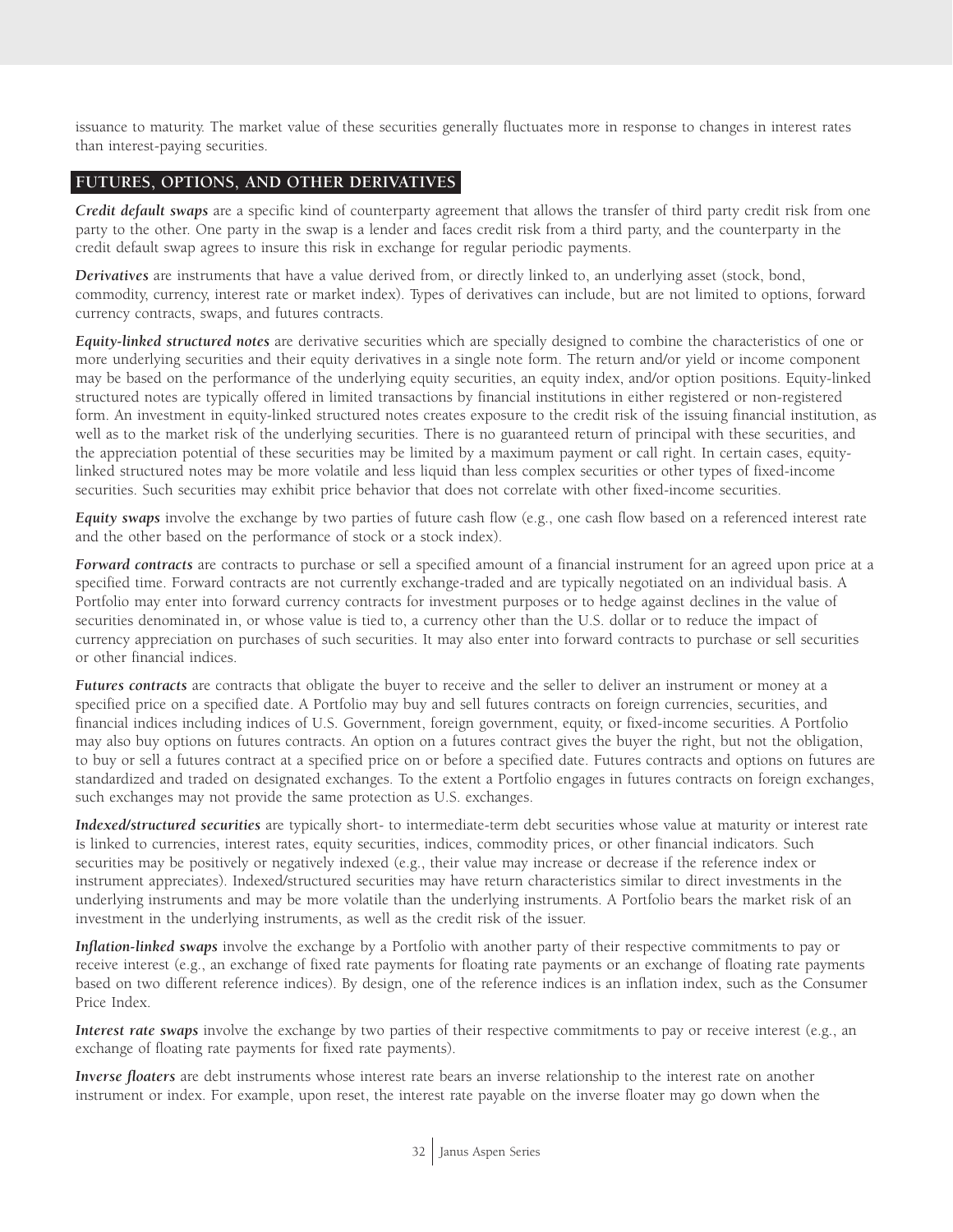issuance to maturity. The market value of these securities generally fluctuates more in response to changes in interest rates than interest-paying securities.

## FUTURES, OPTIONS, AND OTHER DERIVATIVES

***Credit default swaps*** are a specific kind of counterparty agreement that allows the transfer of third party credit risk from one party to the other. One party in the swap is a lender and faces credit risk from a third party, and the counterparty in the credit default swap agrees to insure this risk in exchange for regular periodic payments.

***Derivatives*** are instruments that have a value derived from, or directly linked to, an underlying asset (stock, bond, commodity, currency, interest rate or market index). Types of derivatives can include, but are not limited to options, forward currency contracts, swaps, and futures contracts.

***Equity-linked structured notes*** are derivative securities which are specially designed to combine the characteristics of one or more underlying securities and their equity derivatives in a single note form. The return and/or yield or income component may be based on the performance of the underlying equity securities, an equity index, and/or option positions. Equity-linked structured notes are typically offered in limited transactions by financial institutions in either registered or non-registered form. An investment in equity-linked structured notes creates exposure to the credit risk of the issuing financial institution, as well as to the market risk of the underlying securities. There is no guaranteed return of principal with these securities, and the appreciation potential of these securities may be limited by a maximum payment or call right. In certain cases, equity-linked structured notes may be more volatile and less liquid than less complex securities or other types of fixed-income securities. Such securities may exhibit price behavior that does not correlate with other fixed-income securities.

***Equity swaps*** involve the exchange by two parties of future cash flow (e.g., one cash flow based on a referenced interest rate and the other based on the performance of stock or a stock index).

***Forward contracts*** are contracts to purchase or sell a specified amount of a financial instrument for an agreed upon price at a specified time. Forward contracts are not currently exchange-traded and are typically negotiated on an individual basis. A Portfolio may enter into forward currency contracts for investment purposes or to hedge against declines in the value of securities denominated in, or whose value is tied to, a currency other than the U.S. dollar or to reduce the impact of currency appreciation on purchases of such securities. It may also enter into forward contracts to purchase or sell securities or other financial indices.

***Futures contracts*** are contracts that obligate the buyer to receive and the seller to deliver an instrument or money at a specified price on a specified date. A Portfolio may buy and sell futures contracts on foreign currencies, securities, and financial indices including indices of U.S. Government, foreign government, equity, or fixed-income securities. A Portfolio may also buy options on futures contracts. An option on a futures contract gives the buyer the right, but not the obligation, to buy or sell a futures contract at a specified price on or before a specified date. Futures contracts and options on futures are standardized and traded on designated exchanges. To the extent a Portfolio engages in futures contracts on foreign exchanges, such exchanges may not provide the same protection as U.S. exchanges.

***Indexed/structured securities*** are typically short- to intermediate-term debt securities whose value at maturity or interest rate is linked to currencies, interest rates, equity securities, indices, commodity prices, or other financial indicators. Such securities may be positively or negatively indexed (e.g., their value may increase or decrease if the reference index or instrument appreciates). Indexed/structured securities may have return characteristics similar to direct investments in the underlying instruments and may be more volatile than the underlying instruments. A Portfolio bears the market risk of an investment in the underlying instruments, as well as the credit risk of the issuer.

***Inflation-linked swaps*** involve the exchange by a Portfolio with another party of their respective commitments to pay or receive interest (e.g., an exchange of fixed rate payments for floating rate payments or an exchange of floating rate payments based on two different reference indices). By design, one of the reference indices is an inflation index, such as the Consumer Price Index.

***Interest rate swaps*** involve the exchange by two parties of their respective commitments to pay or receive interest (e.g., an exchange of floating rate payments for fixed rate payments).

***Inverse floaters*** are debt instruments whose interest rate bears an inverse relationship to the interest rate on another instrument or index. For example, upon reset, the interest rate payable on the inverse floater may go down when the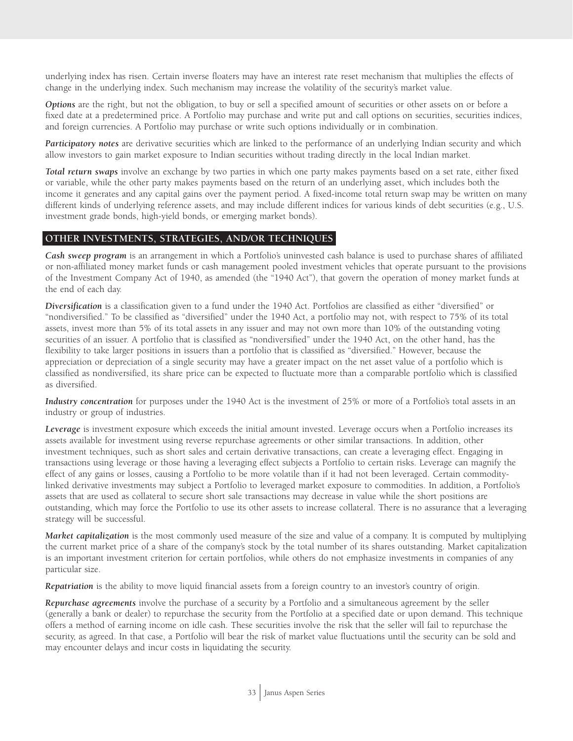underlying index has risen. Certain inverse floaters may have an interest rate reset mechanism that multiplies the effects of change in the underlying index. Such mechanism may increase the volatility of the security's market value.

***Options*** are the right, but not the obligation, to buy or sell a specified amount of securities or other assets on or before a fixed date at a predetermined price. A Portfolio may purchase and write put and call options on securities, securities indices, and foreign currencies. A Portfolio may purchase or write such options individually or in combination.

***Participatory notes*** are derivative securities which are linked to the performance of an underlying Indian security and which allow investors to gain market exposure to Indian securities without trading directly in the local Indian market.

***Total return swaps*** involve an exchange by two parties in which one party makes payments based on a set rate, either fixed or variable, while the other party makes payments based on the return of an underlying asset, which includes both the income it generates and any capital gains over the payment period. A fixed-income total return swap may be written on many different kinds of underlying reference assets, and may include different indices for various kinds of debt securities (e.g., U.S. investment grade bonds, high-yield bonds, or emerging market bonds).

## OTHER INVESTMENTS, STRATEGIES, AND/OR TECHNIQUES

***Cash sweep program*** is an arrangement in which a Portfolio's uninvested cash balance is used to purchase shares of affiliated or non-affiliated money market funds or cash management pooled investment vehicles that operate pursuant to the provisions of the Investment Company Act of 1940, as amended (the "1940 Act"), that govern the operation of money market funds at the end of each day.

***Diversification*** is a classification given to a fund under the 1940 Act. Portfolios are classified as either "diversified" or "nondiversified." To be classified as "diversified" under the 1940 Act, a portfolio may not, with respect to 75% of its total assets, invest more than 5% of its total assets in any issuer and may not own more than 10% of the outstanding voting securities of an issuer. A portfolio that is classified as "nondiversified" under the 1940 Act, on the other hand, has the flexibility to take larger positions in issuers than a portfolio that is classified as "diversified." However, because the appreciation or depreciation of a single security may have a greater impact on the net asset value of a portfolio which is classified as nondiversified, its share price can be expected to fluctuate more than a comparable portfolio which is classified as diversified.

***Industry concentration*** for purposes under the 1940 Act is the investment of 25% or more of a Portfolio's total assets in an industry or group of industries.

***Leverage*** is investment exposure which exceeds the initial amount invested. Leverage occurs when a Portfolio increases its assets available for investment using reverse repurchase agreements or other similar transactions. In addition, other investment techniques, such as short sales and certain derivative transactions, can create a leveraging effect. Engaging in transactions using leverage or those having a leveraging effect subjects a Portfolio to certain risks. Leverage can magnify the effect of any gains or losses, causing a Portfolio to be more volatile than if it had not been leveraged. Certain commodity-linked derivative investments may subject a Portfolio to leveraged market exposure to commodities. In addition, a Portfolio's assets that are used as collateral to secure short sale transactions may decrease in value while the short positions are outstanding, which may force the Portfolio to use its other assets to increase collateral. There is no assurance that a leveraging strategy will be successful.

***Market capitalization*** is the most commonly used measure of the size and value of a company. It is computed by multiplying the current market price of a share of the company's stock by the total number of its shares outstanding. Market capitalization is an important investment criterion for certain portfolios, while others do not emphasize investments in companies of any particular size.

***Repatriation*** is the ability to move liquid financial assets from a foreign country to an investor's country of origin.

***Repurchase agreements*** involve the purchase of a security by a Portfolio and a simultaneous agreement by the seller (generally a bank or dealer) to repurchase the security from the Portfolio at a specified date or upon demand. This technique offers a method of earning income on idle cash. These securities involve the risk that the seller will fail to repurchase the security, as agreed. In that case, a Portfolio will bear the risk of market value fluctuations until the security can be sold and may encounter delays and incur costs in liquidating the security.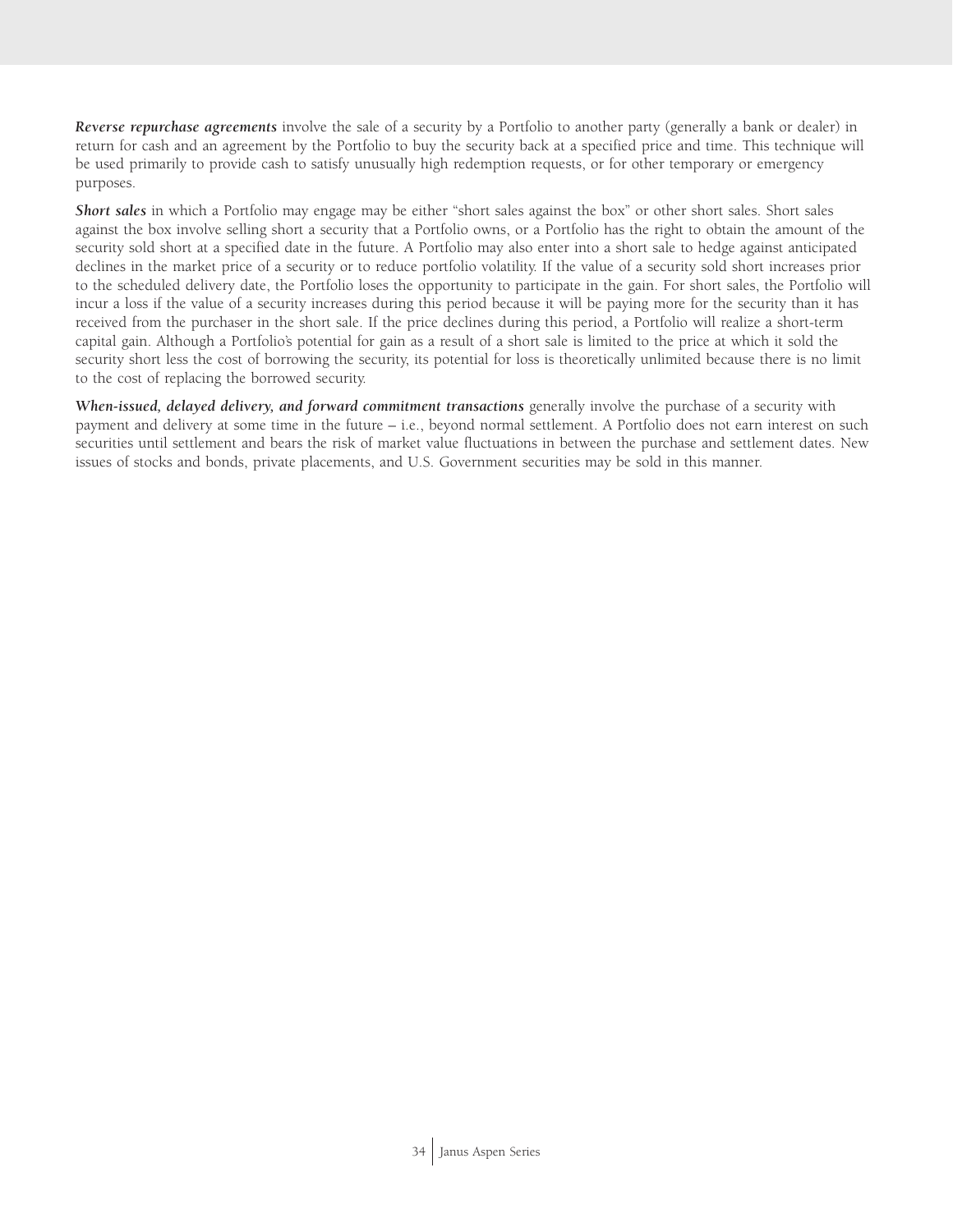***Reverse repurchase agreements*** involve the sale of a security by a Portfolio to another party (generally a bank or dealer) in return for cash and an agreement by the Portfolio to buy the security back at a specified price and time. This technique will be used primarily to provide cash to satisfy unusually high redemption requests, or for other temporary or emergency purposes.

***Short sales*** in which a Portfolio may engage may be either "short sales against the box" or other short sales. Short sales against the box involve selling short a security that a Portfolio owns, or a Portfolio has the right to obtain the amount of the security sold short at a specified date in the future. A Portfolio may also enter into a short sale to hedge against anticipated declines in the market price of a security or to reduce portfolio volatility. If the value of a security sold short increases prior to the scheduled delivery date, the Portfolio loses the opportunity to participate in the gain. For short sales, the Portfolio will incur a loss if the value of a security increases during this period because it will be paying more for the security than it has received from the purchaser in the short sale. If the price declines during this period, a Portfolio will realize a short-term capital gain. Although a Portfolio's potential for gain as a result of a short sale is limited to the price at which it sold the security short less the cost of borrowing the security, its potential for loss is theoretically unlimited because there is no limit to the cost of replacing the borrowed security.

***When-issued, delayed delivery, and forward commitment transactions*** generally involve the purchase of a security with payment and delivery at some time in the future – i.e., beyond normal settlement. A Portfolio does not earn interest on such securities until settlement and bears the risk of market value fluctuations in between the purchase and settlement dates. New issues of stocks and bonds, private placements, and U.S. Government securities may be sold in this manner.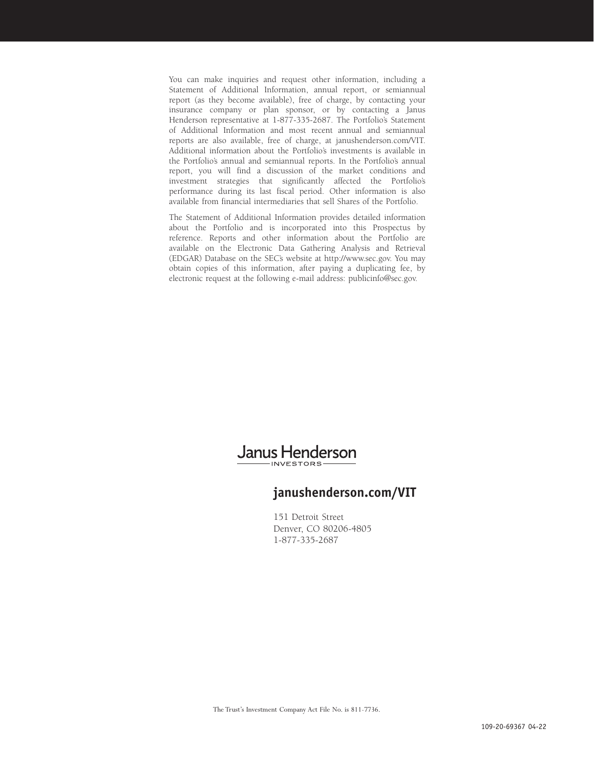You can make inquiries and request other information, including a Statement of Additional Information, annual report, or semiannual report (as they become available), free of charge, by contacting your insurance company or plan sponsor, or by contacting a Janus Henderson representative at 1-877-335-2687. The Portfolio's Statement of Additional Information and most recent annual and semiannual reports are also available, free of charge, at janushenderson.com/VIT. Additional information about the Portfolio's investments is available in the Portfolio's annual and semiannual reports. In the Portfolio's annual report, you will find a discussion of the market conditions and investment strategies that significantly affected the Portfolio's performance during its last fiscal period. Other information is also available from financial intermediaries that sell Shares of the Portfolio.

The Statement of Additional Information provides detailed information about the Portfolio and is incorporated into this Prospectus by reference. Reports and other information about the Portfolio are available on the Electronic Data Gathering Analysis and Retrieval (EDGAR) Database on the SEC's website at http://www.sec.gov. You may obtain copies of this information, after paying a duplicating fee, by electronic request at the following e-mail address: publicinfo@sec.gov.

Janus Henderson
INVESTORS

**janushenderson.com/VIT**

151 Detroit Street
Denver, CO 80206-4805
1-877-335-2687

The Trust's Investment Company Act File No. is 811-7736.

109-20-69367 04-22